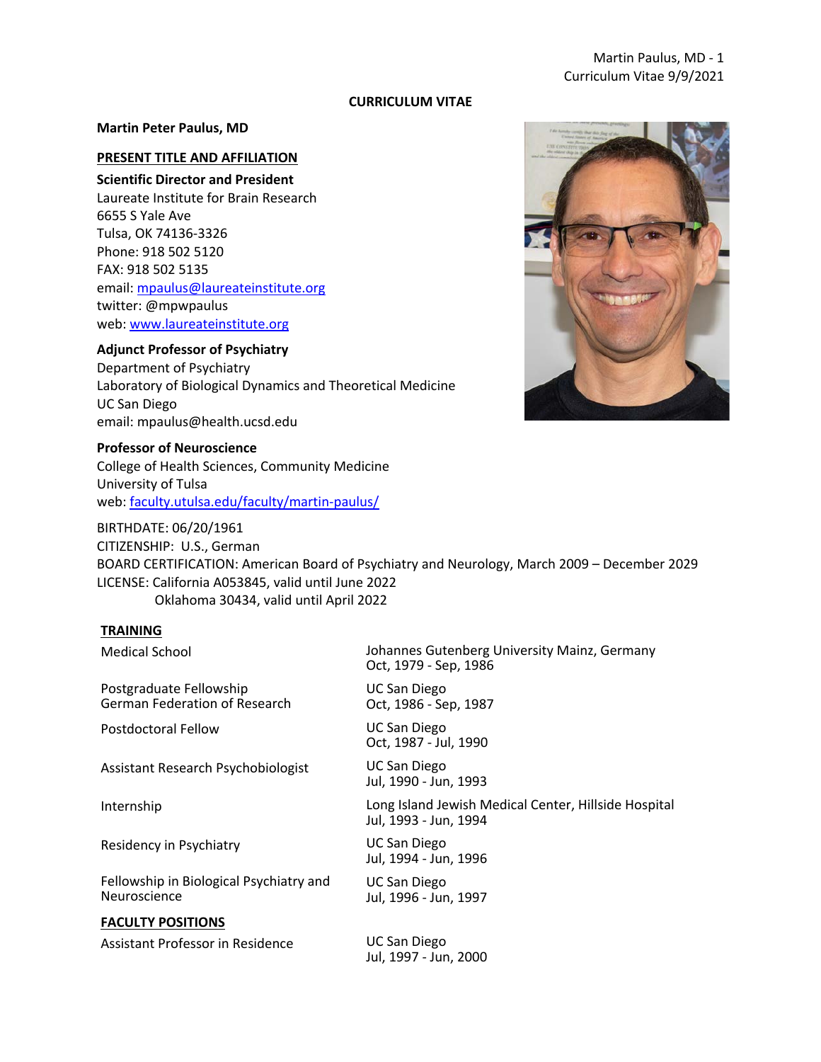# CURRICULUM VITAE

**Martin Peter Paulus, MD**

## PRESENT TITLE AND AFFILIATION

**Scientific Director and President**
Laureate Institute for Brain Research
6655 S Yale Ave
Tulsa, OK 74136-3326
Phone: 918 502 5120
FAX: 918 502 5135
email: mpaulus@laureateinstitute.org
twitter: @mpwpaulus
web: www.laureateinstitute.org

**Adjunct Professor of Psychiatry**
Department of Psychiatry
Laboratory of Biological Dynamics and Theoretical Medicine
UC San Diego
email: mpaulus@health.ucsd.edu

**Professor of Neuroscience**
College of Health Sciences, Community Medicine
University of Tulsa
web: faculty.utulsa.edu/faculty/martin-paulus/

BIRTHDATE: 06/20/1961
CITIZENSHIP: U.S., German
BOARD CERTIFICATION: American Board of Psychiatry and Neurology, March 2009 – December 2029
LICENSE: California A053845, valid until June 2022
Oklahoma 30434, valid until April 2022

## TRAINING

| | |
|---|---|
| Medical School | Johannes Gutenberg University Mainz, Germany<br>Oct, 1979 - Sep, 1986 |
| Postgraduate Fellowship<br>German Federation of Research | UC San Diego<br>Oct, 1986 - Sep, 1987 |
| Postdoctoral Fellow | UC San Diego<br>Oct, 1987 - Jul, 1990 |
| Assistant Research Psychobiologist | UC San Diego<br>Jul, 1990 - Jun, 1993 |
| Internship | Long Island Jewish Medical Center, Hillside Hospital<br>Jul, 1993 - Jun, 1994 |
| Residency in Psychiatry | UC San Diego<br>Jul, 1994 - Jun, 1996 |
| Fellowship in Biological Psychiatry and Neuroscience | UC San Diego<br>Jul, 1996 - Jun, 1997 |

## FACULTY POSITIONS

| | |
|---|---|
| Assistant Professor in Residence | UC San Diego<br>Jul, 1997 - Jun, 2000 |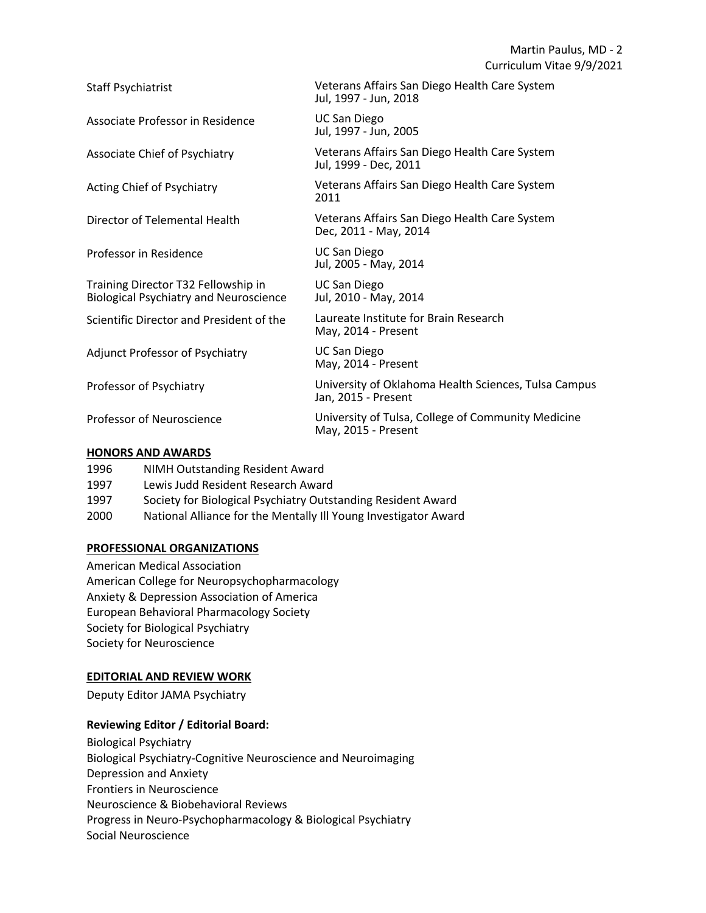| | |
|---|---|
| Staff Psychiatrist | Veterans Affairs San Diego Health Care System<br>Jul, 1997 - Jun, 2018 |
| Associate Professor in Residence | UC San Diego<br>Jul, 1997 - Jun, 2005 |
| Associate Chief of Psychiatry | Veterans Affairs San Diego Health Care System<br>Jul, 1999 - Dec, 2011 |
| Acting Chief of Psychiatry | Veterans Affairs San Diego Health Care System<br>2011 |
| Director of Telemental Health | Veterans Affairs San Diego Health Care System<br>Dec, 2011 - May, 2014 |
| Professor in Residence | UC San Diego<br>Jul, 2005 - May, 2014 |
| Training Director T32 Fellowship in Biological Psychiatry and Neuroscience | UC San Diego<br>Jul, 2010 - May, 2014 |
| Scientific Director and President of the | Laureate Institute for Brain Research<br>May, 2014 - Present |
| Adjunct Professor of Psychiatry | UC San Diego<br>May, 2014 - Present |
| Professor of Psychiatry | University of Oklahoma Health Sciences, Tulsa Campus<br>Jan, 2015 - Present |
| Professor of Neuroscience | University of Tulsa, College of Community Medicine<br>May, 2015 - Present |

## HONORS AND AWARDS

| | |
|---|---|
| 1996 | NIMH Outstanding Resident Award |
| 1997 | Lewis Judd Resident Research Award |
| 1997 | Society for Biological Psychiatry Outstanding Resident Award |
| 2000 | National Alliance for the Mentally Ill Young Investigator Award |

## PROFESSIONAL ORGANIZATIONS

American Medical Association
American College for Neuropsychopharmacology
Anxiety & Depression Association of America
European Behavioral Pharmacology Society
Society for Biological Psychiatry
Society for Neuroscience

## EDITORIAL AND REVIEW WORK

Deputy Editor JAMA Psychiatry

### Reviewing Editor / Editorial Board:

Biological Psychiatry
Biological Psychiatry-Cognitive Neuroscience and Neuroimaging
Depression and Anxiety
Frontiers in Neuroscience
Neuroscience & Biobehavioral Reviews
Progress in Neuro-Psychopharmacology & Biological Psychiatry
Social Neuroscience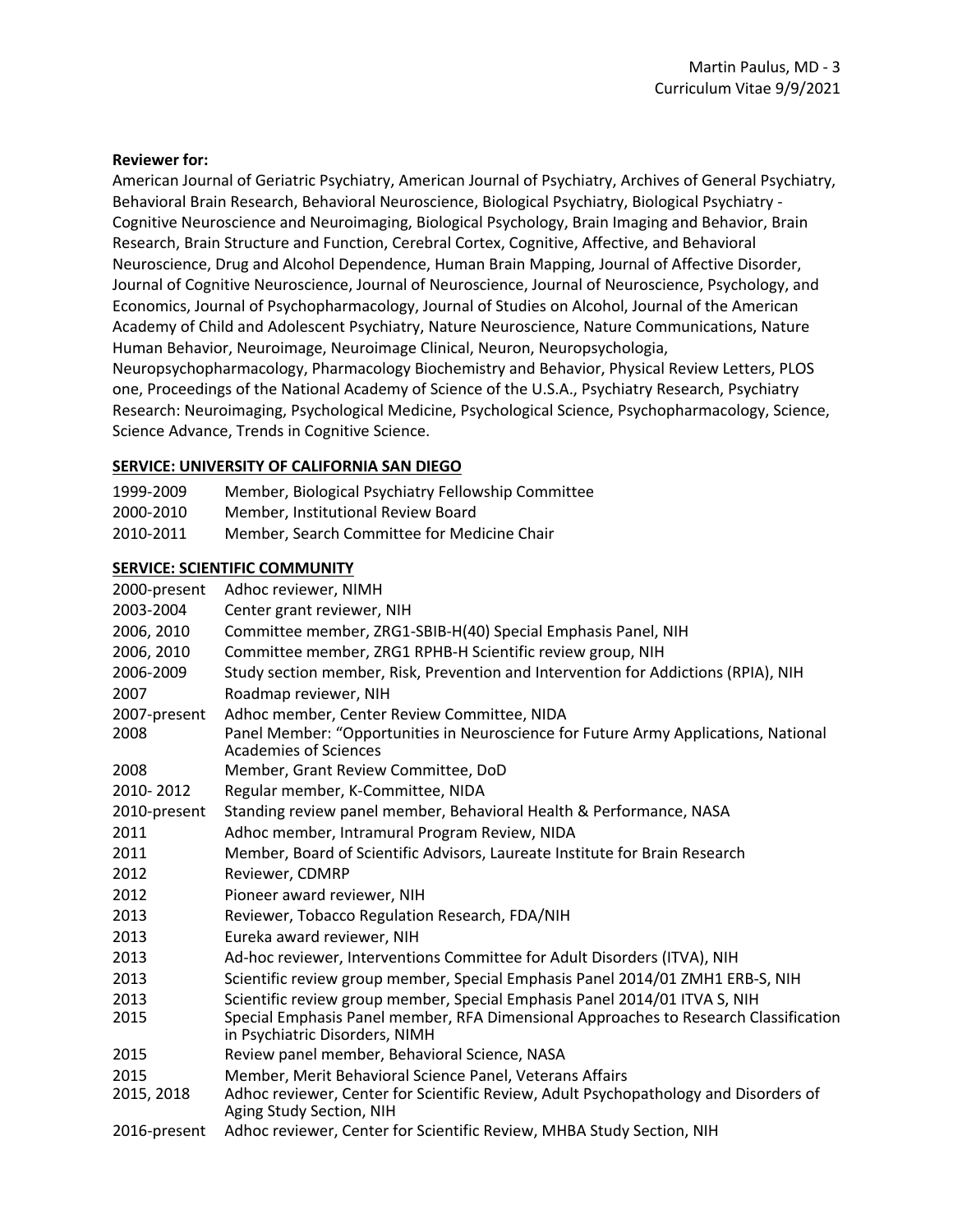**Reviewer for:**
American Journal of Geriatric Psychiatry, American Journal of Psychiatry, Archives of General Psychiatry, Behavioral Brain Research, Behavioral Neuroscience, Biological Psychiatry, Biological Psychiatry - Cognitive Neuroscience and Neuroimaging, Biological Psychology, Brain Imaging and Behavior, Brain Research, Brain Structure and Function, Cerebral Cortex, Cognitive, Affective, and Behavioral Neuroscience, Drug and Alcohol Dependence, Human Brain Mapping, Journal of Affective Disorder, Journal of Cognitive Neuroscience, Journal of Neuroscience, Journal of Neuroscience, Psychology, and Economics, Journal of Psychopharmacology, Journal of Studies on Alcohol, Journal of the American Academy of Child and Adolescent Psychiatry, Nature Neuroscience, Nature Communications, Nature Human Behavior, Neuroimage, Neuroimage Clinical, Neuron, Neuropsychologia, Neuropsychopharmacology, Pharmacology Biochemistry and Behavior, Physical Review Letters, PLOS one, Proceedings of the National Academy of Science of the U.S.A., Psychiatry Research, Psychiatry Research: Neuroimaging, Psychological Medicine, Psychological Science, Psychopharmacology, Science, Science Advance, Trends in Cognitive Science.

## SERVICE: UNIVERSITY OF CALIFORNIA SAN DIEGO

| | |
|---|---|
| 1999-2009 | Member, Biological Psychiatry Fellowship Committee |
| 2000-2010 | Member, Institutional Review Board |
| 2010-2011 | Member, Search Committee for Medicine Chair |

## SERVICE: SCIENTIFIC COMMUNITY

| | |
|---|---|
| 2000-present | Adhoc reviewer, NIMH |
| 2003-2004 | Center grant reviewer, NIH |
| 2006, 2010 | Committee member, ZRG1-SBIB-H(40) Special Emphasis Panel, NIH |
| 2006, 2010 | Committee member, ZRG1 RPHB-H Scientific review group, NIH |
| 2006-2009 | Study section member, Risk, Prevention and Intervention for Addictions (RPIA), NIH |
| 2007 | Roadmap reviewer, NIH |
| 2007-present | Adhoc member, Center Review Committee, NIDA |
| 2008 | Panel Member: "Opportunities in Neuroscience for Future Army Applications, National Academies of Sciences |
| 2008 | Member, Grant Review Committee, DoD |
| 2010- 2012 | Regular member, K-Committee, NIDA |
| 2010-present | Standing review panel member, Behavioral Health & Performance, NASA |
| 2011 | Adhoc member, Intramural Program Review, NIDA |
| 2011 | Member, Board of Scientific Advisors, Laureate Institute for Brain Research |
| 2012 | Reviewer, CDMRP |
| 2012 | Pioneer award reviewer, NIH |
| 2013 | Reviewer, Tobacco Regulation Research, FDA/NIH |
| 2013 | Eureka award reviewer, NIH |
| 2013 | Ad-hoc reviewer, Interventions Committee for Adult Disorders (ITVA), NIH |
| 2013 | Scientific review group member, Special Emphasis Panel 2014/01 ZMH1 ERB-S, NIH |
| 2013 | Scientific review group member, Special Emphasis Panel 2014/01 ITVA S, NIH |
| 2015 | Special Emphasis Panel member, RFA Dimensional Approaches to Research Classification in Psychiatric Disorders, NIMH |
| 2015 | Review panel member, Behavioral Science, NASA |
| 2015 | Member, Merit Behavioral Science Panel, Veterans Affairs |
| 2015, 2018 | Adhoc reviewer, Center for Scientific Review, Adult Psychopathology and Disorders of Aging Study Section, NIH |
| 2016-present | Adhoc reviewer, Center for Scientific Review, MHBA Study Section, NIH |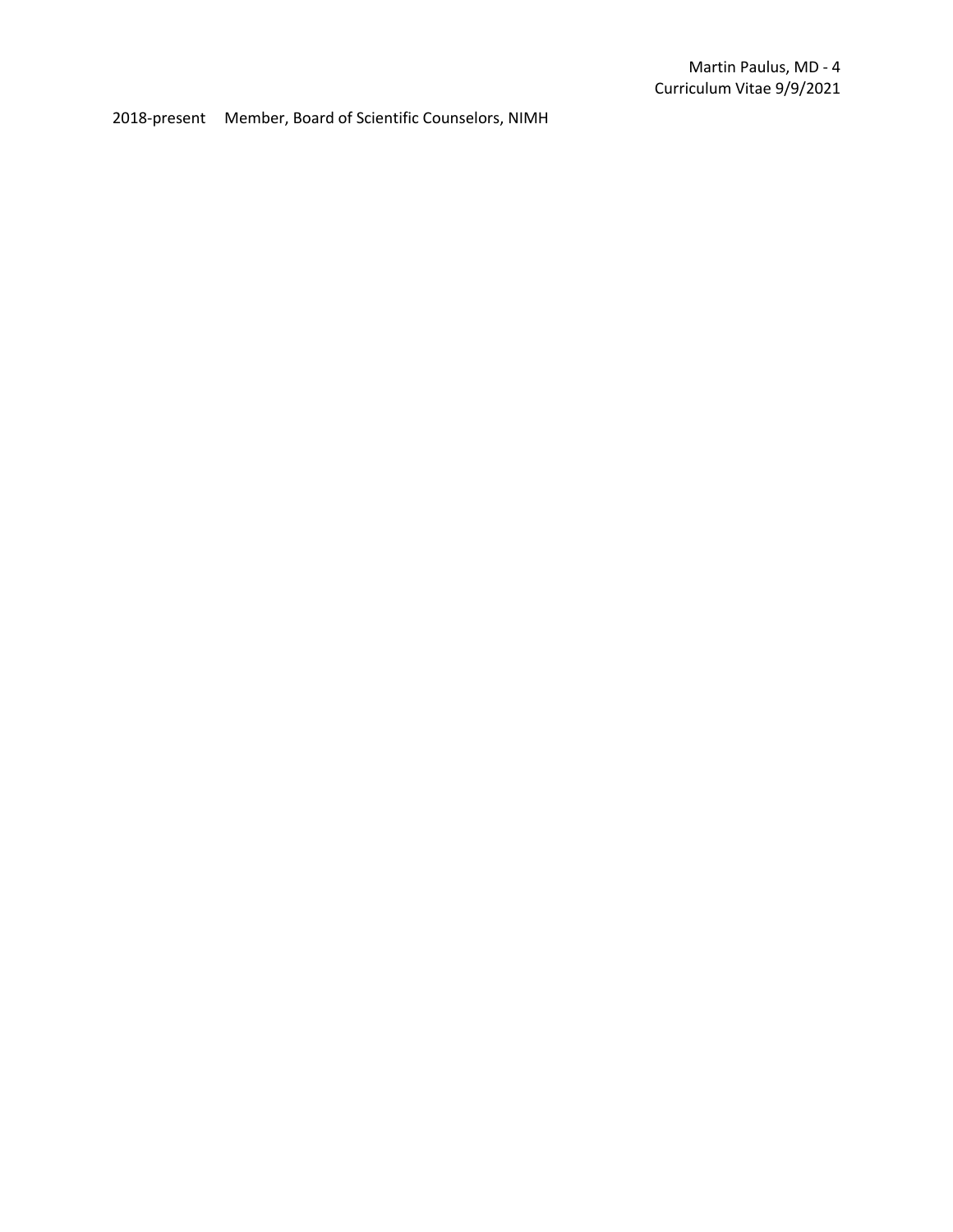2018-present Member, Board of Scientific Counselors, NIMH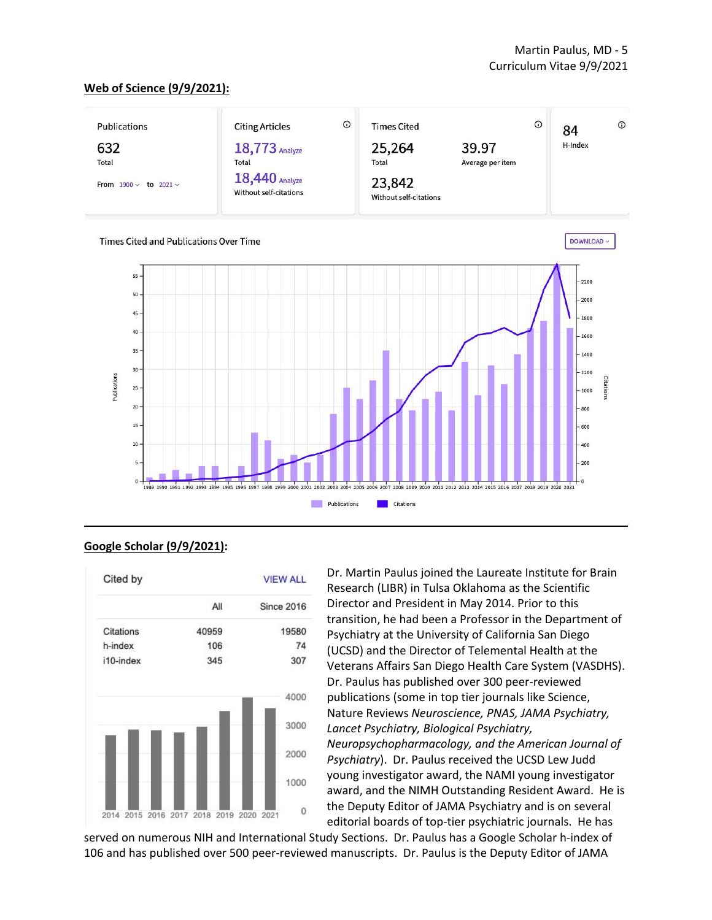**Web of Science (9/9/2021):**

Publications
632
Total
From 1900 to 2021

Citing Articles
18,773 Analyze
Total
18,440 Analyze
Without self-citations

Times Cited
25,264
Total
39.97
Average per item
23,842
Without self-citations

84
H-Index

Times Cited and Publications Over Time

DOWNLOAD

Publications

Citations

0 5 10 15 20 25 30 35 40 45 50 55

0 200 400 600 800 1000 1200 1400 1600 1800 2000 2200

1989 1990 1991 1992 1993 1994 1995 1996 1997 1998 1999 2000 2001 2002 2003 2004 2005 2006 2007 2008 2009 2010 2011 2012 2013 2014 2015 2016 2017 2018 2019 2020 2021

Publications Citations

---

**Google Scholar (9/9/2021):**

Cited by VIEW ALL

| | All | Since 2016 |
|---|---|---|
| Citations | 40959 | 19580 |
| h-index | 106 | 74 |
| i10-index | 345 | 307 |

4000
3000
2000
1000
0

2014 2015 2016 2017 2018 2019 2020 2021

Dr. Martin Paulus joined the Laureate Institute for Brain Research (LIBR) in Tulsa Oklahoma as the Scientific Director and President in May 2014. Prior to this transition, he had been a Professor in the Department of Psychiatry at the University of California San Diego (UCSD) and the Director of Telemental Health at the Veterans Affairs San Diego Health Care System (VASDHS). Dr. Paulus has published over 300 peer-reviewed publications (some in top tier journals like Science, Nature Reviews *Neuroscience, PNAS, JAMA Psychiatry, Lancet Psychiatry, Biological Psychiatry, Neuropsychopharmacology, and the American Journal of Psychiatry*). Dr. Paulus received the UCSD Lew Judd young investigator award, the NAMI young investigator award, and the NIMH Outstanding Resident Award. He is the Deputy Editor of JAMA Psychiatry and is on several editorial boards of top-tier psychiatric journals. He has served on numerous NIH and International Study Sections. Dr. Paulus has a Google Scholar h-index of 106 and has published over 500 peer-reviewed manuscripts. Dr. Paulus is the Deputy Editor of JAMA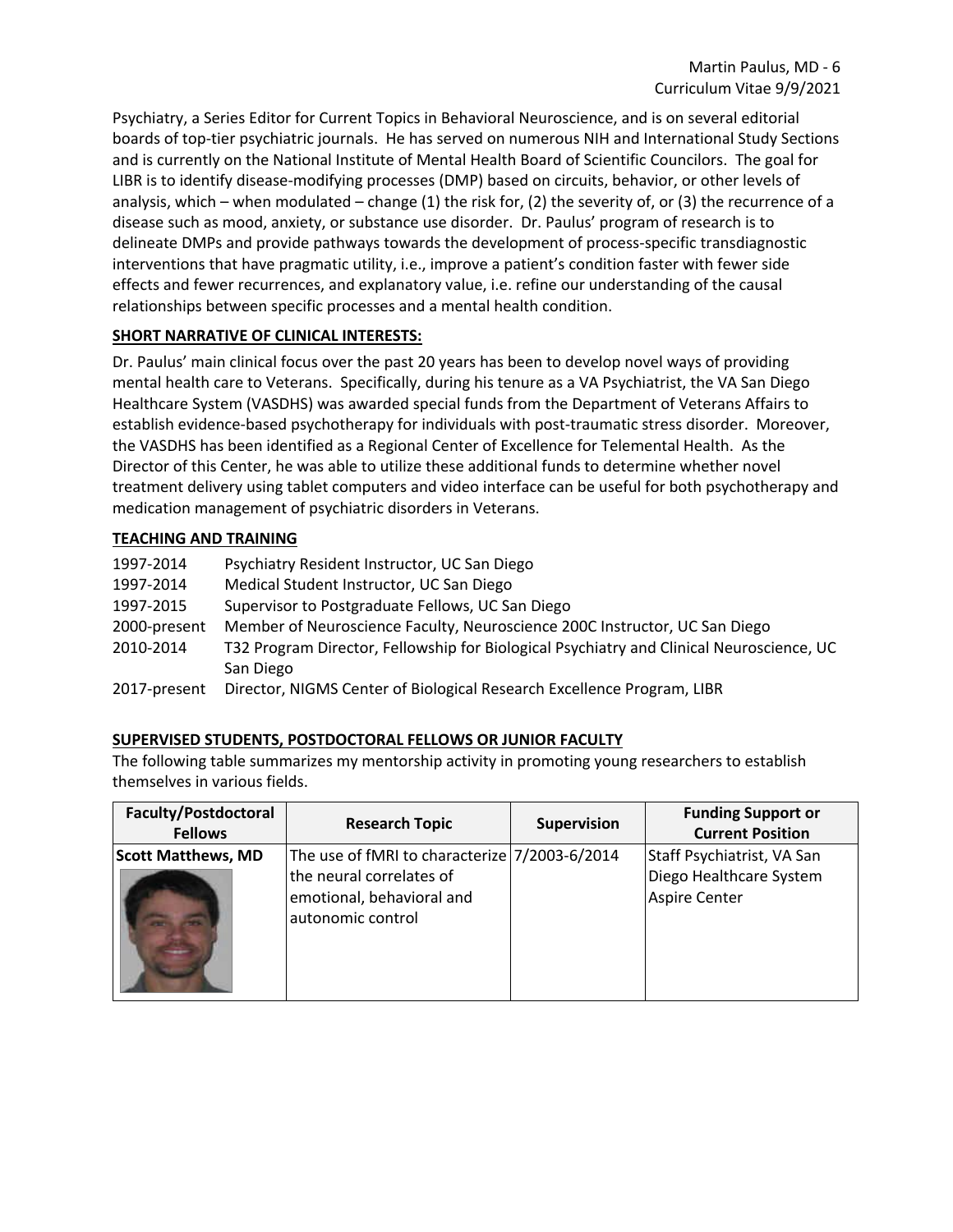Psychiatry, a Series Editor for Current Topics in Behavioral Neuroscience, and is on several editorial boards of top-tier psychiatric journals. He has served on numerous NIH and International Study Sections and is currently on the National Institute of Mental Health Board of Scientific Councilors. The goal for LIBR is to identify disease-modifying processes (DMP) based on circuits, behavior, or other levels of analysis, which – when modulated – change (1) the risk for, (2) the severity of, or (3) the recurrence of a disease such as mood, anxiety, or substance use disorder. Dr. Paulus' program of research is to delineate DMPs and provide pathways towards the development of process-specific transdiagnostic interventions that have pragmatic utility, i.e., improve a patient's condition faster with fewer side effects and fewer recurrences, and explanatory value, i.e. refine our understanding of the causal relationships between specific processes and a mental health condition.

## SHORT NARRATIVE OF CLINICAL INTERESTS:

Dr. Paulus' main clinical focus over the past 20 years has been to develop novel ways of providing mental health care to Veterans. Specifically, during his tenure as a VA Psychiatrist, the VA San Diego Healthcare System (VASDHS) was awarded special funds from the Department of Veterans Affairs to establish evidence-based psychotherapy for individuals with post-traumatic stress disorder. Moreover, the VASDHS has been identified as a Regional Center of Excellence for Telemental Health. As the Director of this Center, he was able to utilize these additional funds to determine whether novel treatment delivery using tablet computers and video interface can be useful for both psychotherapy and medication management of psychiatric disorders in Veterans.

## TEACHING AND TRAINING

| | |
|---|---|
| 1997-2014 | Psychiatry Resident Instructor, UC San Diego |
| 1997-2014 | Medical Student Instructor, UC San Diego |
| 1997-2015 | Supervisor to Postgraduate Fellows, UC San Diego |
| 2000-present | Member of Neuroscience Faculty, Neuroscience 200C Instructor, UC San Diego |
| 2010-2014 | T32 Program Director, Fellowship for Biological Psychiatry and Clinical Neuroscience, UC San Diego |
| 2017-present | Director, NIGMS Center of Biological Research Excellence Program, LIBR |

## SUPERVISED STUDENTS, POSTDOCTORAL FELLOWS OR JUNIOR FACULTY

The following table summarizes my mentorship activity in promoting young researchers to establish themselves in various fields.

| Faculty/Postdoctoral Fellows | Research Topic | Supervision | Funding Support or Current Position |
|---|---|---|---|
| **Scott Matthews, MD** | The use of fMRI to characterize the neural correlates of emotional, behavioral and autonomic control | 7/2003-6/2014 | Staff Psychiatrist, VA San Diego Healthcare System Aspire Center |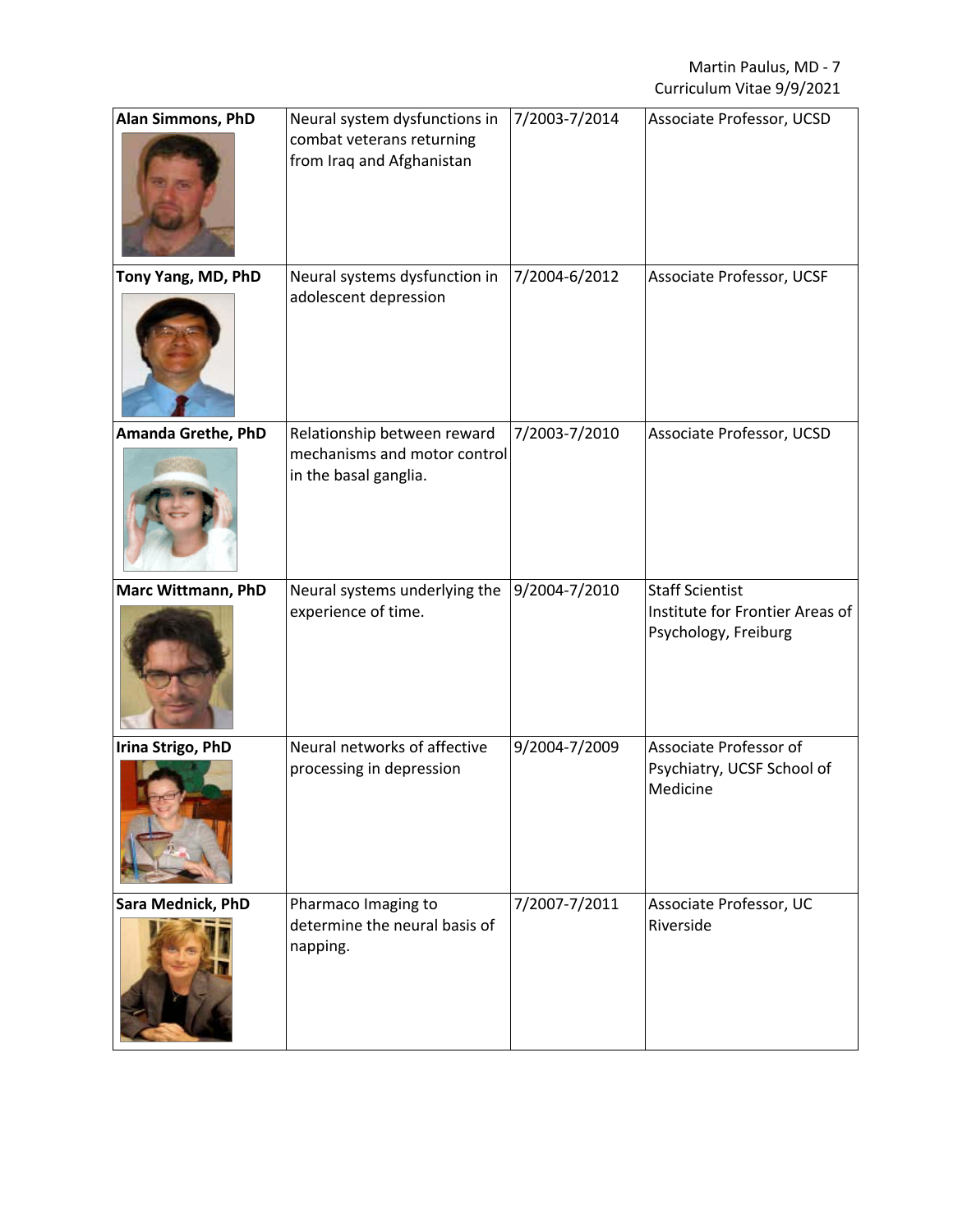| | | | |
|---|---|---|---|
| **Alan Simmons, PhD** | Neural system dysfunctions in combat veterans returning from Iraq and Afghanistan | 7/2003-7/2014 | Associate Professor, UCSD |
| **Tony Yang, MD, PhD** | Neural systems dysfunction in adolescent depression | 7/2004-6/2012 | Associate Professor, UCSF |
| **Amanda Grethe, PhD** | Relationship between reward mechanisms and motor control in the basal ganglia. | 7/2003-7/2010 | Associate Professor, UCSD |
| **Marc Wittmann, PhD** | Neural systems underlying the experience of time. | 9/2004-7/2010 | Staff Scientist Institute for Frontier Areas of Psychology, Freiburg |
| **Irina Strigo, PhD** | Neural networks of affective processing in depression | 9/2004-7/2009 | Associate Professor of Psychiatry, UCSF School of Medicine |
| **Sara Mednick, PhD** | Pharmaco Imaging to determine the neural basis of napping. | 7/2007-7/2011 | Associate Professor, UC Riverside |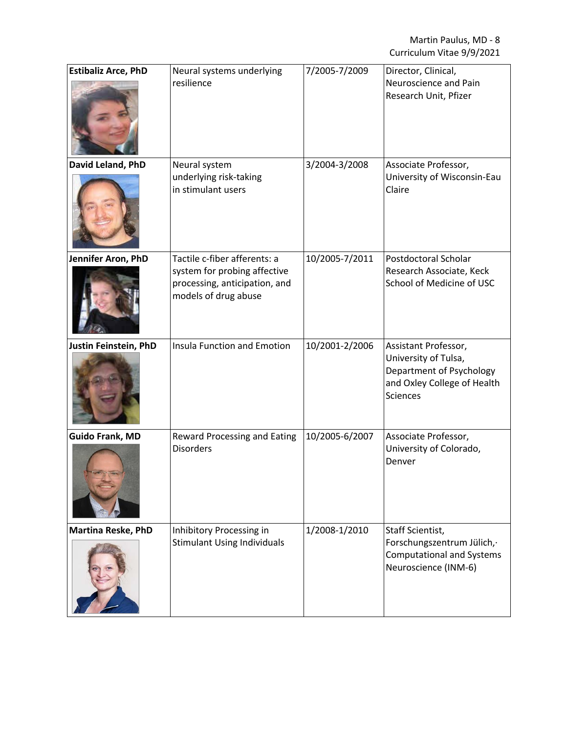| | | | |
|---|---|---|---|
| **Estibaliz Arce, PhD** | Neural systems underlying resilience | 7/2005-7/2009 | Director, Clinical, Neuroscience and Pain Research Unit, Pfizer |
| **David Leland, PhD** | Neural system underlying risk-taking in stimulant users | 3/2004-3/2008 | Associate Professor, University of Wisconsin-Eau Claire |
| **Jennifer Aron, PhD** | Tactile c-fiber afferents: a system for probing affective processing, anticipation, and models of drug abuse | 10/2005-7/2011 | Postdoctoral Scholar Research Associate, Keck School of Medicine of USC |
| **Justin Feinstein, PhD** | Insula Function and Emotion | 10/2001-2/2006 | Assistant Professor, University of Tulsa, Department of Psychology and Oxley College of Health Sciences |
| **Guido Frank, MD** | Reward Processing and Eating Disorders | 10/2005-6/2007 | Associate Professor, University of Colorado, Denver |
| **Martina Reske, PhD** | Inhibitory Processing in Stimulant Using Individuals | 1/2008-1/2010 | Staff Scientist, Forschungszentrum Jülich,· Computational and Systems Neuroscience (INM-6) |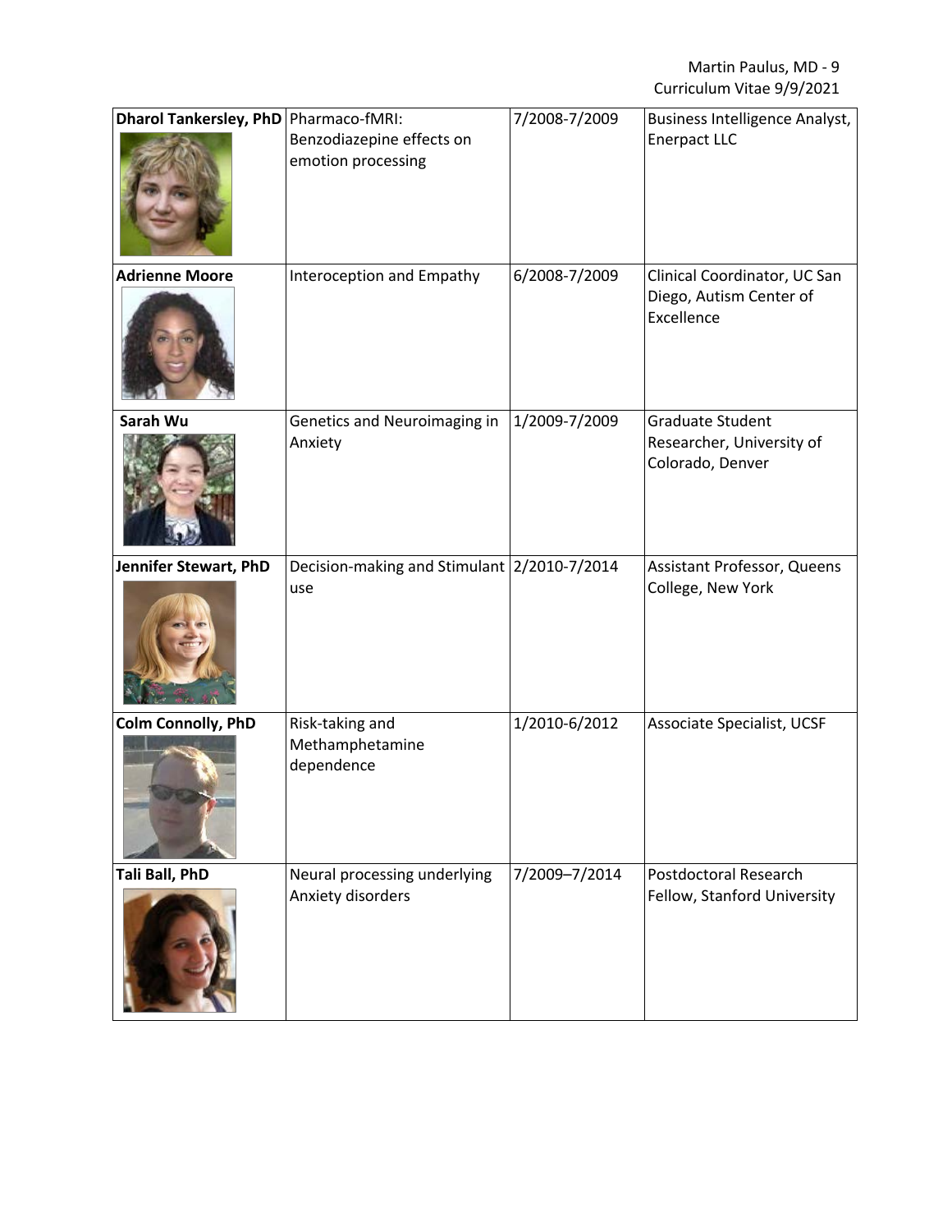| | | | |
|---|---|---|---|
| **Dharol Tankersley, PhD** | Pharmaco-fMRI: Benzodiazepine effects on emotion processing | 7/2008-7/2009 | Business Intelligence Analyst, Enerpact LLC |
| **Adrienne Moore** | Interoception and Empathy | 6/2008-7/2009 | Clinical Coordinator, UC San Diego, Autism Center of Excellence |
| **Sarah Wu** | Genetics and Neuroimaging in Anxiety | 1/2009-7/2009 | Graduate Student Researcher, University of Colorado, Denver |
| **Jennifer Stewart, PhD** | Decision-making and Stimulant use | 2/2010-7/2014 | Assistant Professor, Queens College, New York |
| **Colm Connolly, PhD** | Risk-taking and Methamphetamine dependence | 1/2010-6/2012 | Associate Specialist, UCSF |
| **Tali Ball, PhD** | Neural processing underlying Anxiety disorders | 7/2009–7/2014 | Postdoctoral Research Fellow, Stanford University |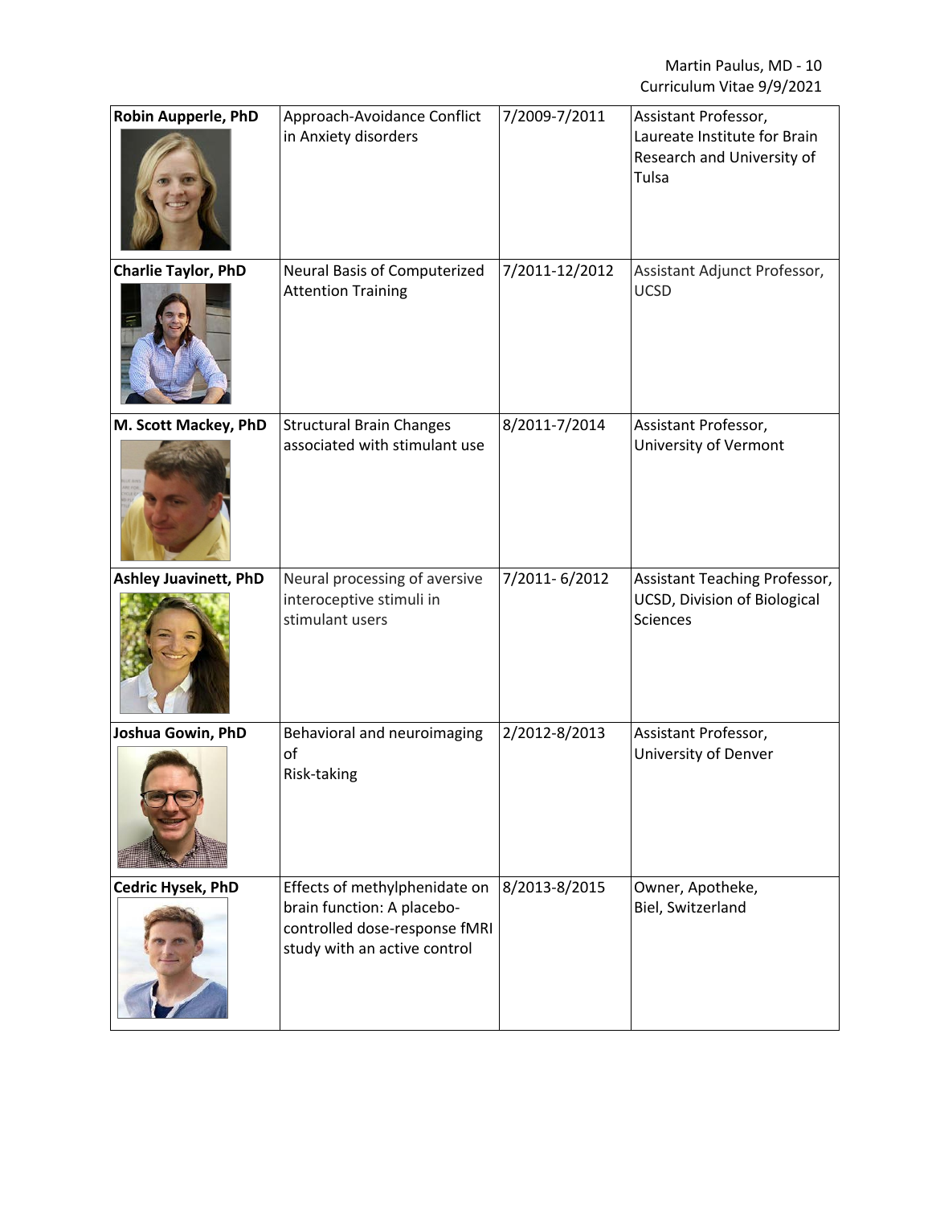| | | | |
|---|---|---|---|
| **Robin Aupperle, PhD** | Approach-Avoidance Conflict in Anxiety disorders | 7/2009-7/2011 | Assistant Professor, Laureate Institute for Brain Research and University of Tulsa |
| **Charlie Taylor, PhD** | Neural Basis of Computerized Attention Training | 7/2011-12/2012 | Assistant Adjunct Professor, UCSD |
| **M. Scott Mackey, PhD** | Structural Brain Changes associated with stimulant use | 8/2011-7/2014 | Assistant Professor, University of Vermont |
| **Ashley Juavinett, PhD** | Neural processing of aversive interoceptive stimuli in stimulant users | 7/2011- 6/2012 | Assistant Teaching Professor, UCSD, Division of Biological Sciences |
| **Joshua Gowin, PhD** | Behavioral and neuroimaging of Risk-taking | 2/2012-8/2013 | Assistant Professor, University of Denver |
| **Cedric Hysek, PhD** | Effects of methylphenidate on brain function: A placebo-controlled dose-response fMRI study with an active control | 8/2013-8/2015 | Owner, Apotheke, Biel, Switzerland |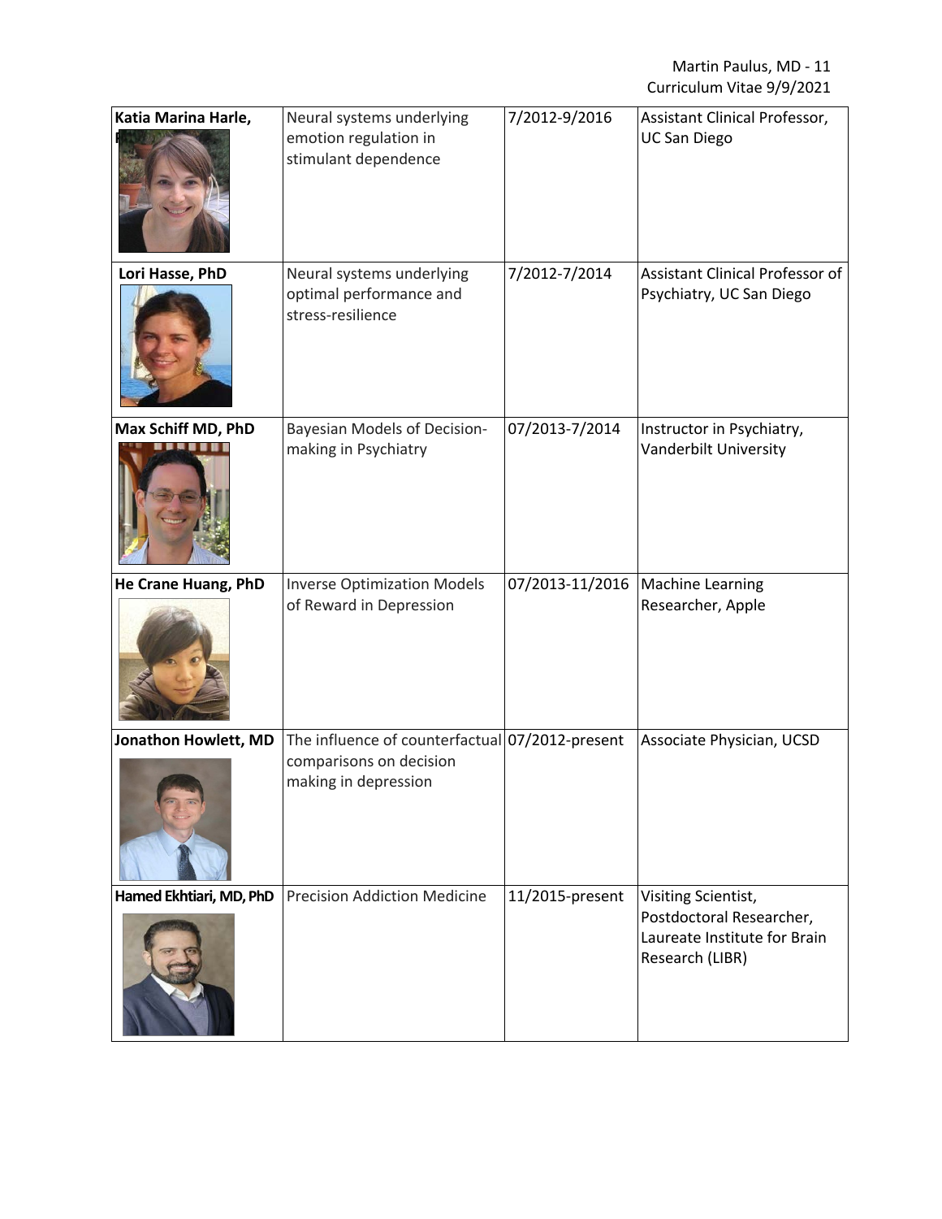| | | | |
|---|---|---|---|
| **Katia Marina Harle,** | Neural systems underlying emotion regulation in stimulant dependence | 7/2012-9/2016 | Assistant Clinical Professor, UC San Diego |
| **Lori Hasse, PhD** | Neural systems underlying optimal performance and stress-resilience | 7/2012-7/2014 | Assistant Clinical Professor of Psychiatry, UC San Diego |
| **Max Schiff MD, PhD** | Bayesian Models of Decision-making in Psychiatry | 07/2013-7/2014 | Instructor in Psychiatry, Vanderbilt University |
| **He Crane Huang, PhD** | Inverse Optimization Models of Reward in Depression | 07/2013-11/2016 | Machine Learning Researcher, Apple |
| **Jonathon Howlett, MD** | The influence of counterfactual comparisons on decision making in depression | 07/2012-present | Associate Physician, UCSD |
| **Hamed Ekhtiari, MD, PhD** | Precision Addiction Medicine | 11/2015-present | Visiting Scientist, Postdoctoral Researcher, Laureate Institute for Brain Research (LIBR) |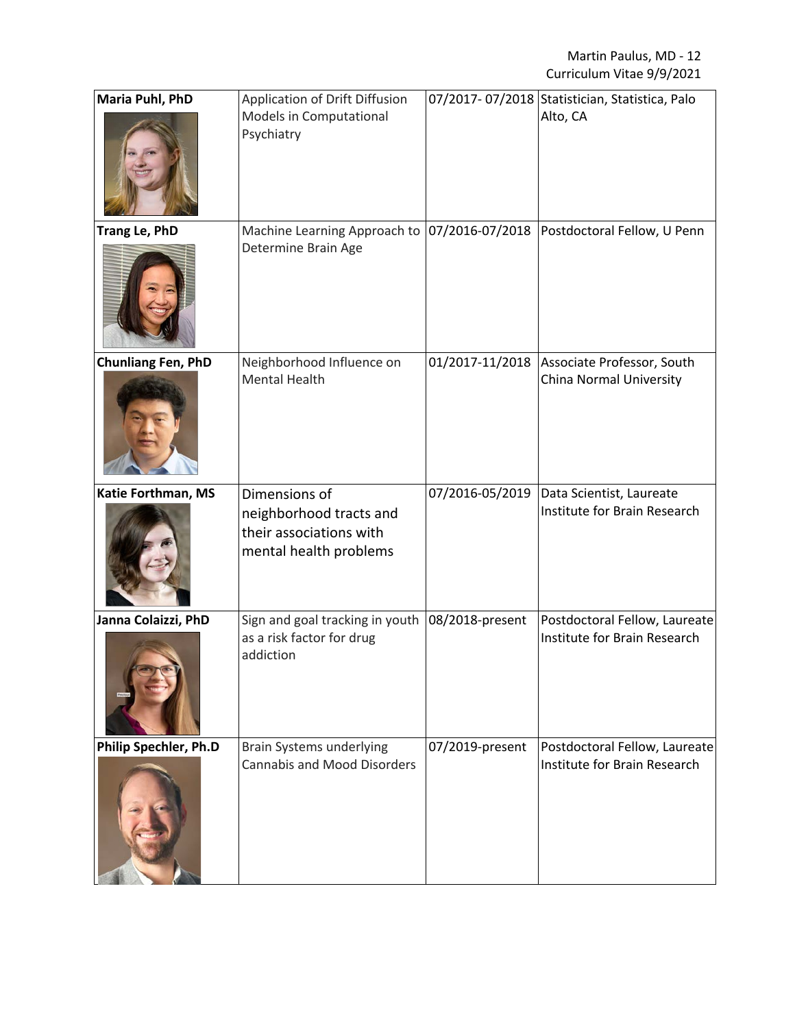| | | | |
|---|---|---|---|
| **Maria Puhl, PhD** | Application of Drift Diffusion Models in Computational Psychiatry | 07/2017- 07/2018 | Statistician, Statistica, Palo Alto, CA |
| **Trang Le, PhD** | Machine Learning Approach to Determine Brain Age | 07/2016-07/2018 | Postdoctoral Fellow, U Penn |
| **Chunliang Fen, PhD** | Neighborhood Influence on Mental Health | 01/2017-11/2018 | Associate Professor, South China Normal University |
| **Katie Forthman, MS** | Dimensions of neighborhood tracts and their associations with mental health problems | 07/2016-05/2019 | Data Scientist, Laureate Institute for Brain Research |
| **Janna Colaizzi, PhD** | Sign and goal tracking in youth as a risk factor for drug addiction | 08/2018-present | Postdoctoral Fellow, Laureate Institute for Brain Research |
| **Philip Spechler, Ph.D** | Brain Systems underlying Cannabis and Mood Disorders | 07/2019-present | Postdoctoral Fellow, Laureate Institute for Brain Research |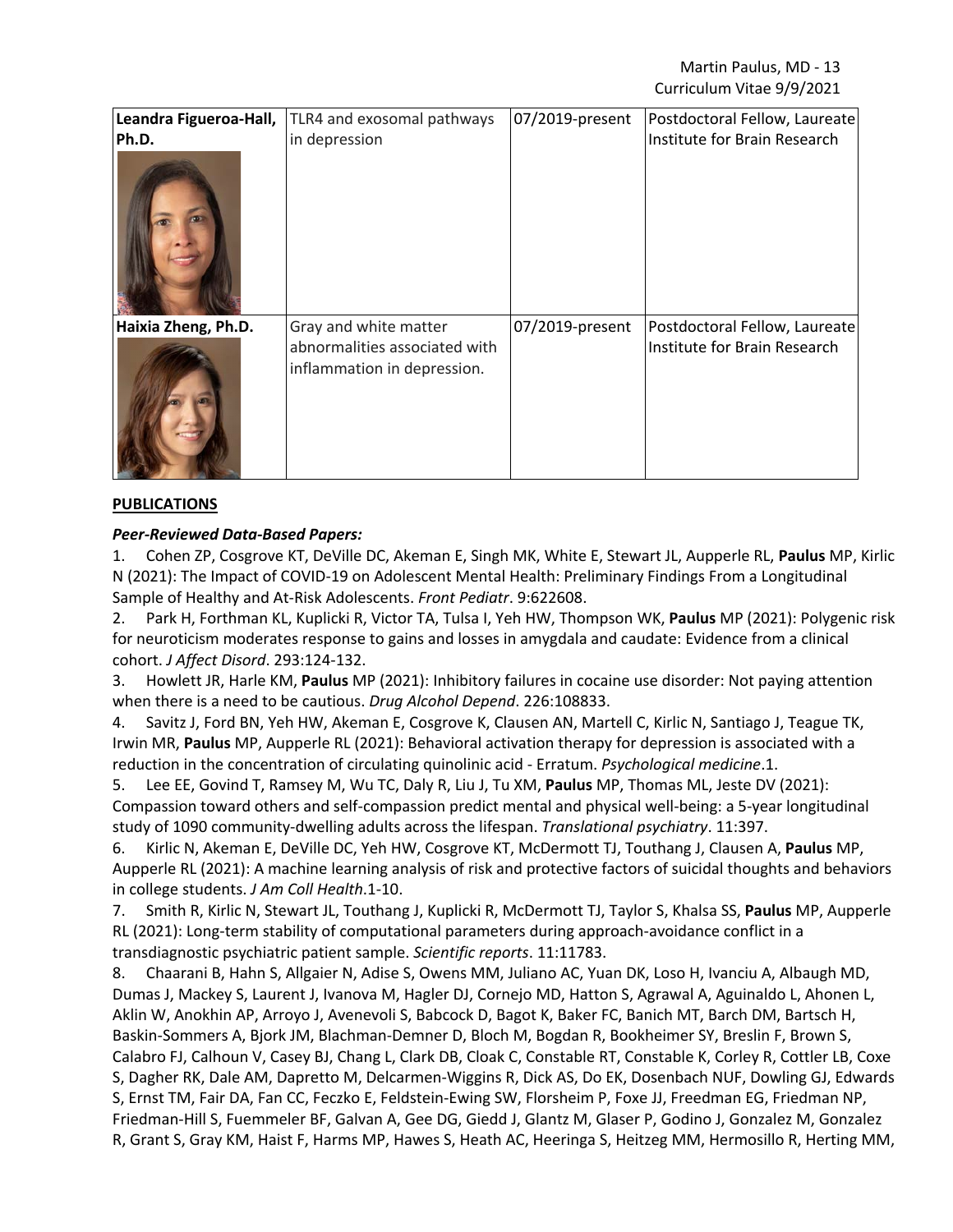| | | | |
|---|---|---|---|
| **Leandra Figueroa-Hall, Ph.D.** | TLR4 and exosomal pathways in depression | 07/2019-present | Postdoctoral Fellow, Laureate Institute for Brain Research |
| **Haixia Zheng, Ph.D.** | Gray and white matter abnormalities associated with inflammation in depression. | 07/2019-present | Postdoctoral Fellow, Laureate Institute for Brain Research |

**PUBLICATIONS**

***Peer-Reviewed Data-Based Papers:***

1. Cohen ZP, Cosgrove KT, DeVille DC, Akeman E, Singh MK, White E, Stewart JL, Aupperle RL, **Paulus** MP, Kirlic N (2021): The Impact of COVID-19 on Adolescent Mental Health: Preliminary Findings From a Longitudinal Sample of Healthy and At-Risk Adolescents. *Front Pediatr*. 9:622608.
2. Park H, Forthman KL, Kuplicki R, Victor TA, Tulsa I, Yeh HW, Thompson WK, **Paulus** MP (2021): Polygenic risk for neuroticism moderates response to gains and losses in amygdala and caudate: Evidence from a clinical cohort. *J Affect Disord*. 293:124-132.
3. Howlett JR, Harle KM, **Paulus** MP (2021): Inhibitory failures in cocaine use disorder: Not paying attention when there is a need to be cautious. *Drug Alcohol Depend*. 226:108833.
4. Savitz J, Ford BN, Yeh HW, Akeman E, Cosgrove K, Clausen AN, Martell C, Kirlic N, Santiago J, Teague TK, Irwin MR, **Paulus** MP, Aupperle RL (2021): Behavioral activation therapy for depression is associated with a reduction in the concentration of circulating quinolinic acid - Erratum. *Psychological medicine*.1.
5. Lee EE, Govind T, Ramsey M, Wu TC, Daly R, Liu J, Tu XM, **Paulus** MP, Thomas ML, Jeste DV (2021): Compassion toward others and self-compassion predict mental and physical well-being: a 5-year longitudinal study of 1090 community-dwelling adults across the lifespan. *Translational psychiatry*. 11:397.
6. Kirlic N, Akeman E, DeVille DC, Yeh HW, Cosgrove KT, McDermott TJ, Touthang J, Clausen A, **Paulus** MP, Aupperle RL (2021): A machine learning analysis of risk and protective factors of suicidal thoughts and behaviors in college students. *J Am Coll Health*.1-10.
7. Smith R, Kirlic N, Stewart JL, Touthang J, Kuplicki R, McDermott TJ, Taylor S, Khalsa SS, **Paulus** MP, Aupperle RL (2021): Long-term stability of computational parameters during approach-avoidance conflict in a transdiagnostic psychiatric patient sample. *Scientific reports*. 11:11783.
8. Chaarani B, Hahn S, Allgaier N, Adise S, Owens MM, Juliano AC, Yuan DK, Loso H, Ivanciu A, Albaugh MD, Dumas J, Mackey S, Laurent J, Ivanova M, Hagler DJ, Cornejo MD, Hatton S, Agrawal A, Aguinaldo L, Ahonen L, Aklin W, Anokhin AP, Arroyo J, Avenevoli S, Babcock D, Bagot K, Baker FC, Banich MT, Barch DM, Bartsch H, Baskin-Sommers A, Bjork JM, Blachman-Demner D, Bloch M, Bogdan R, Bookheimer SY, Breslin F, Brown S, Calabro FJ, Calhoun V, Casey BJ, Chang L, Clark DB, Cloak C, Constable RT, Constable K, Corley R, Cottler LB, Coxe S, Dagher RK, Dale AM, Dapretto M, Delcarmen-Wiggins R, Dick AS, Do EK, Dosenbach NUF, Dowling GJ, Edwards S, Ernst TM, Fair DA, Fan CC, Feczko E, Feldstein-Ewing SW, Florsheim P, Foxe JJ, Freedman EG, Friedman NP, Friedman-Hill S, Fuemmeler BF, Galvan A, Gee DG, Giedd J, Glantz M, Glaser P, Godino J, Gonzalez M, Gonzalez R, Grant S, Gray KM, Haist F, Harms MP, Hawes S, Heath AC, Heeringa S, Heitzeg MM, Hermosillo R, Herting MM,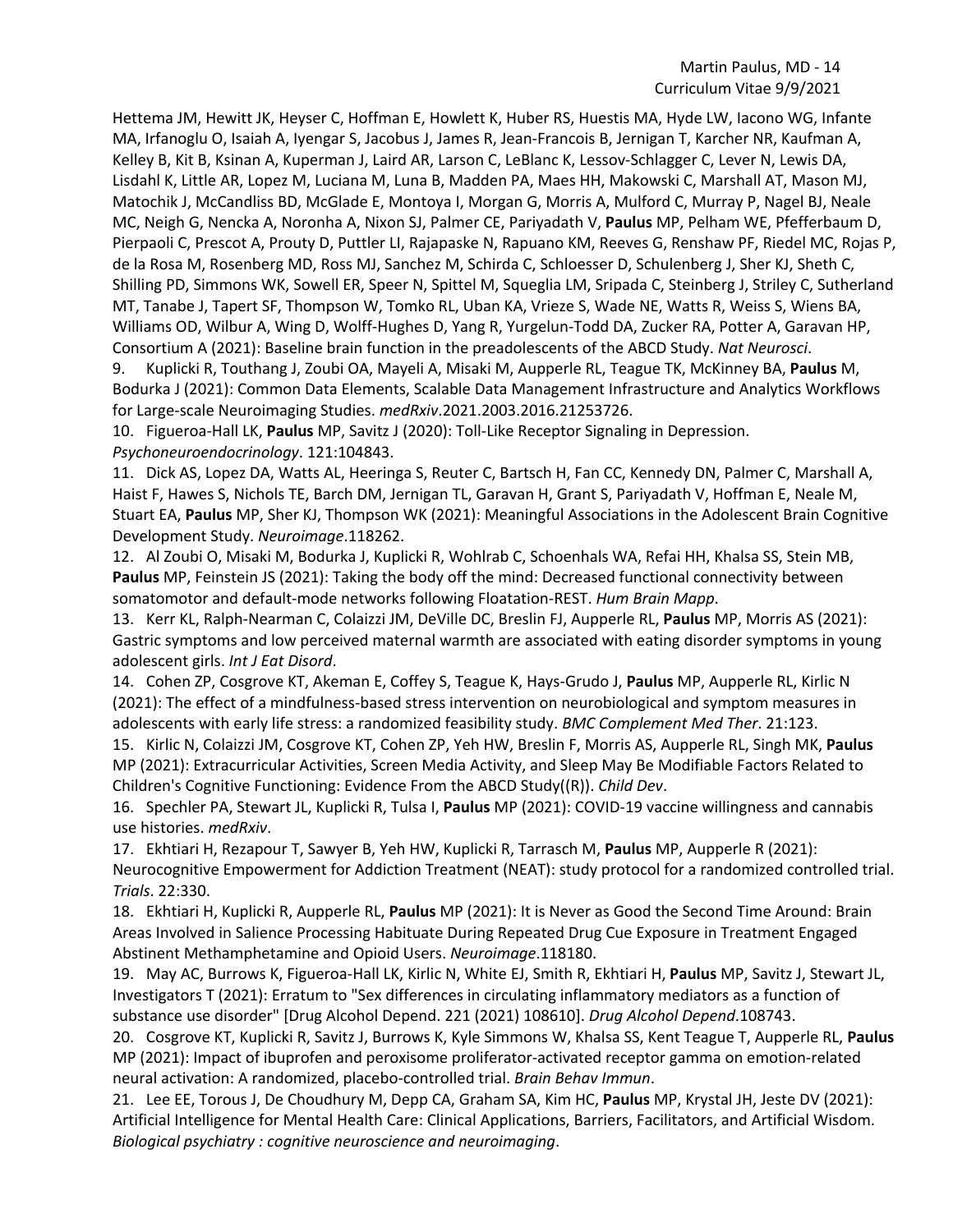Hettema JM, Hewitt JK, Heyser C, Hoffman E, Howlett K, Huber RS, Huestis MA, Hyde LW, Iacono WG, Infante MA, Irfanoglu O, Isaiah A, Iyengar S, Jacobus J, James R, Jean-Francois B, Jernigan T, Karcher NR, Kaufman A, Kelley B, Kit B, Ksinan A, Kuperman J, Laird AR, Larson C, LeBlanc K, Lessov-Schlagger C, Lever N, Lewis DA, Lisdahl K, Little AR, Lopez M, Luciana M, Luna B, Madden PA, Maes HH, Makowski C, Marshall AT, Mason MJ, Matochik J, McCandliss BD, McGlade E, Montoya I, Morgan G, Morris A, Mulford C, Murray P, Nagel BJ, Neale MC, Neigh G, Nencka A, Noronha A, Nixon SJ, Palmer CE, Pariyadath V, **Paulus** MP, Pelham WE, Pfefferbaum D, Pierpaoli C, Prescot A, Prouty D, Puttler LI, Rajapaske N, Rapuano KM, Reeves G, Renshaw PF, Riedel MC, Rojas P, de la Rosa M, Rosenberg MD, Ross MJ, Sanchez M, Schirda C, Schloesser D, Schulenberg J, Sher KJ, Sheth C, Shilling PD, Simmons WK, Sowell ER, Speer N, Spittel M, Squeglia LM, Sripada C, Steinberg J, Striley C, Sutherland MT, Tanabe J, Tapert SF, Thompson W, Tomko RL, Uban KA, Vrieze S, Wade NE, Watts R, Weiss S, Wiens BA, Williams OD, Wilbur A, Wing D, Wolff-Hughes D, Yang R, Yurgelun-Todd DA, Zucker RA, Potter A, Garavan HP, Consortium A (2021): Baseline brain function in the preadolescents of the ABCD Study. *Nat Neurosci*.

9. Kuplicki R, Touthang J, Zoubi OA, Mayeli A, Misaki M, Aupperle RL, Teague TK, McKinney BA, **Paulus** M, Bodurka J (2021): Common Data Elements, Scalable Data Management Infrastructure and Analytics Workflows for Large-scale Neuroimaging Studies. *medRxiv*.2021.2003.2016.21253726.
10. Figueroa-Hall LK, **Paulus** MP, Savitz J (2020): Toll-Like Receptor Signaling in Depression. *Psychoneuroendocrinology*. 121:104843.
11. Dick AS, Lopez DA, Watts AL, Heeringa S, Reuter C, Bartsch H, Fan CC, Kennedy DN, Palmer C, Marshall A, Haist F, Hawes S, Nichols TE, Barch DM, Jernigan TL, Garavan H, Grant S, Pariyadath V, Hoffman E, Neale M, Stuart EA, **Paulus** MP, Sher KJ, Thompson WK (2021): Meaningful Associations in the Adolescent Brain Cognitive Development Study. *Neuroimage*.118262.
12. Al Zoubi O, Misaki M, Bodurka J, Kuplicki R, Wohlrab C, Schoenhals WA, Refai HH, Khalsa SS, Stein MB, **Paulus** MP, Feinstein JS (2021): Taking the body off the mind: Decreased functional connectivity between somatomotor and default-mode networks following Floatation-REST. *Hum Brain Mapp*.
13. Kerr KL, Ralph-Nearman C, Colaizzi JM, DeVille DC, Breslin FJ, Aupperle RL, **Paulus** MP, Morris AS (2021): Gastric symptoms and low perceived maternal warmth are associated with eating disorder symptoms in young adolescent girls. *Int J Eat Disord*.
14. Cohen ZP, Cosgrove KT, Akeman E, Coffey S, Teague K, Hays-Grudo J, **Paulus** MP, Aupperle RL, Kirlic N (2021): The effect of a mindfulness-based stress intervention on neurobiological and symptom measures in adolescents with early life stress: a randomized feasibility study. *BMC Complement Med Ther*. 21:123.
15. Kirlic N, Colaizzi JM, Cosgrove KT, Cohen ZP, Yeh HW, Breslin F, Morris AS, Aupperle RL, Singh MK, **Paulus** MP (2021): Extracurricular Activities, Screen Media Activity, and Sleep May Be Modifiable Factors Related to Children's Cognitive Functioning: Evidence From the ABCD Study((R)). *Child Dev*.
16. Spechler PA, Stewart JL, Kuplicki R, Tulsa I, **Paulus** MP (2021): COVID-19 vaccine willingness and cannabis use histories. *medRxiv*.
17. Ekhtiari H, Rezapour T, Sawyer B, Yeh HW, Kuplicki R, Tarrasch M, **Paulus** MP, Aupperle R (2021): Neurocognitive Empowerment for Addiction Treatment (NEAT): study protocol for a randomized controlled trial. *Trials*. 22:330.
18. Ekhtiari H, Kuplicki R, Aupperle RL, **Paulus** MP (2021): It is Never as Good the Second Time Around: Brain Areas Involved in Salience Processing Habituate During Repeated Drug Cue Exposure in Treatment Engaged Abstinent Methamphetamine and Opioid Users. *Neuroimage*.118180.
19. May AC, Burrows K, Figueroa-Hall LK, Kirlic N, White EJ, Smith R, Ekhtiari H, **Paulus** MP, Savitz J, Stewart JL, Investigators T (2021): Erratum to "Sex differences in circulating inflammatory mediators as a function of substance use disorder" [Drug Alcohol Depend. 221 (2021) 108610]. *Drug Alcohol Depend*.108743.
20. Cosgrove KT, Kuplicki R, Savitz J, Burrows K, Kyle Simmons W, Khalsa SS, Kent Teague T, Aupperle RL, **Paulus** MP (2021): Impact of ibuprofen and peroxisome proliferator-activated receptor gamma on emotion-related neural activation: A randomized, placebo-controlled trial. *Brain Behav Immun*.
21. Lee EE, Torous J, De Choudhury M, Depp CA, Graham SA, Kim HC, **Paulus** MP, Krystal JH, Jeste DV (2021): Artificial Intelligence for Mental Health Care: Clinical Applications, Barriers, Facilitators, and Artificial Wisdom. *Biological psychiatry : cognitive neuroscience and neuroimaging*.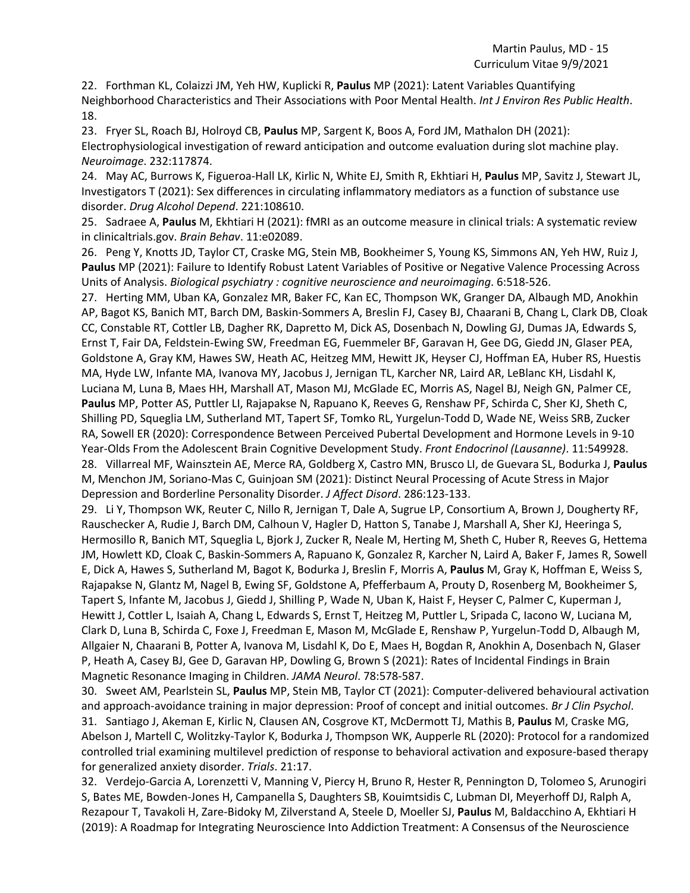22. Forthman KL, Colaizzi JM, Yeh HW, Kuplicki R, **Paulus** MP (2021): Latent Variables Quantifying Neighborhood Characteristics and Their Associations with Poor Mental Health. *Int J Environ Res Public Health*. 18.

23. Fryer SL, Roach BJ, Holroyd CB, **Paulus** MP, Sargent K, Boos A, Ford JM, Mathalon DH (2021): Electrophysiological investigation of reward anticipation and outcome evaluation during slot machine play. *Neuroimage*. 232:117874.

24. May AC, Burrows K, Figueroa-Hall LK, Kirlic N, White EJ, Smith R, Ekhtiari H, **Paulus** MP, Savitz J, Stewart JL, Investigators T (2021): Sex differences in circulating inflammatory mediators as a function of substance use disorder. *Drug Alcohol Depend*. 221:108610.

25. Sadraee A, **Paulus** M, Ekhtiari H (2021): fMRI as an outcome measure in clinical trials: A systematic review in clinicaltrials.gov. *Brain Behav*. 11:e02089.

26. Peng Y, Knotts JD, Taylor CT, Craske MG, Stein MB, Bookheimer S, Young KS, Simmons AN, Yeh HW, Ruiz J, **Paulus** MP (2021): Failure to Identify Robust Latent Variables of Positive or Negative Valence Processing Across Units of Analysis. *Biological psychiatry : cognitive neuroscience and neuroimaging*. 6:518-526.

27. Herting MM, Uban KA, Gonzalez MR, Baker FC, Kan EC, Thompson WK, Granger DA, Albaugh MD, Anokhin AP, Bagot KS, Banich MT, Barch DM, Baskin-Sommers A, Breslin FJ, Casey BJ, Chaarani B, Chang L, Clark DB, Cloak CC, Constable RT, Cottler LB, Dagher RK, Dapretto M, Dick AS, Dosenbach N, Dowling GJ, Dumas JA, Edwards S, Ernst T, Fair DA, Feldstein-Ewing SW, Freedman EG, Fuemmeler BF, Garavan H, Gee DG, Giedd JN, Glaser PEA, Goldstone A, Gray KM, Hawes SW, Heath AC, Heitzeg MM, Hewitt JK, Heyser CJ, Hoffman EA, Huber RS, Huestis MA, Hyde LW, Infante MA, Ivanova MY, Jacobus J, Jernigan TL, Karcher NR, Laird AR, LeBlanc KH, Lisdahl K, Luciana M, Luna B, Maes HH, Marshall AT, Mason MJ, McGlade EC, Morris AS, Nagel BJ, Neigh GN, Palmer CE, **Paulus** MP, Potter AS, Puttler LI, Rajapakse N, Rapuano K, Reeves G, Renshaw PF, Schirda C, Sher KJ, Sheth C, Shilling PD, Squeglia LM, Sutherland MT, Tapert SF, Tomko RL, Yurgelun-Todd D, Wade NE, Weiss SRB, Zucker RA, Sowell ER (2020): Correspondence Between Perceived Pubertal Development and Hormone Levels in 9-10 Year-Olds From the Adolescent Brain Cognitive Development Study. *Front Endocrinol (Lausanne)*. 11:549928.

28. Villarreal MF, Wainsztein AE, Merce RA, Goldberg X, Castro MN, Brusco LI, de Guevara SL, Bodurka J, **Paulus** M, Menchon JM, Soriano-Mas C, Guinjoan SM (2021): Distinct Neural Processing of Acute Stress in Major Depression and Borderline Personality Disorder. *J Affect Disord*. 286:123-133.

29. Li Y, Thompson WK, Reuter C, Nillo R, Jernigan T, Dale A, Sugrue LP, Consortium A, Brown J, Dougherty RF, Rauschecker A, Rudie J, Barch DM, Calhoun V, Hagler D, Hatton S, Tanabe J, Marshall A, Sher KJ, Heeringa S, Hermosillo R, Banich MT, Squeglia L, Bjork J, Zucker R, Neale M, Herting M, Sheth C, Huber R, Reeves G, Hettema JM, Howlett KD, Cloak C, Baskin-Sommers A, Rapuano K, Gonzalez R, Karcher N, Laird A, Baker F, James R, Sowell E, Dick A, Hawes S, Sutherland M, Bagot K, Bodurka J, Breslin F, Morris A, **Paulus** M, Gray K, Hoffman E, Weiss S, Rajapakse N, Glantz M, Nagel B, Ewing SF, Goldstone A, Pfefferbaum A, Prouty D, Rosenberg M, Bookheimer S, Tapert S, Infante M, Jacobus J, Giedd J, Shilling P, Wade N, Uban K, Haist F, Heyser C, Palmer C, Kuperman J, Hewitt J, Cottler L, Isaiah A, Chang L, Edwards S, Ernst T, Heitzeg M, Puttler L, Sripada C, Iacono W, Luciana M, Clark D, Luna B, Schirda C, Foxe J, Freedman E, Mason M, McGlade E, Renshaw P, Yurgelun-Todd D, Albaugh M, Allgaier N, Chaarani B, Potter A, Ivanova M, Lisdahl K, Do E, Maes H, Bogdan R, Anokhin A, Dosenbach N, Glaser P, Heath A, Casey BJ, Gee D, Garavan HP, Dowling G, Brown S (2021): Rates of Incidental Findings in Brain Magnetic Resonance Imaging in Children. *JAMA Neurol*. 78:578-587.

30. Sweet AM, Pearlstein SL, **Paulus** MP, Stein MB, Taylor CT (2021): Computer-delivered behavioural activation and approach-avoidance training in major depression: Proof of concept and initial outcomes. *Br J Clin Psychol*.

31. Santiago J, Akeman E, Kirlic N, Clausen AN, Cosgrove KT, McDermott TJ, Mathis B, **Paulus** M, Craske MG, Abelson J, Martell C, Wolitzky-Taylor K, Bodurka J, Thompson WK, Aupperle RL (2020): Protocol for a randomized controlled trial examining multilevel prediction of response to behavioral activation and exposure-based therapy for generalized anxiety disorder. *Trials*. 21:17.

32. Verdejo-Garcia A, Lorenzetti V, Manning V, Piercy H, Bruno R, Hester R, Pennington D, Tolomeo S, Arunogiri S, Bates ME, Bowden-Jones H, Campanella S, Daughters SB, Kouimtsidis C, Lubman DI, Meyerhoff DJ, Ralph A, Rezapour T, Tavakoli H, Zare-Bidoky M, Zilverstand A, Steele D, Moeller SJ, **Paulus** M, Baldacchino A, Ekhtiari H (2019): A Roadmap for Integrating Neuroscience Into Addiction Treatment: A Consensus of the Neuroscience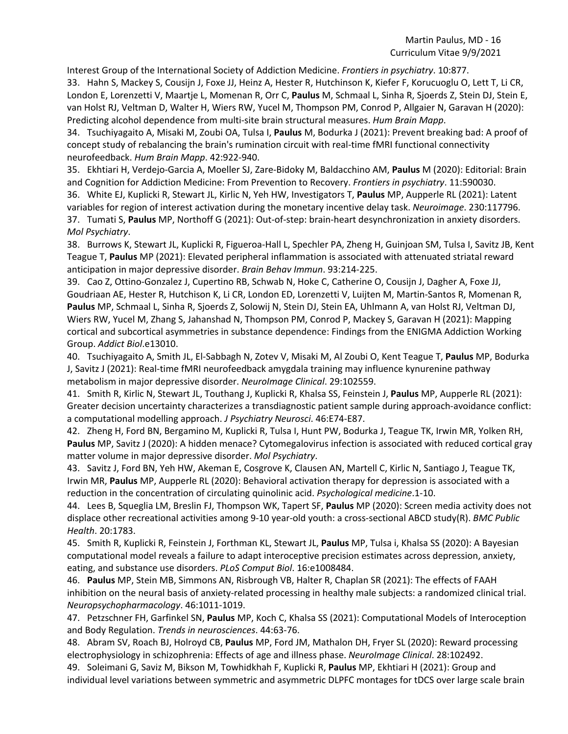Interest Group of the International Society of Addiction Medicine. *Frontiers in psychiatry*. 10:877.

33. Hahn S, Mackey S, Cousijn J, Foxe JJ, Heinz A, Hester R, Hutchinson K, Kiefer F, Korucuoglu O, Lett T, Li CR, London E, Lorenzetti V, Maartje L, Momenan R, Orr C, **Paulus** M, Schmaal L, Sinha R, Sjoerds Z, Stein DJ, Stein E, van Holst RJ, Veltman D, Walter H, Wiers RW, Yucel M, Thompson PM, Conrod P, Allgaier N, Garavan H (2020): Predicting alcohol dependence from multi-site brain structural measures. *Hum Brain Mapp*.

34. Tsuchiyagaito A, Misaki M, Zoubi OA, Tulsa I, **Paulus** M, Bodurka J (2021): Prevent breaking bad: A proof of concept study of rebalancing the brain's rumination circuit with real-time fMRI functional connectivity neurofeedback. *Hum Brain Mapp*. 42:922-940.

35. Ekhtiari H, Verdejo-Garcia A, Moeller SJ, Zare-Bidoky M, Baldacchino AM, **Paulus** M (2020): Editorial: Brain and Cognition for Addiction Medicine: From Prevention to Recovery. *Frontiers in psychiatry*. 11:590030.

36. White EJ, Kuplicki R, Stewart JL, Kirlic N, Yeh HW, Investigators T, **Paulus** MP, Aupperle RL (2021): Latent variables for region of interest activation during the monetary incentive delay task. *Neuroimage*. 230:117796.

37. Tumati S, **Paulus** MP, Northoff G (2021): Out-of-step: brain-heart desynchronization in anxiety disorders. *Mol Psychiatry*.

38. Burrows K, Stewart JL, Kuplicki R, Figueroa-Hall L, Spechler PA, Zheng H, Guinjoan SM, Tulsa I, Savitz JB, Kent Teague T, **Paulus** MP (2021): Elevated peripheral inflammation is associated with attenuated striatal reward anticipation in major depressive disorder. *Brain Behav Immun*. 93:214-225.

39. Cao Z, Ottino-Gonzalez J, Cupertino RB, Schwab N, Hoke C, Catherine O, Cousijn J, Dagher A, Foxe JJ, Goudriaan AE, Hester R, Hutchison K, Li CR, London ED, Lorenzetti V, Luijten M, Martin-Santos R, Momenan R, **Paulus** MP, Schmaal L, Sinha R, Sjoerds Z, Solowij N, Stein DJ, Stein EA, Uhlmann A, van Holst RJ, Veltman DJ, Wiers RW, Yucel M, Zhang S, Jahanshad N, Thompson PM, Conrod P, Mackey S, Garavan H (2021): Mapping cortical and subcortical asymmetries in substance dependence: Findings from the ENIGMA Addiction Working Group. *Addict Biol*.e13010.

40. Tsuchiyagaito A, Smith JL, El-Sabbagh N, Zotev V, Misaki M, Al Zoubi O, Kent Teague T, **Paulus** MP, Bodurka J, Savitz J (2021): Real-time fMRI neurofeedback amygdala training may influence kynurenine pathway metabolism in major depressive disorder. *NeuroImage Clinical*. 29:102559.

41. Smith R, Kirlic N, Stewart JL, Touthang J, Kuplicki R, Khalsa SS, Feinstein J, **Paulus** MP, Aupperle RL (2021): Greater decision uncertainty characterizes a transdiagnostic patient sample during approach-avoidance conflict: a computational modelling approach. *J Psychiatry Neurosci*. 46:E74-E87.

42. Zheng H, Ford BN, Bergamino M, Kuplicki R, Tulsa I, Hunt PW, Bodurka J, Teague TK, Irwin MR, Yolken RH, **Paulus** MP, Savitz J (2020): A hidden menace? Cytomegalovirus infection is associated with reduced cortical gray matter volume in major depressive disorder. *Mol Psychiatry*.

43. Savitz J, Ford BN, Yeh HW, Akeman E, Cosgrove K, Clausen AN, Martell C, Kirlic N, Santiago J, Teague TK, Irwin MR, **Paulus** MP, Aupperle RL (2020): Behavioral activation therapy for depression is associated with a reduction in the concentration of circulating quinolinic acid. *Psychological medicine*.1-10.

44. Lees B, Squeglia LM, Breslin FJ, Thompson WK, Tapert SF, **Paulus** MP (2020): Screen media activity does not displace other recreational activities among 9-10 year-old youth: a cross-sectional ABCD study(R). *BMC Public Health*. 20:1783.

45. Smith R, Kuplicki R, Feinstein J, Forthman KL, Stewart JL, **Paulus** MP, Tulsa i, Khalsa SS (2020): A Bayesian computational model reveals a failure to adapt interoceptive precision estimates across depression, anxiety, eating, and substance use disorders. *PLoS Comput Biol*. 16:e1008484.

46. **Paulus** MP, Stein MB, Simmons AN, Risbrough VB, Halter R, Chaplan SR (2021): The effects of FAAH inhibition on the neural basis of anxiety-related processing in healthy male subjects: a randomized clinical trial. *Neuropsychopharmacology*. 46:1011-1019.

47. Petzschner FH, Garfinkel SN, **Paulus** MP, Koch C, Khalsa SS (2021): Computational Models of Interoception and Body Regulation. *Trends in neurosciences*. 44:63-76.

48. Abram SV, Roach BJ, Holroyd CB, **Paulus** MP, Ford JM, Mathalon DH, Fryer SL (2020): Reward processing electrophysiology in schizophrenia: Effects of age and illness phase. *NeuroImage Clinical*. 28:102492.

49. Soleimani G, Saviz M, Bikson M, Towhidkhah F, Kuplicki R, **Paulus** MP, Ekhtiari H (2021): Group and individual level variations between symmetric and asymmetric DLPFC montages for tDCS over large scale brain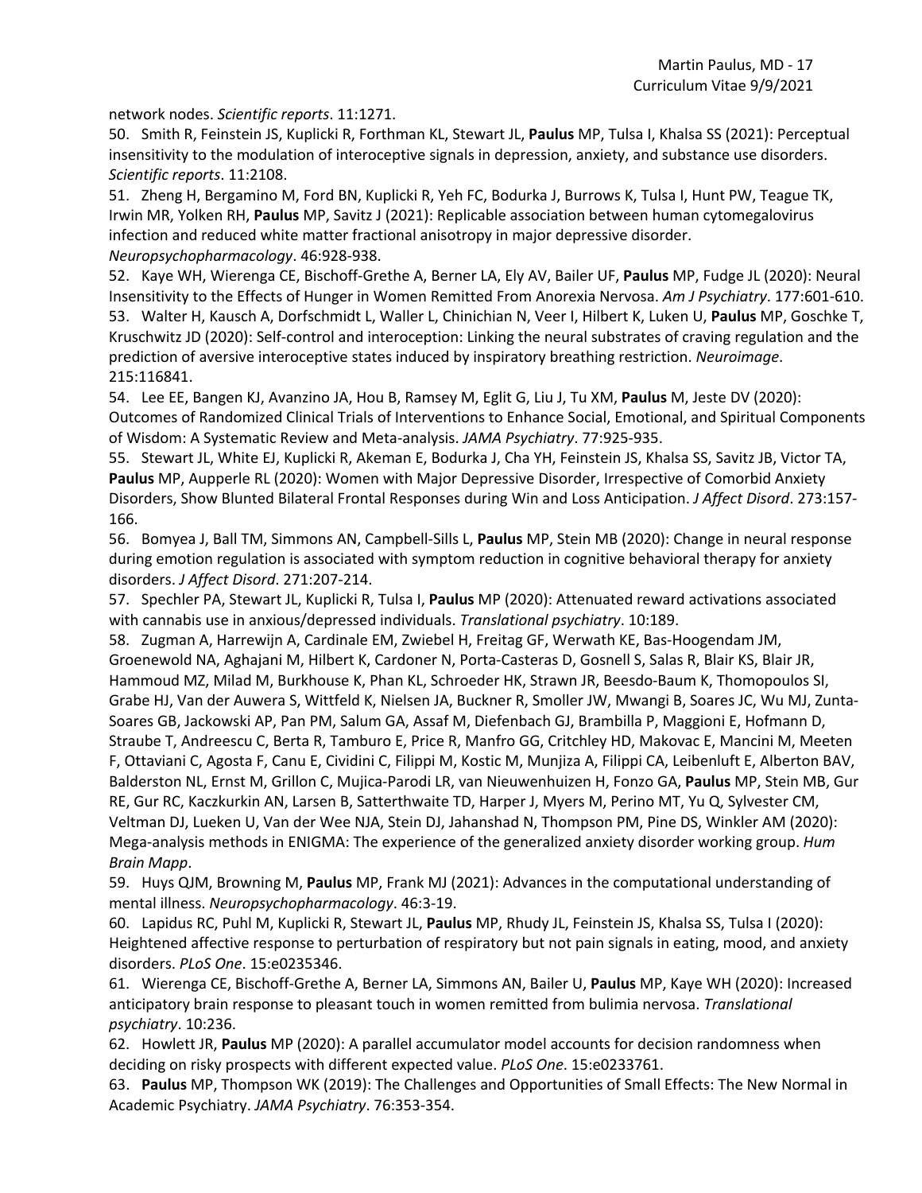network nodes. *Scientific reports*. 11:1271.

50. Smith R, Feinstein JS, Kuplicki R, Forthman KL, Stewart JL, **Paulus** MP, Tulsa I, Khalsa SS (2021): Perceptual insensitivity to the modulation of interoceptive signals in depression, anxiety, and substance use disorders. *Scientific reports*. 11:2108.

51. Zheng H, Bergamino M, Ford BN, Kuplicki R, Yeh FC, Bodurka J, Burrows K, Tulsa I, Hunt PW, Teague TK, Irwin MR, Yolken RH, **Paulus** MP, Savitz J (2021): Replicable association between human cytomegalovirus infection and reduced white matter fractional anisotropy in major depressive disorder. *Neuropsychopharmacology*. 46:928-938.

52. Kaye WH, Wierenga CE, Bischoff-Grethe A, Berner LA, Ely AV, Bailer UF, **Paulus** MP, Fudge JL (2020): Neural Insensitivity to the Effects of Hunger in Women Remitted From Anorexia Nervosa. *Am J Psychiatry*. 177:601-610.

53. Walter H, Kausch A, Dorfschmidt L, Waller L, Chinichian N, Veer I, Hilbert K, Luken U, **Paulus** MP, Goschke T, Kruschwitz JD (2020): Self-control and interoception: Linking the neural substrates of craving regulation and the prediction of aversive interoceptive states induced by inspiratory breathing restriction. *Neuroimage*. 215:116841.

54. Lee EE, Bangen KJ, Avanzino JA, Hou B, Ramsey M, Eglit G, Liu J, Tu XM, **Paulus** M, Jeste DV (2020): Outcomes of Randomized Clinical Trials of Interventions to Enhance Social, Emotional, and Spiritual Components of Wisdom: A Systematic Review and Meta-analysis. *JAMA Psychiatry*. 77:925-935.

55. Stewart JL, White EJ, Kuplicki R, Akeman E, Bodurka J, Cha YH, Feinstein JS, Khalsa SS, Savitz JB, Victor TA, **Paulus** MP, Aupperle RL (2020): Women with Major Depressive Disorder, Irrespective of Comorbid Anxiety Disorders, Show Blunted Bilateral Frontal Responses during Win and Loss Anticipation. *J Affect Disord*. 273:157-166.

56. Bomyea J, Ball TM, Simmons AN, Campbell-Sills L, **Paulus** MP, Stein MB (2020): Change in neural response during emotion regulation is associated with symptom reduction in cognitive behavioral therapy for anxiety disorders. *J Affect Disord*. 271:207-214.

57. Spechler PA, Stewart JL, Kuplicki R, Tulsa I, **Paulus** MP (2020): Attenuated reward activations associated with cannabis use in anxious/depressed individuals. *Translational psychiatry*. 10:189.

58. Zugman A, Harrewijn A, Cardinale EM, Zwiebel H, Freitag GF, Werwath KE, Bas-Hoogendam JM, Groenewold NA, Aghajani M, Hilbert K, Cardoner N, Porta-Casteras D, Gosnell S, Salas R, Blair KS, Blair JR, Hammoud MZ, Milad M, Burkhouse K, Phan KL, Schroeder HK, Strawn JR, Beesdo-Baum K, Thomopoulos SI, Grabe HJ, Van der Auwera S, Wittfeld K, Nielsen JA, Buckner R, Smoller JW, Mwangi B, Soares JC, Wu MJ, Zunta-Soares GB, Jackowski AP, Pan PM, Salum GA, Assaf M, Diefenbach GJ, Brambilla P, Maggioni E, Hofmann D, Straube T, Andreescu C, Berta R, Tamburo E, Price R, Manfro GG, Critchley HD, Makovac E, Mancini M, Meeten F, Ottaviani C, Agosta F, Canu E, Cividini C, Filippi M, Kostic M, Munjiza A, Filippi CA, Leibenluft E, Alberton BAV, Balderston NL, Ernst M, Grillon C, Mujica-Parodi LR, van Nieuwenhuizen H, Fonzo GA, **Paulus** MP, Stein MB, Gur RE, Gur RC, Kaczkurkin AN, Larsen B, Satterthwaite TD, Harper J, Myers M, Perino MT, Yu Q, Sylvester CM, Veltman DJ, Lueken U, Van der Wee NJA, Stein DJ, Jahanshad N, Thompson PM, Pine DS, Winkler AM (2020): Mega-analysis methods in ENIGMA: The experience of the generalized anxiety disorder working group. *Hum Brain Mapp*.

59. Huys QJM, Browning M, **Paulus** MP, Frank MJ (2021): Advances in the computational understanding of mental illness. *Neuropsychopharmacology*. 46:3-19.

60. Lapidus RC, Puhl M, Kuplicki R, Stewart JL, **Paulus** MP, Rhudy JL, Feinstein JS, Khalsa SS, Tulsa I (2020): Heightened affective response to perturbation of respiratory but not pain signals in eating, mood, and anxiety disorders. *PLoS One*. 15:e0235346.

61. Wierenga CE, Bischoff-Grethe A, Berner LA, Simmons AN, Bailer U, **Paulus** MP, Kaye WH (2020): Increased anticipatory brain response to pleasant touch in women remitted from bulimia nervosa. *Translational psychiatry*. 10:236.

62. Howlett JR, **Paulus** MP (2020): A parallel accumulator model accounts for decision randomness when deciding on risky prospects with different expected value. *PLoS One*. 15:e0233761.

63. **Paulus** MP, Thompson WK (2019): The Challenges and Opportunities of Small Effects: The New Normal in Academic Psychiatry. *JAMA Psychiatry*. 76:353-354.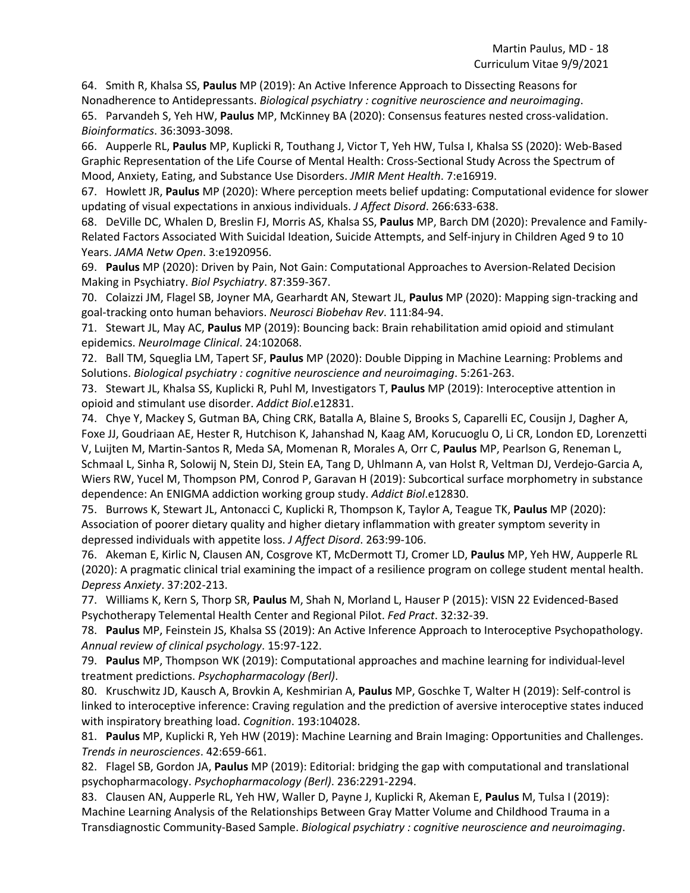64. Smith R, Khalsa SS, **Paulus** MP (2019): An Active Inference Approach to Dissecting Reasons for Nonadherence to Antidepressants. *Biological psychiatry : cognitive neuroscience and neuroimaging*.
65. Parvandeh S, Yeh HW, **Paulus** MP, McKinney BA (2020): Consensus features nested cross-validation. *Bioinformatics*. 36:3093-3098.
66. Aupperle RL, **Paulus** MP, Kuplicki R, Touthang J, Victor T, Yeh HW, Tulsa I, Khalsa SS (2020): Web-Based Graphic Representation of the Life Course of Mental Health: Cross-Sectional Study Across the Spectrum of Mood, Anxiety, Eating, and Substance Use Disorders. *JMIR Ment Health*. 7:e16919.
67. Howlett JR, **Paulus** MP (2020): Where perception meets belief updating: Computational evidence for slower updating of visual expectations in anxious individuals. *J Affect Disord*. 266:633-638.
68. DeVille DC, Whalen D, Breslin FJ, Morris AS, Khalsa SS, **Paulus** MP, Barch DM (2020): Prevalence and Family-Related Factors Associated With Suicidal Ideation, Suicide Attempts, and Self-injury in Children Aged 9 to 10 Years. *JAMA Netw Open*. 3:e1920956.
69. **Paulus** MP (2020): Driven by Pain, Not Gain: Computational Approaches to Aversion-Related Decision Making in Psychiatry. *Biol Psychiatry*. 87:359-367.
70. Colaizzi JM, Flagel SB, Joyner MA, Gearhardt AN, Stewart JL, **Paulus** MP (2020): Mapping sign-tracking and goal-tracking onto human behaviors. *Neurosci Biobehav Rev*. 111:84-94.
71. Stewart JL, May AC, **Paulus** MP (2019): Bouncing back: Brain rehabilitation amid opioid and stimulant epidemics. *NeuroImage Clinical*. 24:102068.
72. Ball TM, Squeglia LM, Tapert SF, **Paulus** MP (2020): Double Dipping in Machine Learning: Problems and Solutions. *Biological psychiatry : cognitive neuroscience and neuroimaging*. 5:261-263.
73. Stewart JL, Khalsa SS, Kuplicki R, Puhl M, Investigators T, **Paulus** MP (2019): Interoceptive attention in opioid and stimulant use disorder. *Addict Biol*.e12831.
74. Chye Y, Mackey S, Gutman BA, Ching CRK, Batalla A, Blaine S, Brooks S, Caparelli EC, Cousijn J, Dagher A, Foxe JJ, Goudriaan AE, Hester R, Hutchison K, Jahanshad N, Kaag AM, Korucuoglu O, Li CR, London ED, Lorenzetti V, Luijten M, Martin-Santos R, Meda SA, Momenan R, Morales A, Orr C, **Paulus** MP, Pearlson G, Reneman L, Schmaal L, Sinha R, Solowij N, Stein DJ, Stein EA, Tang D, Uhlmann A, van Holst R, Veltman DJ, Verdejo-Garcia A, Wiers RW, Yucel M, Thompson PM, Conrod P, Garavan H (2019): Subcortical surface morphometry in substance dependence: An ENIGMA addiction working group study. *Addict Biol*.e12830.
75. Burrows K, Stewart JL, Antonacci C, Kuplicki R, Thompson K, Taylor A, Teague TK, **Paulus** MP (2020): Association of poorer dietary quality and higher dietary inflammation with greater symptom severity in depressed individuals with appetite loss. *J Affect Disord*. 263:99-106.
76. Akeman E, Kirlic N, Clausen AN, Cosgrove KT, McDermott TJ, Cromer LD, **Paulus** MP, Yeh HW, Aupperle RL (2020): A pragmatic clinical trial examining the impact of a resilience program on college student mental health. *Depress Anxiety*. 37:202-213.
77. Williams K, Kern S, Thorp SR, **Paulus** M, Shah N, Morland L, Hauser P (2015): VISN 22 Evidenced-Based Psychotherapy Telemental Health Center and Regional Pilot. *Fed Pract*. 32:32-39.
78. **Paulus** MP, Feinstein JS, Khalsa SS (2019): An Active Inference Approach to Interoceptive Psychopathology. *Annual review of clinical psychology*. 15:97-122.
79. **Paulus** MP, Thompson WK (2019): Computational approaches and machine learning for individual-level treatment predictions. *Psychopharmacology (Berl)*.
80. Kruschwitz JD, Kausch A, Brovkin A, Keshmirian A, **Paulus** MP, Goschke T, Walter H (2019): Self-control is linked to interoceptive inference: Craving regulation and the prediction of aversive interoceptive states induced with inspiratory breathing load. *Cognition*. 193:104028.
81. **Paulus** MP, Kuplicki R, Yeh HW (2019): Machine Learning and Brain Imaging: Opportunities and Challenges. *Trends in neurosciences*. 42:659-661.
82. Flagel SB, Gordon JA, **Paulus** MP (2019): Editorial: bridging the gap with computational and translational psychopharmacology. *Psychopharmacology (Berl)*. 236:2291-2294.
83. Clausen AN, Aupperle RL, Yeh HW, Waller D, Payne J, Kuplicki R, Akeman E, **Paulus** M, Tulsa I (2019): Machine Learning Analysis of the Relationships Between Gray Matter Volume and Childhood Trauma in a Transdiagnostic Community-Based Sample. *Biological psychiatry : cognitive neuroscience and neuroimaging*.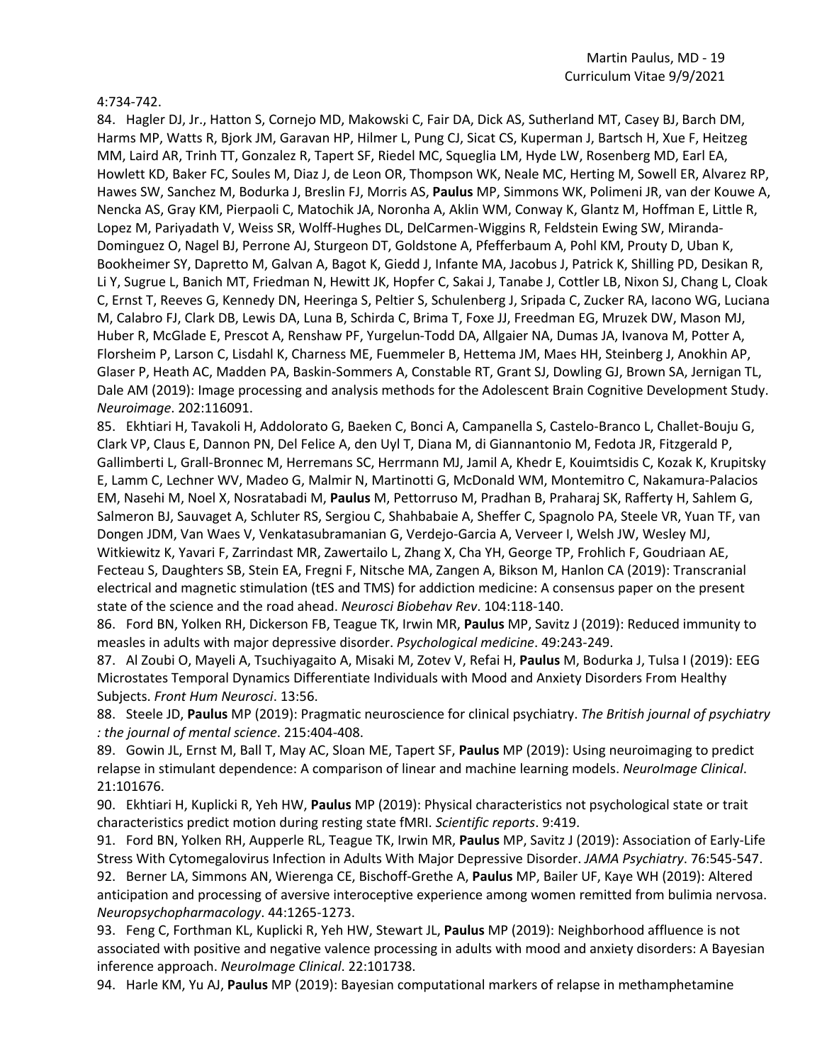4:734-742.

84. Hagler DJ, Jr., Hatton S, Cornejo MD, Makowski C, Fair DA, Dick AS, Sutherland MT, Casey BJ, Barch DM, Harms MP, Watts R, Bjork JM, Garavan HP, Hilmer L, Pung CJ, Sicat CS, Kuperman J, Bartsch H, Xue F, Heitzeg MM, Laird AR, Trinh TT, Gonzalez R, Tapert SF, Riedel MC, Squeglia LM, Hyde LW, Rosenberg MD, Earl EA, Howlett KD, Baker FC, Soules M, Diaz J, de Leon OR, Thompson WK, Neale MC, Herting M, Sowell ER, Alvarez RP, Hawes SW, Sanchez M, Bodurka J, Breslin FJ, Morris AS, **Paulus** MP, Simmons WK, Polimeni JR, van der Kouwe A, Nencka AS, Gray KM, Pierpaoli C, Matochik JA, Noronha A, Aklin WM, Conway K, Glantz M, Hoffman E, Little R, Lopez M, Pariyadath V, Weiss SR, Wolff-Hughes DL, DelCarmen-Wiggins R, Feldstein Ewing SW, Miranda-Dominguez O, Nagel BJ, Perrone AJ, Sturgeon DT, Goldstone A, Pfefferbaum A, Pohl KM, Prouty D, Uban K, Bookheimer SY, Dapretto M, Galvan A, Bagot K, Giedd J, Infante MA, Jacobus J, Patrick K, Shilling PD, Desikan R, Li Y, Sugrue L, Banich MT, Friedman N, Hewitt JK, Hopfer C, Sakai J, Tanabe J, Cottler LB, Nixon SJ, Chang L, Cloak C, Ernst T, Reeves G, Kennedy DN, Heeringa S, Peltier S, Schulenberg J, Sripada C, Zucker RA, Iacono WG, Luciana M, Calabro FJ, Clark DB, Lewis DA, Luna B, Schirda C, Brima T, Foxe JJ, Freedman EG, Mruzek DW, Mason MJ, Huber R, McGlade E, Prescot A, Renshaw PF, Yurgelun-Todd DA, Allgaier NA, Dumas JA, Ivanova M, Potter A, Florsheim P, Larson C, Lisdahl K, Charness ME, Fuemmeler B, Hettema JM, Maes HH, Steinberg J, Anokhin AP, Glaser P, Heath AC, Madden PA, Baskin-Sommers A, Constable RT, Grant SJ, Dowling GJ, Brown SA, Jernigan TL, Dale AM (2019): Image processing and analysis methods for the Adolescent Brain Cognitive Development Study. *Neuroimage*. 202:116091.

85. Ekhtiari H, Tavakoli H, Addolorato G, Baeken C, Bonci A, Campanella S, Castelo-Branco L, Challet-Bouju G, Clark VP, Claus E, Dannon PN, Del Felice A, den Uyl T, Diana M, di Giannantonio M, Fedota JR, Fitzgerald P, Gallimberti L, Grall-Bronnec M, Herremans SC, Herrmann MJ, Jamil A, Khedr E, Kouimtsidis C, Kozak K, Krupitsky E, Lamm C, Lechner WV, Madeo G, Malmir N, Martinotti G, McDonald WM, Montemitro C, Nakamura-Palacios EM, Nasehi M, Noel X, Nosratabadi M, **Paulus** M, Pettorruso M, Pradhan B, Praharaj SK, Rafferty H, Sahlem G, Salmeron BJ, Sauvaget A, Schluter RS, Sergiou C, Shahbabaie A, Sheffer C, Spagnolo PA, Steele VR, Yuan TF, van Dongen JDM, Van Waes V, Venkatasubramanian G, Verdejo-Garcia A, Verveer I, Welsh JW, Wesley MJ, Witkiewitz K, Yavari F, Zarrindast MR, Zawertailo L, Zhang X, Cha YH, George TP, Frohlich F, Goudriaan AE, Fecteau S, Daughters SB, Stein EA, Fregni F, Nitsche MA, Zangen A, Bikson M, Hanlon CA (2019): Transcranial electrical and magnetic stimulation (tES and TMS) for addiction medicine: A consensus paper on the present state of the science and the road ahead. *Neurosci Biobehav Rev*. 104:118-140.

86. Ford BN, Yolken RH, Dickerson FB, Teague TK, Irwin MR, **Paulus** MP, Savitz J (2019): Reduced immunity to measles in adults with major depressive disorder. *Psychological medicine*. 49:243-249.

87. Al Zoubi O, Mayeli A, Tsuchiyagaito A, Misaki M, Zotev V, Refai H, **Paulus** M, Bodurka J, Tulsa I (2019): EEG Microstates Temporal Dynamics Differentiate Individuals with Mood and Anxiety Disorders From Healthy Subjects. *Front Hum Neurosci*. 13:56.

88. Steele JD, **Paulus** MP (2019): Pragmatic neuroscience for clinical psychiatry. *The British journal of psychiatry : the journal of mental science*. 215:404-408.

89. Gowin JL, Ernst M, Ball T, May AC, Sloan ME, Tapert SF, **Paulus** MP (2019): Using neuroimaging to predict relapse in stimulant dependence: A comparison of linear and machine learning models. *NeuroImage Clinical*. 21:101676.

90. Ekhtiari H, Kuplicki R, Yeh HW, **Paulus** MP (2019): Physical characteristics not psychological state or trait characteristics predict motion during resting state fMRI. *Scientific reports*. 9:419.

91. Ford BN, Yolken RH, Aupperle RL, Teague TK, Irwin MR, **Paulus** MP, Savitz J (2019): Association of Early-Life Stress With Cytomegalovirus Infection in Adults With Major Depressive Disorder. *JAMA Psychiatry*. 76:545-547.

92. Berner LA, Simmons AN, Wierenga CE, Bischoff-Grethe A, **Paulus** MP, Bailer UF, Kaye WH (2019): Altered anticipation and processing of aversive interoceptive experience among women remitted from bulimia nervosa. *Neuropsychopharmacology*. 44:1265-1273.

93. Feng C, Forthman KL, Kuplicki R, Yeh HW, Stewart JL, **Paulus** MP (2019): Neighborhood affluence is not associated with positive and negative valence processing in adults with mood and anxiety disorders: A Bayesian inference approach. *NeuroImage Clinical*. 22:101738.

94. Harle KM, Yu AJ, **Paulus** MP (2019): Bayesian computational markers of relapse in methamphetamine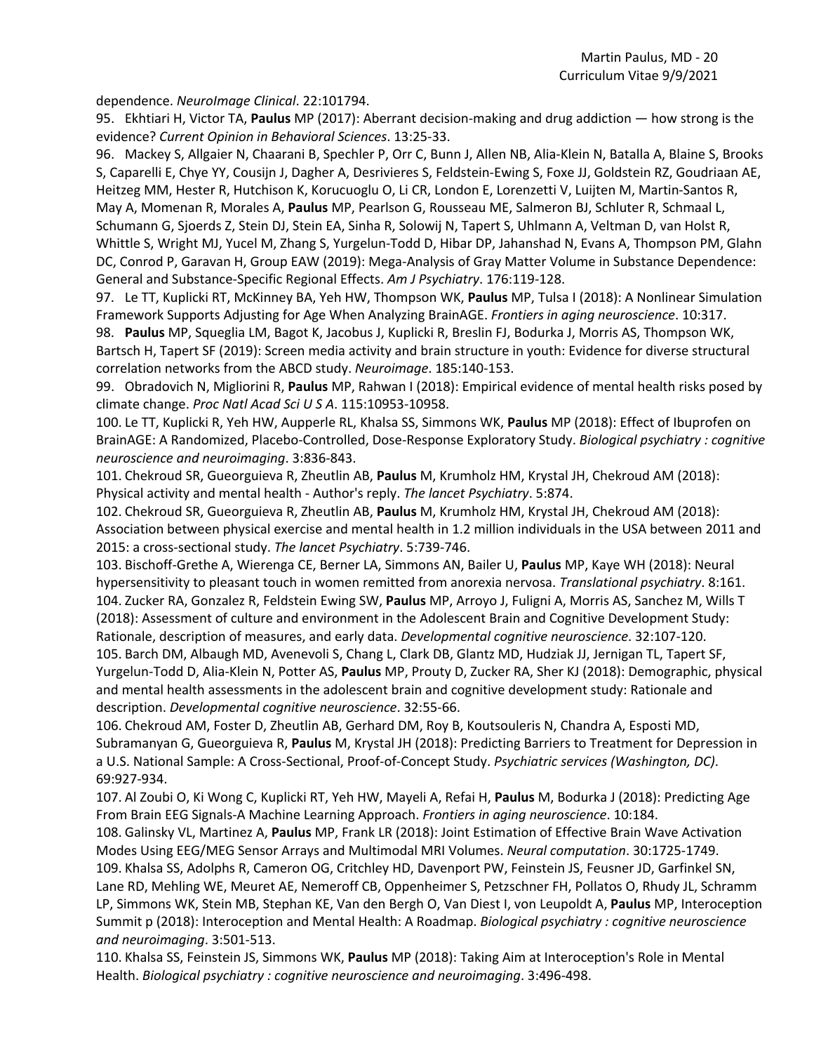dependence. *NeuroImage Clinical*. 22:101794.

95. Ekhtiari H, Victor TA, **Paulus** MP (2017): Aberrant decision-making and drug addiction — how strong is the evidence? *Current Opinion in Behavioral Sciences*. 13:25-33.

96. Mackey S, Allgaier N, Chaarani B, Spechler P, Orr C, Bunn J, Allen NB, Alia-Klein N, Batalla A, Blaine S, Brooks S, Caparelli E, Chye YY, Cousijn J, Dagher A, Desrivieres S, Feldstein-Ewing S, Foxe JJ, Goldstein RZ, Goudriaan AE, Heitzeg MM, Hester R, Hutchison K, Korucuoglu O, Li CR, London E, Lorenzetti V, Luijten M, Martin-Santos R, May A, Momenan R, Morales A, **Paulus** MP, Pearlson G, Rousseau ME, Salmeron BJ, Schluter R, Schmaal L, Schumann G, Sjoerds Z, Stein DJ, Stein EA, Sinha R, Solowij N, Tapert S, Uhlmann A, Veltman D, van Holst R, Whittle S, Wright MJ, Yucel M, Zhang S, Yurgelun-Todd D, Hibar DP, Jahanshad N, Evans A, Thompson PM, Glahn DC, Conrod P, Garavan H, Group EAW (2019): Mega-Analysis of Gray Matter Volume in Substance Dependence: General and Substance-Specific Regional Effects. *Am J Psychiatry*. 176:119-128.

97. Le TT, Kuplicki RT, McKinney BA, Yeh HW, Thompson WK, **Paulus** MP, Tulsa I (2018): A Nonlinear Simulation Framework Supports Adjusting for Age When Analyzing BrainAGE. *Frontiers in aging neuroscience*. 10:317.

98. **Paulus** MP, Squeglia LM, Bagot K, Jacobus J, Kuplicki R, Breslin FJ, Bodurka J, Morris AS, Thompson WK, Bartsch H, Tapert SF (2019): Screen media activity and brain structure in youth: Evidence for diverse structural correlation networks from the ABCD study. *Neuroimage*. 185:140-153.

99. Obradovich N, Migliorini R, **Paulus** MP, Rahwan I (2018): Empirical evidence of mental health risks posed by climate change. *Proc Natl Acad Sci U S A*. 115:10953-10958.

100. Le TT, Kuplicki R, Yeh HW, Aupperle RL, Khalsa SS, Simmons WK, **Paulus** MP (2018): Effect of Ibuprofen on BrainAGE: A Randomized, Placebo-Controlled, Dose-Response Exploratory Study. *Biological psychiatry : cognitive neuroscience and neuroimaging*. 3:836-843.

101. Chekroud SR, Gueorguieva R, Zheutlin AB, **Paulus** M, Krumholz HM, Krystal JH, Chekroud AM (2018): Physical activity and mental health - Author's reply. *The lancet Psychiatry*. 5:874.

102. Chekroud SR, Gueorguieva R, Zheutlin AB, **Paulus** M, Krumholz HM, Krystal JH, Chekroud AM (2018): Association between physical exercise and mental health in 1.2 million individuals in the USA between 2011 and 2015: a cross-sectional study. *The lancet Psychiatry*. 5:739-746.

103. Bischoff-Grethe A, Wierenga CE, Berner LA, Simmons AN, Bailer U, **Paulus** MP, Kaye WH (2018): Neural hypersensitivity to pleasant touch in women remitted from anorexia nervosa. *Translational psychiatry*. 8:161.

104. Zucker RA, Gonzalez R, Feldstein Ewing SW, **Paulus** MP, Arroyo J, Fuligni A, Morris AS, Sanchez M, Wills T (2018): Assessment of culture and environment in the Adolescent Brain and Cognitive Development Study: Rationale, description of measures, and early data. *Developmental cognitive neuroscience*. 32:107-120.

105. Barch DM, Albaugh MD, Avenevoli S, Chang L, Clark DB, Glantz MD, Hudziak JJ, Jernigan TL, Tapert SF, Yurgelun-Todd D, Alia-Klein N, Potter AS, **Paulus** MP, Prouty D, Zucker RA, Sher KJ (2018): Demographic, physical and mental health assessments in the adolescent brain and cognitive development study: Rationale and description. *Developmental cognitive neuroscience*. 32:55-66.

106. Chekroud AM, Foster D, Zheutlin AB, Gerhard DM, Roy B, Koutsouleris N, Chandra A, Esposti MD, Subramanyan G, Gueorguieva R, **Paulus** M, Krystal JH (2018): Predicting Barriers to Treatment for Depression in a U.S. National Sample: A Cross-Sectional, Proof-of-Concept Study. *Psychiatric services (Washington, DC)*. 69:927-934.

107. Al Zoubi O, Ki Wong C, Kuplicki RT, Yeh HW, Mayeli A, Refai H, **Paulus** M, Bodurka J (2018): Predicting Age From Brain EEG Signals-A Machine Learning Approach. *Frontiers in aging neuroscience*. 10:184.

108. Galinsky VL, Martinez A, **Paulus** MP, Frank LR (2018): Joint Estimation of Effective Brain Wave Activation Modes Using EEG/MEG Sensor Arrays and Multimodal MRI Volumes. *Neural computation*. 30:1725-1749.

109. Khalsa SS, Adolphs R, Cameron OG, Critchley HD, Davenport PW, Feinstein JS, Feusner JD, Garfinkel SN, Lane RD, Mehling WE, Meuret AE, Nemeroff CB, Oppenheimer S, Petzschner FH, Pollatos O, Rhudy JL, Schramm LP, Simmons WK, Stein MB, Stephan KE, Van den Bergh O, Van Diest I, von Leupoldt A, **Paulus** MP, Interoception Summit p (2018): Interoception and Mental Health: A Roadmap. *Biological psychiatry : cognitive neuroscience and neuroimaging*. 3:501-513.

110. Khalsa SS, Feinstein JS, Simmons WK, **Paulus** MP (2018): Taking Aim at Interoception's Role in Mental Health. *Biological psychiatry : cognitive neuroscience and neuroimaging*. 3:496-498.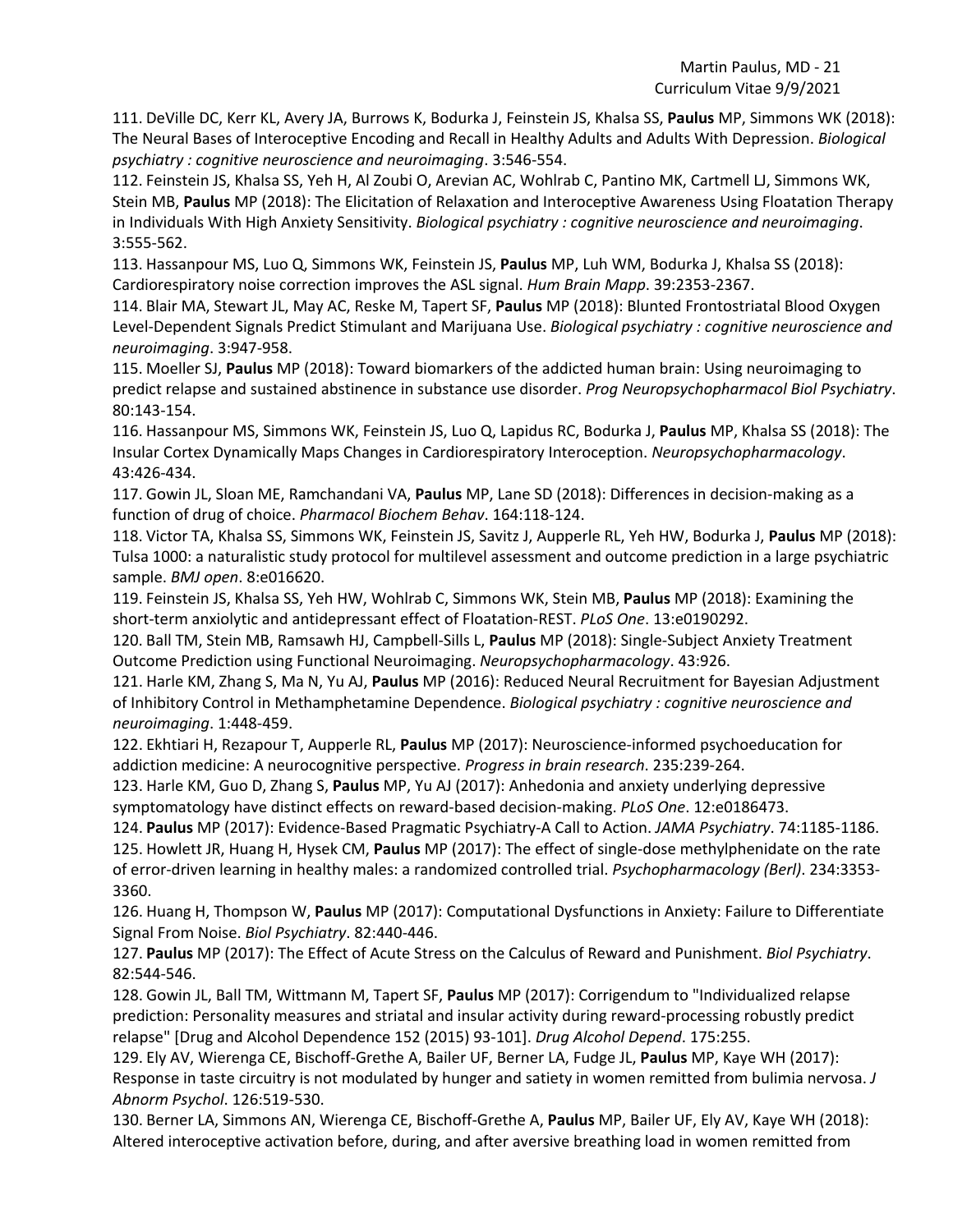111. DeVille DC, Kerr KL, Avery JA, Burrows K, Bodurka J, Feinstein JS, Khalsa SS, **Paulus** MP, Simmons WK (2018): The Neural Bases of Interoceptive Encoding and Recall in Healthy Adults and Adults With Depression. *Biological psychiatry : cognitive neuroscience and neuroimaging*. 3:546-554.

112. Feinstein JS, Khalsa SS, Yeh H, Al Zoubi O, Arevian AC, Wohlrab C, Pantino MK, Cartmell LJ, Simmons WK, Stein MB, **Paulus** MP (2018): The Elicitation of Relaxation and Interoceptive Awareness Using Floatation Therapy in Individuals With High Anxiety Sensitivity. *Biological psychiatry : cognitive neuroscience and neuroimaging*. 3:555-562.

113. Hassanpour MS, Luo Q, Simmons WK, Feinstein JS, **Paulus** MP, Luh WM, Bodurka J, Khalsa SS (2018): Cardiorespiratory noise correction improves the ASL signal. *Hum Brain Mapp*. 39:2353-2367.

114. Blair MA, Stewart JL, May AC, Reske M, Tapert SF, **Paulus** MP (2018): Blunted Frontostriatal Blood Oxygen Level-Dependent Signals Predict Stimulant and Marijuana Use. *Biological psychiatry : cognitive neuroscience and neuroimaging*. 3:947-958.

115. Moeller SJ, **Paulus** MP (2018): Toward biomarkers of the addicted human brain: Using neuroimaging to predict relapse and sustained abstinence in substance use disorder. *Prog Neuropsychopharmacol Biol Psychiatry*. 80:143-154.

116. Hassanpour MS, Simmons WK, Feinstein JS, Luo Q, Lapidus RC, Bodurka J, **Paulus** MP, Khalsa SS (2018): The Insular Cortex Dynamically Maps Changes in Cardiorespiratory Interoception. *Neuropsychopharmacology*. 43:426-434.

117. Gowin JL, Sloan ME, Ramchandani VA, **Paulus** MP, Lane SD (2018): Differences in decision-making as a function of drug of choice. *Pharmacol Biochem Behav*. 164:118-124.

118. Victor TA, Khalsa SS, Simmons WK, Feinstein JS, Savitz J, Aupperle RL, Yeh HW, Bodurka J, **Paulus** MP (2018): Tulsa 1000: a naturalistic study protocol for multilevel assessment and outcome prediction in a large psychiatric sample. *BMJ open*. 8:e016620.

119. Feinstein JS, Khalsa SS, Yeh HW, Wohlrab C, Simmons WK, Stein MB, **Paulus** MP (2018): Examining the short-term anxiolytic and antidepressant effect of Floatation-REST. *PLoS One*. 13:e0190292.

120. Ball TM, Stein MB, Ramsawh HJ, Campbell-Sills L, **Paulus** MP (2018): Single-Subject Anxiety Treatment Outcome Prediction using Functional Neuroimaging. *Neuropsychopharmacology*. 43:926.

121. Harle KM, Zhang S, Ma N, Yu AJ, **Paulus** MP (2016): Reduced Neural Recruitment for Bayesian Adjustment of Inhibitory Control in Methamphetamine Dependence. *Biological psychiatry : cognitive neuroscience and neuroimaging*. 1:448-459.

122. Ekhtiari H, Rezapour T, Aupperle RL, **Paulus** MP (2017): Neuroscience-informed psychoeducation for addiction medicine: A neurocognitive perspective. *Progress in brain research*. 235:239-264.

123. Harle KM, Guo D, Zhang S, **Paulus** MP, Yu AJ (2017): Anhedonia and anxiety underlying depressive symptomatology have distinct effects on reward-based decision-making. *PLoS One*. 12:e0186473.

124. **Paulus** MP (2017): Evidence-Based Pragmatic Psychiatry-A Call to Action. *JAMA Psychiatry*. 74:1185-1186.

125. Howlett JR, Huang H, Hysek CM, **Paulus** MP (2017): The effect of single-dose methylphenidate on the rate of error-driven learning in healthy males: a randomized controlled trial. *Psychopharmacology (Berl)*. 234:3353-3360.

126. Huang H, Thompson W, **Paulus** MP (2017): Computational Dysfunctions in Anxiety: Failure to Differentiate Signal From Noise. *Biol Psychiatry*. 82:440-446.

127. **Paulus** MP (2017): The Effect of Acute Stress on the Calculus of Reward and Punishment. *Biol Psychiatry*. 82:544-546.

128. Gowin JL, Ball TM, Wittmann M, Tapert SF, **Paulus** MP (2017): Corrigendum to "Individualized relapse prediction: Personality measures and striatal and insular activity during reward-processing robustly predict relapse" [Drug and Alcohol Dependence 152 (2015) 93-101]. *Drug Alcohol Depend*. 175:255.

129. Ely AV, Wierenga CE, Bischoff-Grethe A, Bailer UF, Berner LA, Fudge JL, **Paulus** MP, Kaye WH (2017): Response in taste circuitry is not modulated by hunger and satiety in women remitted from bulimia nervosa. *J Abnorm Psychol*. 126:519-530.

130. Berner LA, Simmons AN, Wierenga CE, Bischoff-Grethe A, **Paulus** MP, Bailer UF, Ely AV, Kaye WH (2018): Altered interoceptive activation before, during, and after aversive breathing load in women remitted from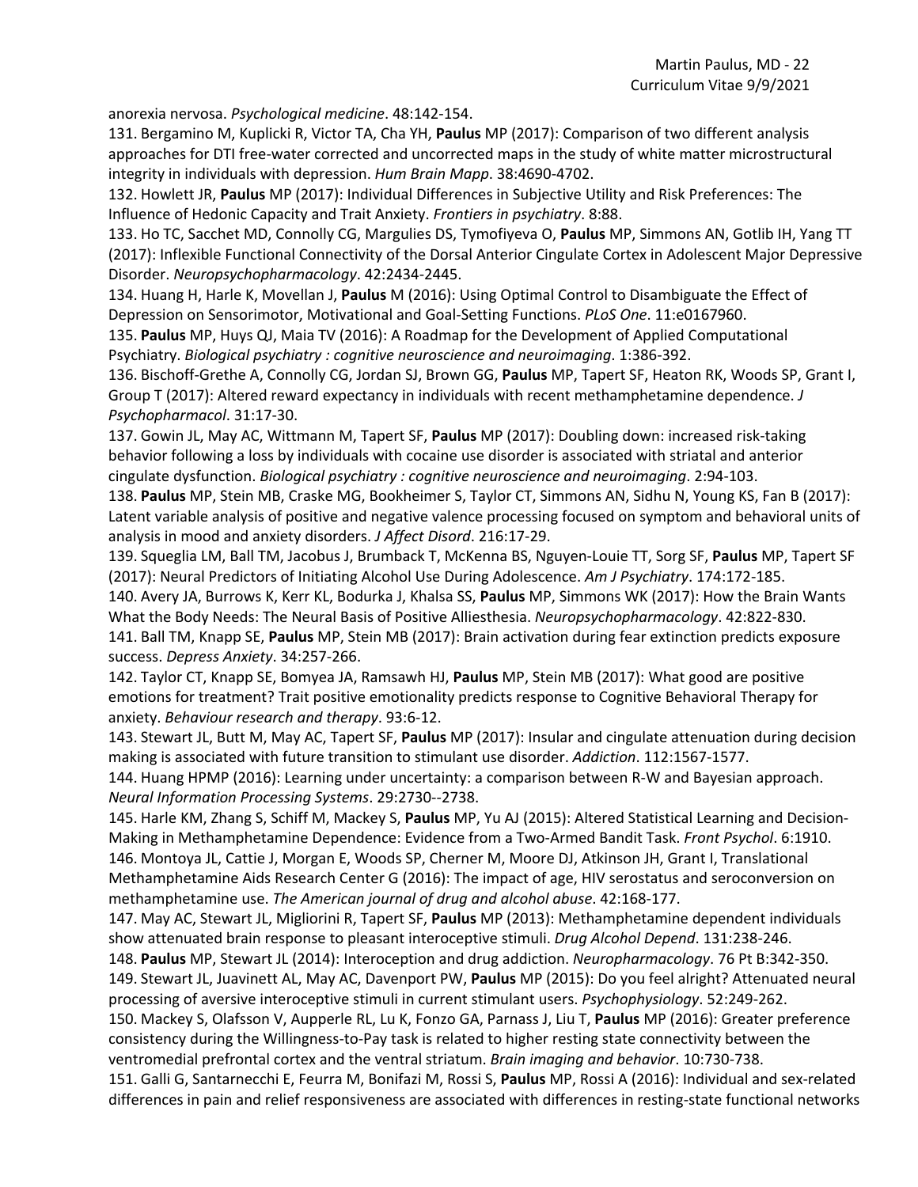anorexia nervosa. *Psychological medicine*. 48:142-154.

131. Bergamino M, Kuplicki R, Victor TA, Cha YH, **Paulus** MP (2017): Comparison of two different analysis approaches for DTI free-water corrected and uncorrected maps in the study of white matter microstructural integrity in individuals with depression. *Hum Brain Mapp*. 38:4690-4702.

132. Howlett JR, **Paulus** MP (2017): Individual Differences in Subjective Utility and Risk Preferences: The Influence of Hedonic Capacity and Trait Anxiety. *Frontiers in psychiatry*. 8:88.

133. Ho TC, Sacchet MD, Connolly CG, Margulies DS, Tymofiyeva O, **Paulus** MP, Simmons AN, Gotlib IH, Yang TT (2017): Inflexible Functional Connectivity of the Dorsal Anterior Cingulate Cortex in Adolescent Major Depressive Disorder. *Neuropsychopharmacology*. 42:2434-2445.

134. Huang H, Harle K, Movellan J, **Paulus** M (2016): Using Optimal Control to Disambiguate the Effect of Depression on Sensorimotor, Motivational and Goal-Setting Functions. *PLoS One*. 11:e0167960.

135. **Paulus** MP, Huys QJ, Maia TV (2016): A Roadmap for the Development of Applied Computational Psychiatry. *Biological psychiatry : cognitive neuroscience and neuroimaging*. 1:386-392.

136. Bischoff-Grethe A, Connolly CG, Jordan SJ, Brown GG, **Paulus** MP, Tapert SF, Heaton RK, Woods SP, Grant I, Group T (2017): Altered reward expectancy in individuals with recent methamphetamine dependence. *J Psychopharmacol*. 31:17-30.

137. Gowin JL, May AC, Wittmann M, Tapert SF, **Paulus** MP (2017): Doubling down: increased risk-taking behavior following a loss by individuals with cocaine use disorder is associated with striatal and anterior cingulate dysfunction. *Biological psychiatry : cognitive neuroscience and neuroimaging*. 2:94-103.

138. **Paulus** MP, Stein MB, Craske MG, Bookheimer S, Taylor CT, Simmons AN, Sidhu N, Young KS, Fan B (2017): Latent variable analysis of positive and negative valence processing focused on symptom and behavioral units of analysis in mood and anxiety disorders. *J Affect Disord*. 216:17-29.

139. Squeglia LM, Ball TM, Jacobus J, Brumback T, McKenna BS, Nguyen-Louie TT, Sorg SF, **Paulus** MP, Tapert SF (2017): Neural Predictors of Initiating Alcohol Use During Adolescence. *Am J Psychiatry*. 174:172-185.

140. Avery JA, Burrows K, Kerr KL, Bodurka J, Khalsa SS, **Paulus** MP, Simmons WK (2017): How the Brain Wants What the Body Needs: The Neural Basis of Positive Alliesthesia. *Neuropsychopharmacology*. 42:822-830.

141. Ball TM, Knapp SE, **Paulus** MP, Stein MB (2017): Brain activation during fear extinction predicts exposure success. *Depress Anxiety*. 34:257-266.

142. Taylor CT, Knapp SE, Bomyea JA, Ramsawh HJ, **Paulus** MP, Stein MB (2017): What good are positive emotions for treatment? Trait positive emotionality predicts response to Cognitive Behavioral Therapy for anxiety. *Behaviour research and therapy*. 93:6-12.

143. Stewart JL, Butt M, May AC, Tapert SF, **Paulus** MP (2017): Insular and cingulate attenuation during decision making is associated with future transition to stimulant use disorder. *Addiction*. 112:1567-1577.

144. Huang HPMP (2016): Learning under uncertainty: a comparison between R-W and Bayesian approach. *Neural Information Processing Systems*. 29:2730--2738.

145. Harle KM, Zhang S, Schiff M, Mackey S, **Paulus** MP, Yu AJ (2015): Altered Statistical Learning and Decision-Making in Methamphetamine Dependence: Evidence from a Two-Armed Bandit Task. *Front Psychol*. 6:1910.

146. Montoya JL, Cattie J, Morgan E, Woods SP, Cherner M, Moore DJ, Atkinson JH, Grant I, Translational Methamphetamine Aids Research Center G (2016): The impact of age, HIV serostatus and seroconversion on methamphetamine use. *The American journal of drug and alcohol abuse*. 42:168-177.

147. May AC, Stewart JL, Migliorini R, Tapert SF, **Paulus** MP (2013): Methamphetamine dependent individuals show attenuated brain response to pleasant interoceptive stimuli. *Drug Alcohol Depend*. 131:238-246.

148. **Paulus** MP, Stewart JL (2014): Interoception and drug addiction. *Neuropharmacology*. 76 Pt B:342-350.

149. Stewart JL, Juavinett AL, May AC, Davenport PW, **Paulus** MP (2015): Do you feel alright? Attenuated neural processing of aversive interoceptive stimuli in current stimulant users. *Psychophysiology*. 52:249-262.

150. Mackey S, Olafsson V, Aupperle RL, Lu K, Fonzo GA, Parnass J, Liu T, **Paulus** MP (2016): Greater preference consistency during the Willingness-to-Pay task is related to higher resting state connectivity between the ventromedial prefrontal cortex and the ventral striatum. *Brain imaging and behavior*. 10:730-738.

151. Galli G, Santarnecchi E, Feurra M, Bonifazi M, Rossi S, **Paulus** MP, Rossi A (2016): Individual and sex-related differences in pain and relief responsiveness are associated with differences in resting-state functional networks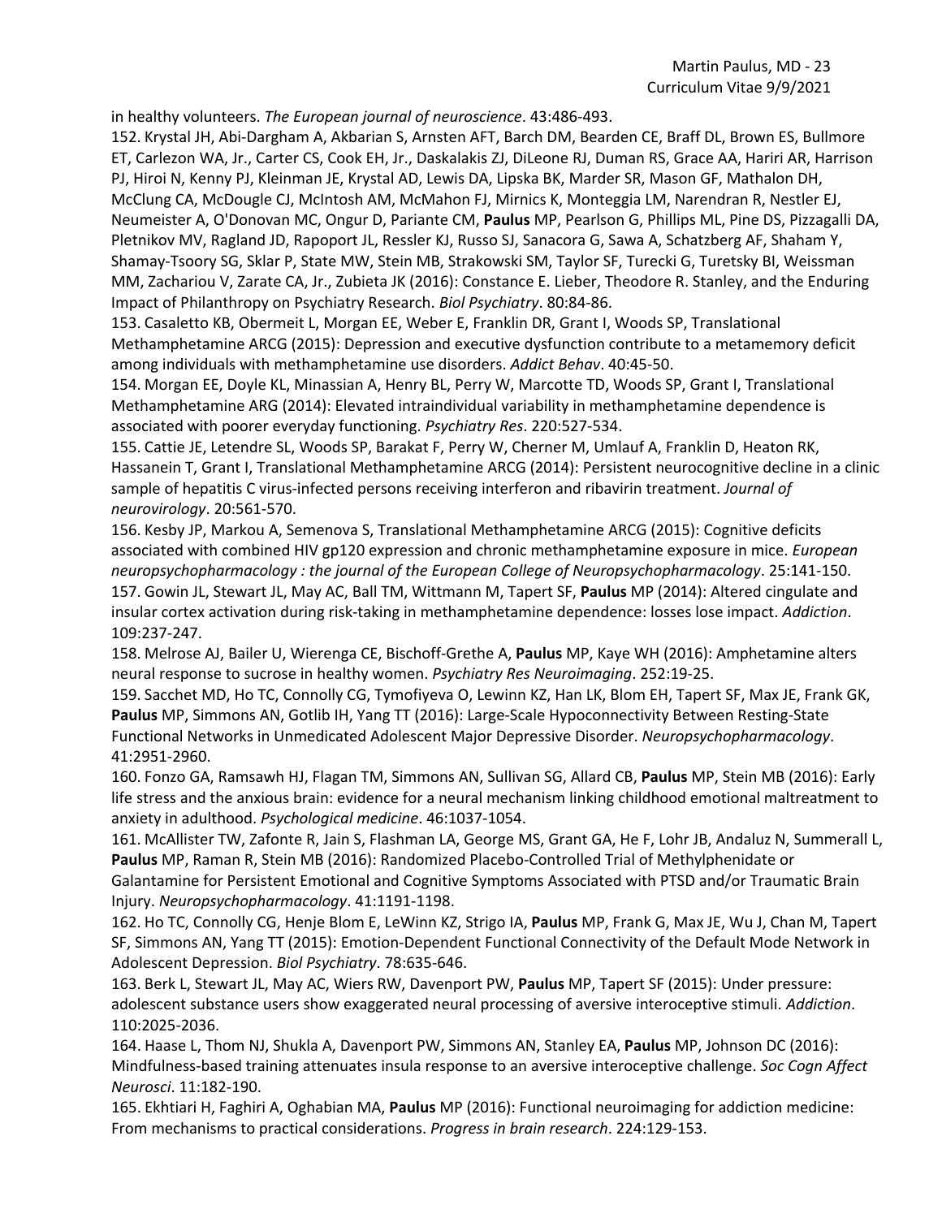in healthy volunteers. *The European journal of neuroscience*. 43:486-493.

152. Krystal JH, Abi-Dargham A, Akbarian S, Arnsten AFT, Barch DM, Bearden CE, Braff DL, Brown ES, Bullmore ET, Carlezon WA, Jr., Carter CS, Cook EH, Jr., Daskalakis ZJ, DiLeone RJ, Duman RS, Grace AA, Hariri AR, Harrison PJ, Hiroi N, Kenny PJ, Kleinman JE, Krystal AD, Lewis DA, Lipska BK, Marder SR, Mason GF, Mathalon DH, McClung CA, McDougle CJ, McIntosh AM, McMahon FJ, Mirnics K, Monteggia LM, Narendran R, Nestler EJ, Neumeister A, O'Donovan MC, Ongur D, Pariante CM, **Paulus** MP, Pearlson G, Phillips ML, Pine DS, Pizzagalli DA, Pletnikov MV, Ragland JD, Rapoport JL, Ressler KJ, Russo SJ, Sanacora G, Sawa A, Schatzberg AF, Shaham Y, Shamay-Tsoory SG, Sklar P, State MW, Stein MB, Strakowski SM, Taylor SF, Turecki G, Turetsky BI, Weissman MM, Zachariou V, Zarate CA, Jr., Zubieta JK (2016): Constance E. Lieber, Theodore R. Stanley, and the Enduring Impact of Philanthropy on Psychiatry Research. *Biol Psychiatry*. 80:84-86.

153. Casaletto KB, Obermeit L, Morgan EE, Weber E, Franklin DR, Grant I, Woods SP, Translational Methamphetamine ARCG (2015): Depression and executive dysfunction contribute to a metamemory deficit among individuals with methamphetamine use disorders. *Addict Behav*. 40:45-50.

154. Morgan EE, Doyle KL, Minassian A, Henry BL, Perry W, Marcotte TD, Woods SP, Grant I, Translational Methamphetamine ARG (2014): Elevated intraindividual variability in methamphetamine dependence is associated with poorer everyday functioning. *Psychiatry Res*. 220:527-534.

155. Cattie JE, Letendre SL, Woods SP, Barakat F, Perry W, Cherner M, Umlauf A, Franklin D, Heaton RK, Hassanein T, Grant I, Translational Methamphetamine ARCG (2014): Persistent neurocognitive decline in a clinic sample of hepatitis C virus-infected persons receiving interferon and ribavirin treatment. *Journal of neurovirology*. 20:561-570.

156. Kesby JP, Markou A, Semenova S, Translational Methamphetamine ARCG (2015): Cognitive deficits associated with combined HIV gp120 expression and chronic methamphetamine exposure in mice. *European neuropsychopharmacology : the journal of the European College of Neuropsychopharmacology*. 25:141-150.

157. Gowin JL, Stewart JL, May AC, Ball TM, Wittmann M, Tapert SF, **Paulus** MP (2014): Altered cingulate and insular cortex activation during risk-taking in methamphetamine dependence: losses lose impact. *Addiction*. 109:237-247.

158. Melrose AJ, Bailer U, Wierenga CE, Bischoff-Grethe A, **Paulus** MP, Kaye WH (2016): Amphetamine alters neural response to sucrose in healthy women. *Psychiatry Res Neuroimaging*. 252:19-25.

159. Sacchet MD, Ho TC, Connolly CG, Tymofiyeva O, Lewinn KZ, Han LK, Blom EH, Tapert SF, Max JE, Frank GK, **Paulus** MP, Simmons AN, Gotlib IH, Yang TT (2016): Large-Scale Hypoconnectivity Between Resting-State Functional Networks in Unmedicated Adolescent Major Depressive Disorder. *Neuropsychopharmacology*. 41:2951-2960.

160. Fonzo GA, Ramsawh HJ, Flagan TM, Simmons AN, Sullivan SG, Allard CB, **Paulus** MP, Stein MB (2016): Early life stress and the anxious brain: evidence for a neural mechanism linking childhood emotional maltreatment to anxiety in adulthood. *Psychological medicine*. 46:1037-1054.

161. McAllister TW, Zafonte R, Jain S, Flashman LA, George MS, Grant GA, He F, Lohr JB, Andaluz N, Summerall L, **Paulus** MP, Raman R, Stein MB (2016): Randomized Placebo-Controlled Trial of Methylphenidate or Galantamine for Persistent Emotional and Cognitive Symptoms Associated with PTSD and/or Traumatic Brain Injury. *Neuropsychopharmacology*. 41:1191-1198.

162. Ho TC, Connolly CG, Henje Blom E, LeWinn KZ, Strigo IA, **Paulus** MP, Frank G, Max JE, Wu J, Chan M, Tapert SF, Simmons AN, Yang TT (2015): Emotion-Dependent Functional Connectivity of the Default Mode Network in Adolescent Depression. *Biol Psychiatry*. 78:635-646.

163. Berk L, Stewart JL, May AC, Wiers RW, Davenport PW, **Paulus** MP, Tapert SF (2015): Under pressure: adolescent substance users show exaggerated neural processing of aversive interoceptive stimuli. *Addiction*. 110:2025-2036.

164. Haase L, Thom NJ, Shukla A, Davenport PW, Simmons AN, Stanley EA, **Paulus** MP, Johnson DC (2016): Mindfulness-based training attenuates insula response to an aversive interoceptive challenge. *Soc Cogn Affect Neurosci*. 11:182-190.

165. Ekhtiari H, Faghiri A, Oghabian MA, **Paulus** MP (2016): Functional neuroimaging for addiction medicine: From mechanisms to practical considerations. *Progress in brain research*. 224:129-153.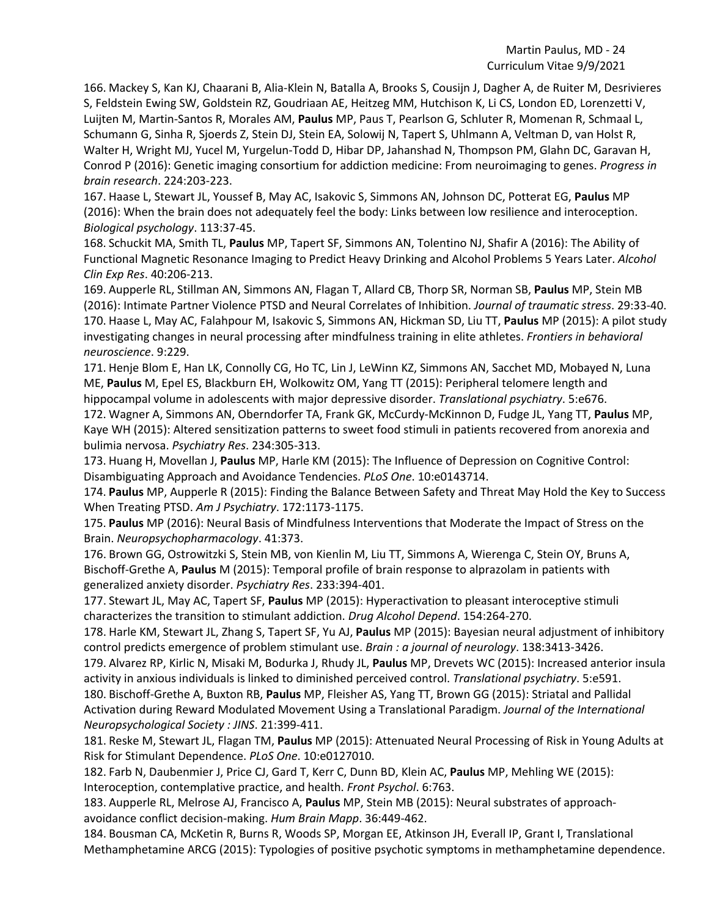166. Mackey S, Kan KJ, Chaarani B, Alia-Klein N, Batalla A, Brooks S, Cousijn J, Dagher A, de Ruiter M, Desrivieres S, Feldstein Ewing SW, Goldstein RZ, Goudriaan AE, Heitzeg MM, Hutchison K, Li CS, London ED, Lorenzetti V, Luijten M, Martin-Santos R, Morales AM, **Paulus** MP, Paus T, Pearlson G, Schluter R, Momenan R, Schmaal L, Schumann G, Sinha R, Sjoerds Z, Stein DJ, Stein EA, Solowij N, Tapert S, Uhlmann A, Veltman D, van Holst R, Walter H, Wright MJ, Yucel M, Yurgelun-Todd D, Hibar DP, Jahanshad N, Thompson PM, Glahn DC, Garavan H, Conrod P (2016): Genetic imaging consortium for addiction medicine: From neuroimaging to genes. *Progress in brain research*. 224:203-223.

167. Haase L, Stewart JL, Youssef B, May AC, Isakovic S, Simmons AN, Johnson DC, Potterat EG, **Paulus** MP (2016): When the brain does not adequately feel the body: Links between low resilience and interoception. *Biological psychology*. 113:37-45.

168. Schuckit MA, Smith TL, **Paulus** MP, Tapert SF, Simmons AN, Tolentino NJ, Shafir A (2016): The Ability of Functional Magnetic Resonance Imaging to Predict Heavy Drinking and Alcohol Problems 5 Years Later. *Alcohol Clin Exp Res*. 40:206-213.

169. Aupperle RL, Stillman AN, Simmons AN, Flagan T, Allard CB, Thorp SR, Norman SB, **Paulus** MP, Stein MB (2016): Intimate Partner Violence PTSD and Neural Correlates of Inhibition. *Journal of traumatic stress*. 29:33-40.

170. Haase L, May AC, Falahpour M, Isakovic S, Simmons AN, Hickman SD, Liu TT, **Paulus** MP (2015): A pilot study investigating changes in neural processing after mindfulness training in elite athletes. *Frontiers in behavioral neuroscience*. 9:229.

171. Henje Blom E, Han LK, Connolly CG, Ho TC, Lin J, LeWinn KZ, Simmons AN, Sacchet MD, Mobayed N, Luna ME, **Paulus** M, Epel ES, Blackburn EH, Wolkowitz OM, Yang TT (2015): Peripheral telomere length and hippocampal volume in adolescents with major depressive disorder. *Translational psychiatry*. 5:e676.

172. Wagner A, Simmons AN, Oberndorfer TA, Frank GK, McCurdy-McKinnon D, Fudge JL, Yang TT, **Paulus** MP, Kaye WH (2015): Altered sensitization patterns to sweet food stimuli in patients recovered from anorexia and bulimia nervosa. *Psychiatry Res*. 234:305-313.

173. Huang H, Movellan J, **Paulus** MP, Harle KM (2015): The Influence of Depression on Cognitive Control: Disambiguating Approach and Avoidance Tendencies. *PLoS One*. 10:e0143714.

174. **Paulus** MP, Aupperle R (2015): Finding the Balance Between Safety and Threat May Hold the Key to Success When Treating PTSD. *Am J Psychiatry*. 172:1173-1175.

175. **Paulus** MP (2016): Neural Basis of Mindfulness Interventions that Moderate the Impact of Stress on the Brain. *Neuropsychopharmacology*. 41:373.

176. Brown GG, Ostrowitzki S, Stein MB, von Kienlin M, Liu TT, Simmons A, Wierenga C, Stein OY, Bruns A, Bischoff-Grethe A, **Paulus** M (2015): Temporal profile of brain response to alprazolam in patients with generalized anxiety disorder. *Psychiatry Res*. 233:394-401.

177. Stewart JL, May AC, Tapert SF, **Paulus** MP (2015): Hyperactivation to pleasant interoceptive stimuli characterizes the transition to stimulant addiction. *Drug Alcohol Depend*. 154:264-270.

178. Harle KM, Stewart JL, Zhang S, Tapert SF, Yu AJ, **Paulus** MP (2015): Bayesian neural adjustment of inhibitory control predicts emergence of problem stimulant use. *Brain : a journal of neurology*. 138:3413-3426.

179. Alvarez RP, Kirlic N, Misaki M, Bodurka J, Rhudy JL, **Paulus** MP, Drevets WC (2015): Increased anterior insula activity in anxious individuals is linked to diminished perceived control. *Translational psychiatry*. 5:e591.

180. Bischoff-Grethe A, Buxton RB, **Paulus** MP, Fleisher AS, Yang TT, Brown GG (2015): Striatal and Pallidal Activation during Reward Modulated Movement Using a Translational Paradigm. *Journal of the International Neuropsychological Society : JINS*. 21:399-411.

181. Reske M, Stewart JL, Flagan TM, **Paulus** MP (2015): Attenuated Neural Processing of Risk in Young Adults at Risk for Stimulant Dependence. *PLoS One*. 10:e0127010.

182. Farb N, Daubenmier J, Price CJ, Gard T, Kerr C, Dunn BD, Klein AC, **Paulus** MP, Mehling WE (2015): Interoception, contemplative practice, and health. *Front Psychol*. 6:763.

183. Aupperle RL, Melrose AJ, Francisco A, **Paulus** MP, Stein MB (2015): Neural substrates of approach-avoidance conflict decision-making. *Hum Brain Mapp*. 36:449-462.

184. Bousman CA, McKetin R, Burns R, Woods SP, Morgan EE, Atkinson JH, Everall IP, Grant I, Translational Methamphetamine ARCG (2015): Typologies of positive psychotic symptoms in methamphetamine dependence.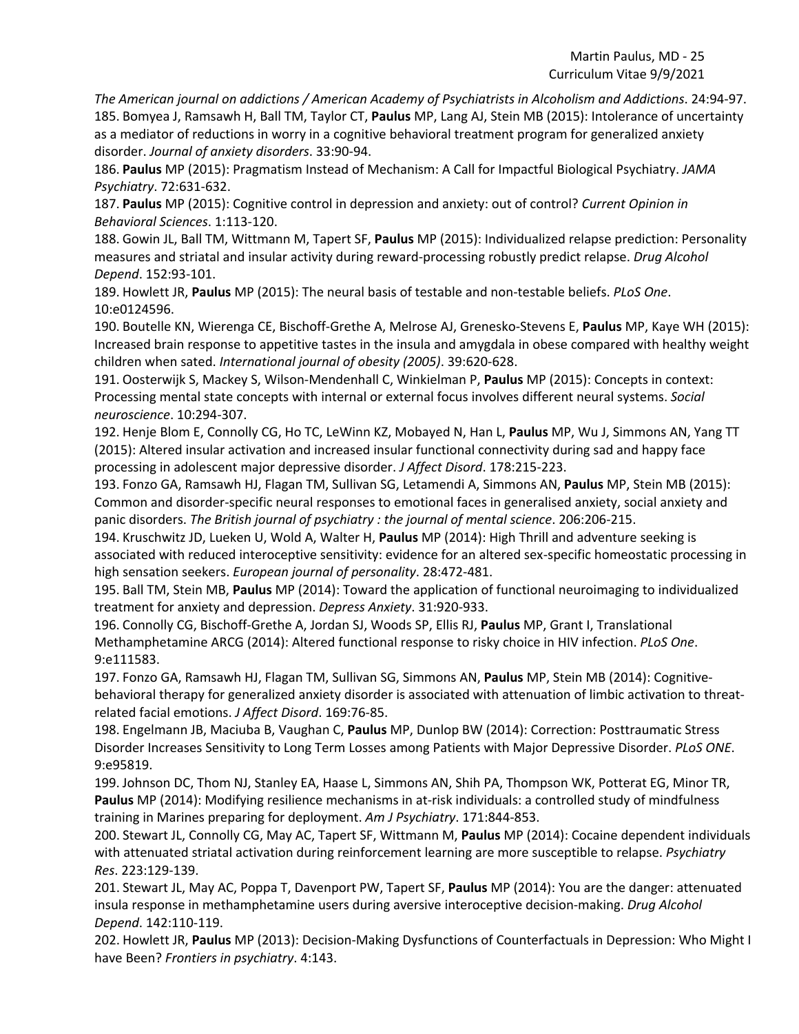*The American journal on addictions / American Academy of Psychiatrists in Alcoholism and Addictions*. 24:94-97.

185. Bomyea J, Ramsawh H, Ball TM, Taylor CT, **Paulus** MP, Lang AJ, Stein MB (2015): Intolerance of uncertainty as a mediator of reductions in worry in a cognitive behavioral treatment program for generalized anxiety disorder. *Journal of anxiety disorders*. 33:90-94.

186. **Paulus** MP (2015): Pragmatism Instead of Mechanism: A Call for Impactful Biological Psychiatry. *JAMA Psychiatry*. 72:631-632.

187. **Paulus** MP (2015): Cognitive control in depression and anxiety: out of control? *Current Opinion in Behavioral Sciences*. 1:113-120.

188. Gowin JL, Ball TM, Wittmann M, Tapert SF, **Paulus** MP (2015): Individualized relapse prediction: Personality measures and striatal and insular activity during reward-processing robustly predict relapse. *Drug Alcohol Depend*. 152:93-101.

189. Howlett JR, **Paulus** MP (2015): The neural basis of testable and non-testable beliefs. *PLoS One*. 10:e0124596.

190. Boutelle KN, Wierenga CE, Bischoff-Grethe A, Melrose AJ, Grenesko-Stevens E, **Paulus** MP, Kaye WH (2015): Increased brain response to appetitive tastes in the insula and amygdala in obese compared with healthy weight children when sated. *International journal of obesity (2005)*. 39:620-628.

191. Oosterwijk S, Mackey S, Wilson-Mendenhall C, Winkielman P, **Paulus** MP (2015): Concepts in context: Processing mental state concepts with internal or external focus involves different neural systems. *Social neuroscience*. 10:294-307.

192. Henje Blom E, Connolly CG, Ho TC, LeWinn KZ, Mobayed N, Han L, **Paulus** MP, Wu J, Simmons AN, Yang TT (2015): Altered insular activation and increased insular functional connectivity during sad and happy face processing in adolescent major depressive disorder. *J Affect Disord*. 178:215-223.

193. Fonzo GA, Ramsawh HJ, Flagan TM, Sullivan SG, Letamendi A, Simmons AN, **Paulus** MP, Stein MB (2015): Common and disorder-specific neural responses to emotional faces in generalised anxiety, social anxiety and panic disorders. *The British journal of psychiatry : the journal of mental science*. 206:206-215.

194. Kruschwitz JD, Lueken U, Wold A, Walter H, **Paulus** MP (2014): High Thrill and adventure seeking is associated with reduced interoceptive sensitivity: evidence for an altered sex-specific homeostatic processing in high sensation seekers. *European journal of personality*. 28:472-481.

195. Ball TM, Stein MB, **Paulus** MP (2014): Toward the application of functional neuroimaging to individualized treatment for anxiety and depression. *Depress Anxiety*. 31:920-933.

196. Connolly CG, Bischoff-Grethe A, Jordan SJ, Woods SP, Ellis RJ, **Paulus** MP, Grant I, Translational Methamphetamine ARCG (2014): Altered functional response to risky choice in HIV infection. *PLoS One*. 9:e111583.

197. Fonzo GA, Ramsawh HJ, Flagan TM, Sullivan SG, Simmons AN, **Paulus** MP, Stein MB (2014): Cognitive-behavioral therapy for generalized anxiety disorder is associated with attenuation of limbic activation to threat-related facial emotions. *J Affect Disord*. 169:76-85.

198. Engelmann JB, Maciuba B, Vaughan C, **Paulus** MP, Dunlop BW (2014): Correction: Posttraumatic Stress Disorder Increases Sensitivity to Long Term Losses among Patients with Major Depressive Disorder. *PLoS ONE*. 9:e95819.

199. Johnson DC, Thom NJ, Stanley EA, Haase L, Simmons AN, Shih PA, Thompson WK, Potterat EG, Minor TR, **Paulus** MP (2014): Modifying resilience mechanisms in at-risk individuals: a controlled study of mindfulness training in Marines preparing for deployment. *Am J Psychiatry*. 171:844-853.

200. Stewart JL, Connolly CG, May AC, Tapert SF, Wittmann M, **Paulus** MP (2014): Cocaine dependent individuals with attenuated striatal activation during reinforcement learning are more susceptible to relapse. *Psychiatry Res*. 223:129-139.

201. Stewart JL, May AC, Poppa T, Davenport PW, Tapert SF, **Paulus** MP (2014): You are the danger: attenuated insula response in methamphetamine users during aversive interoceptive decision-making. *Drug Alcohol Depend*. 142:110-119.

202. Howlett JR, **Paulus** MP (2013): Decision-Making Dysfunctions of Counterfactuals in Depression: Who Might I have Been? *Frontiers in psychiatry*. 4:143.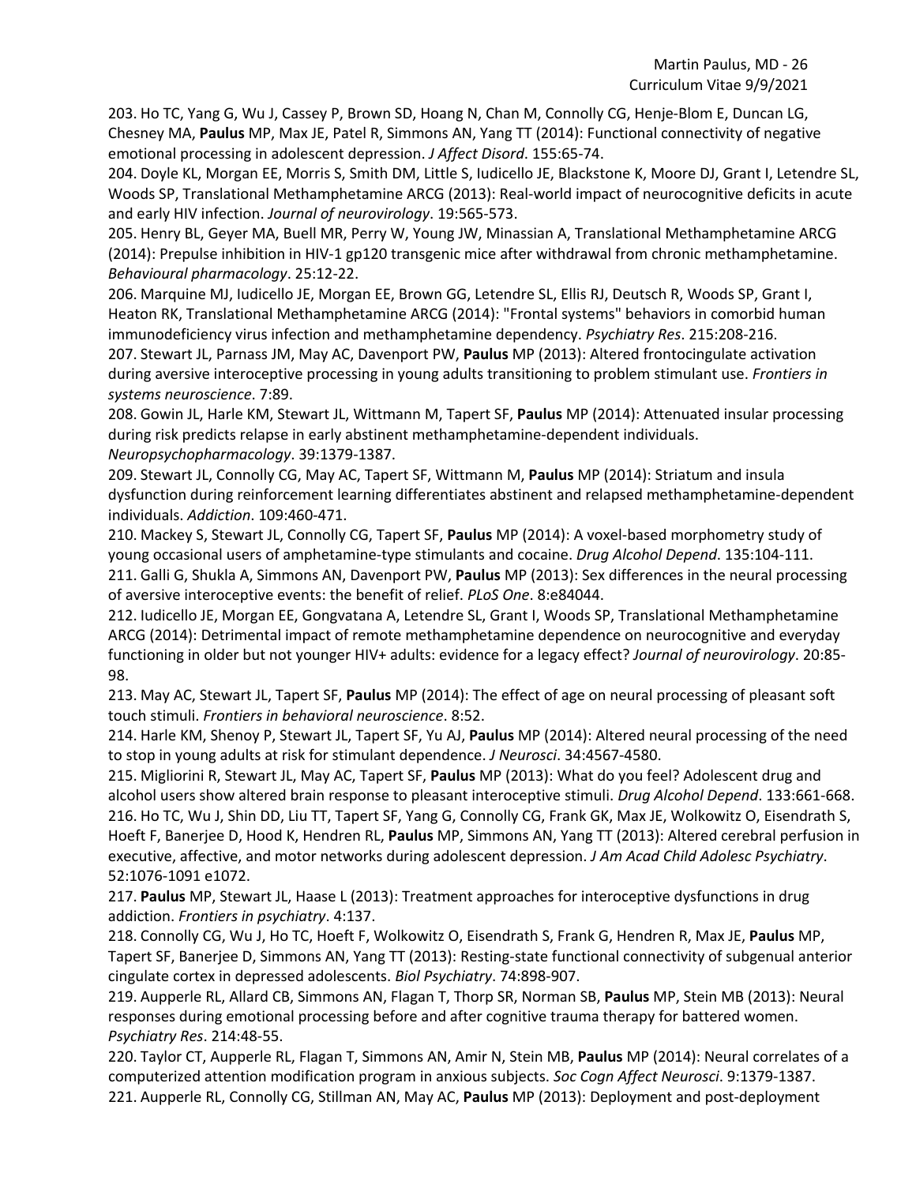203. Ho TC, Yang G, Wu J, Cassey P, Brown SD, Hoang N, Chan M, Connolly CG, Henje-Blom E, Duncan LG, Chesney MA, **Paulus** MP, Max JE, Patel R, Simmons AN, Yang TT (2014): Functional connectivity of negative emotional processing in adolescent depression. *J Affect Disord*. 155:65-74.

204. Doyle KL, Morgan EE, Morris S, Smith DM, Little S, Iudicello JE, Blackstone K, Moore DJ, Grant I, Letendre SL, Woods SP, Translational Methamphetamine ARCG (2013): Real-world impact of neurocognitive deficits in acute and early HIV infection. *Journal of neurovirology*. 19:565-573.

205. Henry BL, Geyer MA, Buell MR, Perry W, Young JW, Minassian A, Translational Methamphetamine ARCG (2014): Prepulse inhibition in HIV-1 gp120 transgenic mice after withdrawal from chronic methamphetamine. *Behavioural pharmacology*. 25:12-22.

206. Marquine MJ, Iudicello JE, Morgan EE, Brown GG, Letendre SL, Ellis RJ, Deutsch R, Woods SP, Grant I, Heaton RK, Translational Methamphetamine ARCG (2014): "Frontal systems" behaviors in comorbid human immunodeficiency virus infection and methamphetamine dependency. *Psychiatry Res*. 215:208-216.

207. Stewart JL, Parnass JM, May AC, Davenport PW, **Paulus** MP (2013): Altered frontocingulate activation during aversive interoceptive processing in young adults transitioning to problem stimulant use. *Frontiers in systems neuroscience*. 7:89.

208. Gowin JL, Harle KM, Stewart JL, Wittmann M, Tapert SF, **Paulus** MP (2014): Attenuated insular processing during risk predicts relapse in early abstinent methamphetamine-dependent individuals. *Neuropsychopharmacology*. 39:1379-1387.

209. Stewart JL, Connolly CG, May AC, Tapert SF, Wittmann M, **Paulus** MP (2014): Striatum and insula dysfunction during reinforcement learning differentiates abstinent and relapsed methamphetamine-dependent individuals. *Addiction*. 109:460-471.

210. Mackey S, Stewart JL, Connolly CG, Tapert SF, **Paulus** MP (2014): A voxel-based morphometry study of young occasional users of amphetamine-type stimulants and cocaine. *Drug Alcohol Depend*. 135:104-111.

211. Galli G, Shukla A, Simmons AN, Davenport PW, **Paulus** MP (2013): Sex differences in the neural processing of aversive interoceptive events: the benefit of relief. *PLoS One*. 8:e84044.

212. Iudicello JE, Morgan EE, Gongvatana A, Letendre SL, Grant I, Woods SP, Translational Methamphetamine ARCG (2014): Detrimental impact of remote methamphetamine dependence on neurocognitive and everyday functioning in older but not younger HIV+ adults: evidence for a legacy effect? *Journal of neurovirology*. 20:85-98.

213. May AC, Stewart JL, Tapert SF, **Paulus** MP (2014): The effect of age on neural processing of pleasant soft touch stimuli. *Frontiers in behavioral neuroscience*. 8:52.

214. Harle KM, Shenoy P, Stewart JL, Tapert SF, Yu AJ, **Paulus** MP (2014): Altered neural processing of the need to stop in young adults at risk for stimulant dependence. *J Neurosci*. 34:4567-4580.

215. Migliorini R, Stewart JL, May AC, Tapert SF, **Paulus** MP (2013): What do you feel? Adolescent drug and alcohol users show altered brain response to pleasant interoceptive stimuli. *Drug Alcohol Depend*. 133:661-668.

216. Ho TC, Wu J, Shin DD, Liu TT, Tapert SF, Yang G, Connolly CG, Frank GK, Max JE, Wolkowitz O, Eisendrath S, Hoeft F, Banerjee D, Hood K, Hendren RL, **Paulus** MP, Simmons AN, Yang TT (2013): Altered cerebral perfusion in executive, affective, and motor networks during adolescent depression. *J Am Acad Child Adolesc Psychiatry*. 52:1076-1091 e1072.

217. **Paulus** MP, Stewart JL, Haase L (2013): Treatment approaches for interoceptive dysfunctions in drug addiction. *Frontiers in psychiatry*. 4:137.

218. Connolly CG, Wu J, Ho TC, Hoeft F, Wolkowitz O, Eisendrath S, Frank G, Hendren R, Max JE, **Paulus** MP, Tapert SF, Banerjee D, Simmons AN, Yang TT (2013): Resting-state functional connectivity of subgenual anterior cingulate cortex in depressed adolescents. *Biol Psychiatry*. 74:898-907.

219. Aupperle RL, Allard CB, Simmons AN, Flagan T, Thorp SR, Norman SB, **Paulus** MP, Stein MB (2013): Neural responses during emotional processing before and after cognitive trauma therapy for battered women. *Psychiatry Res*. 214:48-55.

220. Taylor CT, Aupperle RL, Flagan T, Simmons AN, Amir N, Stein MB, **Paulus** MP (2014): Neural correlates of a computerized attention modification program in anxious subjects. *Soc Cogn Affect Neurosci*. 9:1379-1387.

221. Aupperle RL, Connolly CG, Stillman AN, May AC, **Paulus** MP (2013): Deployment and post-deployment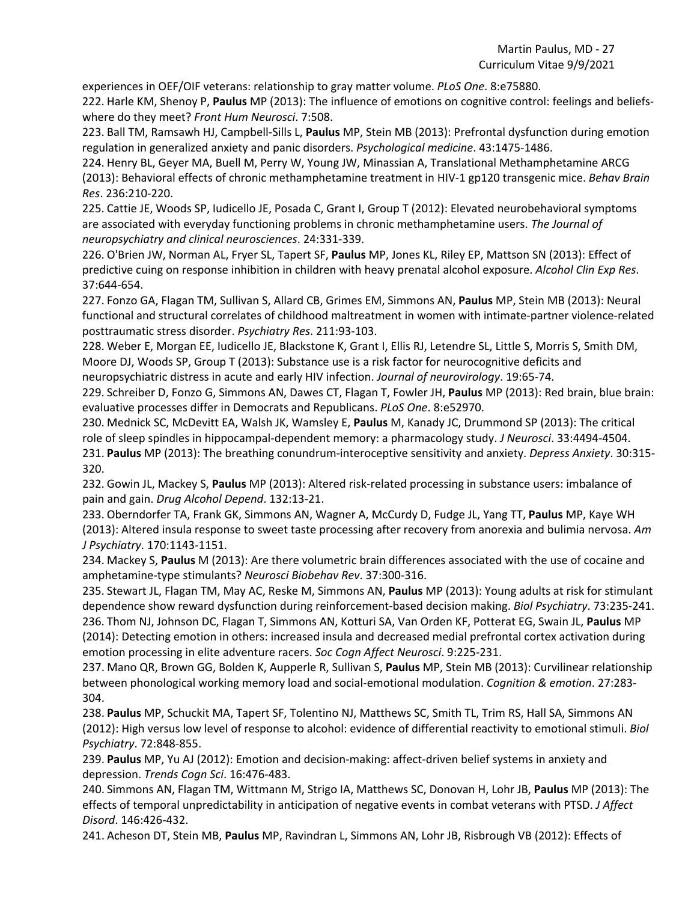experiences in OEF/OIF veterans: relationship to gray matter volume. *PLoS One*. 8:e75880.

222. Harle KM, Shenoy P, **Paulus** MP (2013): The influence of emotions on cognitive control: feelings and beliefs-where do they meet? *Front Hum Neurosci*. 7:508.

223. Ball TM, Ramsawh HJ, Campbell-Sills L, **Paulus** MP, Stein MB (2013): Prefrontal dysfunction during emotion regulation in generalized anxiety and panic disorders. *Psychological medicine*. 43:1475-1486.

224. Henry BL, Geyer MA, Buell M, Perry W, Young JW, Minassian A, Translational Methamphetamine ARCG (2013): Behavioral effects of chronic methamphetamine treatment in HIV-1 gp120 transgenic mice. *Behav Brain Res*. 236:210-220.

225. Cattie JE, Woods SP, Iudicello JE, Posada C, Grant I, Group T (2012): Elevated neurobehavioral symptoms are associated with everyday functioning problems in chronic methamphetamine users. *The Journal of neuropsychiatry and clinical neurosciences*. 24:331-339.

226. O'Brien JW, Norman AL, Fryer SL, Tapert SF, **Paulus** MP, Jones KL, Riley EP, Mattson SN (2013): Effect of predictive cuing on response inhibition in children with heavy prenatal alcohol exposure. *Alcohol Clin Exp Res*. 37:644-654.

227. Fonzo GA, Flagan TM, Sullivan S, Allard CB, Grimes EM, Simmons AN, **Paulus** MP, Stein MB (2013): Neural functional and structural correlates of childhood maltreatment in women with intimate-partner violence-related posttraumatic stress disorder. *Psychiatry Res*. 211:93-103.

228. Weber E, Morgan EE, Iudicello JE, Blackstone K, Grant I, Ellis RJ, Letendre SL, Little S, Morris S, Smith DM, Moore DJ, Woods SP, Group T (2013): Substance use is a risk factor for neurocognitive deficits and neuropsychiatric distress in acute and early HIV infection. *Journal of neurovirology*. 19:65-74.

229. Schreiber D, Fonzo G, Simmons AN, Dawes CT, Flagan T, Fowler JH, **Paulus** MP (2013): Red brain, blue brain: evaluative processes differ in Democrats and Republicans. *PLoS One*. 8:e52970.

230. Mednick SC, McDevitt EA, Walsh JK, Wamsley E, **Paulus** M, Kanady JC, Drummond SP (2013): The critical role of sleep spindles in hippocampal-dependent memory: a pharmacology study. *J Neurosci*. 33:4494-4504.

231. **Paulus** MP (2013): The breathing conundrum-interoceptive sensitivity and anxiety. *Depress Anxiety*. 30:315-320.

232. Gowin JL, Mackey S, **Paulus** MP (2013): Altered risk-related processing in substance users: imbalance of pain and gain. *Drug Alcohol Depend*. 132:13-21.

233. Oberndorfer TA, Frank GK, Simmons AN, Wagner A, McCurdy D, Fudge JL, Yang TT, **Paulus** MP, Kaye WH (2013): Altered insula response to sweet taste processing after recovery from anorexia and bulimia nervosa. *Am J Psychiatry*. 170:1143-1151.

234. Mackey S, **Paulus** M (2013): Are there volumetric brain differences associated with the use of cocaine and amphetamine-type stimulants? *Neurosci Biobehav Rev*. 37:300-316.

235. Stewart JL, Flagan TM, May AC, Reske M, Simmons AN, **Paulus** MP (2013): Young adults at risk for stimulant dependence show reward dysfunction during reinforcement-based decision making. *Biol Psychiatry*. 73:235-241.

236. Thom NJ, Johnson DC, Flagan T, Simmons AN, Kotturi SA, Van Orden KF, Potterat EG, Swain JL, **Paulus** MP (2014): Detecting emotion in others: increased insula and decreased medial prefrontal cortex activation during emotion processing in elite adventure racers. *Soc Cogn Affect Neurosci*. 9:225-231.

237. Mano QR, Brown GG, Bolden K, Aupperle R, Sullivan S, **Paulus** MP, Stein MB (2013): Curvilinear relationship between phonological working memory load and social-emotional modulation. *Cognition & emotion*. 27:283-304.

238. **Paulus** MP, Schuckit MA, Tapert SF, Tolentino NJ, Matthews SC, Smith TL, Trim RS, Hall SA, Simmons AN (2012): High versus low level of response to alcohol: evidence of differential reactivity to emotional stimuli. *Biol Psychiatry*. 72:848-855.

239. **Paulus** MP, Yu AJ (2012): Emotion and decision-making: affect-driven belief systems in anxiety and depression. *Trends Cogn Sci*. 16:476-483.

240. Simmons AN, Flagan TM, Wittmann M, Strigo IA, Matthews SC, Donovan H, Lohr JB, **Paulus** MP (2013): The effects of temporal unpredictability in anticipation of negative events in combat veterans with PTSD. *J Affect Disord*. 146:426-432.

241. Acheson DT, Stein MB, **Paulus** MP, Ravindran L, Simmons AN, Lohr JB, Risbrough VB (2012): Effects of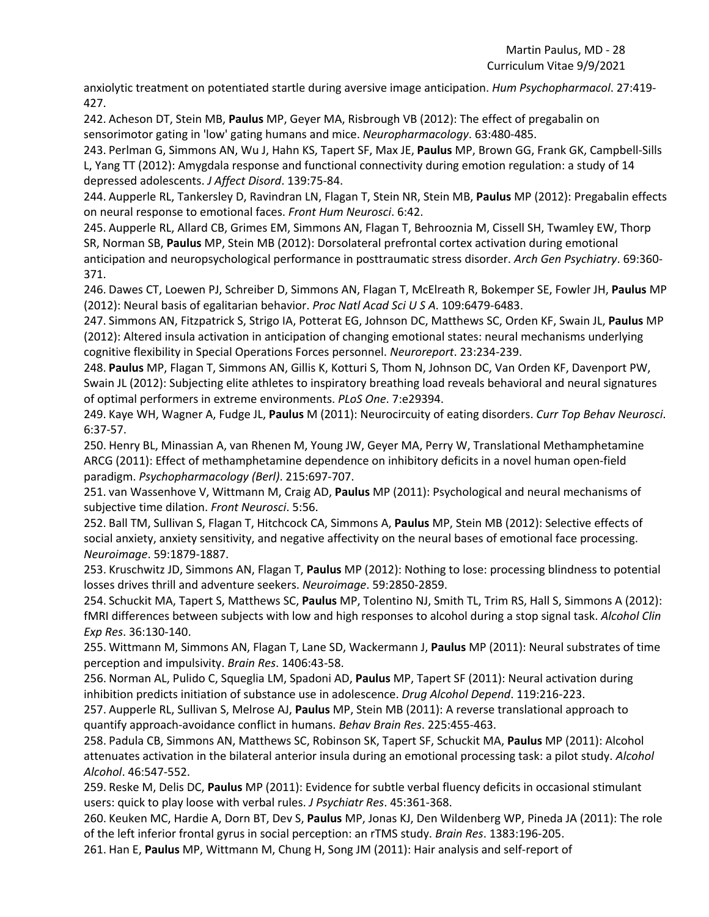anxiolytic treatment on potentiated startle during aversive image anticipation. *Hum Psychopharmacol*. 27:419-427.

242. Acheson DT, Stein MB, **Paulus** MP, Geyer MA, Risbrough VB (2012): The effect of pregabalin on sensorimotor gating in 'low' gating humans and mice. *Neuropharmacology*. 63:480-485.

243. Perlman G, Simmons AN, Wu J, Hahn KS, Tapert SF, Max JE, **Paulus** MP, Brown GG, Frank GK, Campbell-Sills L, Yang TT (2012): Amygdala response and functional connectivity during emotion regulation: a study of 14 depressed adolescents. *J Affect Disord*. 139:75-84.

244. Aupperle RL, Tankersley D, Ravindran LN, Flagan T, Stein NR, Stein MB, **Paulus** MP (2012): Pregabalin effects on neural response to emotional faces. *Front Hum Neurosci*. 6:42.

245. Aupperle RL, Allard CB, Grimes EM, Simmons AN, Flagan T, Behrooznia M, Cissell SH, Twamley EW, Thorp SR, Norman SB, **Paulus** MP, Stein MB (2012): Dorsolateral prefrontal cortex activation during emotional anticipation and neuropsychological performance in posttraumatic stress disorder. *Arch Gen Psychiatry*. 69:360-371.

246. Dawes CT, Loewen PJ, Schreiber D, Simmons AN, Flagan T, McElreath R, Bokemper SE, Fowler JH, **Paulus** MP (2012): Neural basis of egalitarian behavior. *Proc Natl Acad Sci U S A*. 109:6479-6483.

247. Simmons AN, Fitzpatrick S, Strigo IA, Potterat EG, Johnson DC, Matthews SC, Orden KF, Swain JL, **Paulus** MP (2012): Altered insula activation in anticipation of changing emotional states: neural mechanisms underlying cognitive flexibility in Special Operations Forces personnel. *Neuroreport*. 23:234-239.

248. **Paulus** MP, Flagan T, Simmons AN, Gillis K, Kotturi S, Thom N, Johnson DC, Van Orden KF, Davenport PW, Swain JL (2012): Subjecting elite athletes to inspiratory breathing load reveals behavioral and neural signatures of optimal performers in extreme environments. *PLoS One*. 7:e29394.

249. Kaye WH, Wagner A, Fudge JL, **Paulus** M (2011): Neurocircuity of eating disorders. *Curr Top Behav Neurosci*. 6:37-57.

250. Henry BL, Minassian A, van Rhenen M, Young JW, Geyer MA, Perry W, Translational Methamphetamine ARCG (2011): Effect of methamphetamine dependence on inhibitory deficits in a novel human open-field paradigm. *Psychopharmacology (Berl)*. 215:697-707.

251. van Wassenhove V, Wittmann M, Craig AD, **Paulus** MP (2011): Psychological and neural mechanisms of subjective time dilation. *Front Neurosci*. 5:56.

252. Ball TM, Sullivan S, Flagan T, Hitchcock CA, Simmons A, **Paulus** MP, Stein MB (2012): Selective effects of social anxiety, anxiety sensitivity, and negative affectivity on the neural bases of emotional face processing. *Neuroimage*. 59:1879-1887.

253. Kruschwitz JD, Simmons AN, Flagan T, **Paulus** MP (2012): Nothing to lose: processing blindness to potential losses drives thrill and adventure seekers. *Neuroimage*. 59:2850-2859.

254. Schuckit MA, Tapert S, Matthews SC, **Paulus** MP, Tolentino NJ, Smith TL, Trim RS, Hall S, Simmons A (2012): fMRI differences between subjects with low and high responses to alcohol during a stop signal task. *Alcohol Clin Exp Res*. 36:130-140.

255. Wittmann M, Simmons AN, Flagan T, Lane SD, Wackermann J, **Paulus** MP (2011): Neural substrates of time perception and impulsivity. *Brain Res*. 1406:43-58.

256. Norman AL, Pulido C, Squeglia LM, Spadoni AD, **Paulus** MP, Tapert SF (2011): Neural activation during inhibition predicts initiation of substance use in adolescence. *Drug Alcohol Depend*. 119:216-223.

257. Aupperle RL, Sullivan S, Melrose AJ, **Paulus** MP, Stein MB (2011): A reverse translational approach to quantify approach-avoidance conflict in humans. *Behav Brain Res*. 225:455-463.

258. Padula CB, Simmons AN, Matthews SC, Robinson SK, Tapert SF, Schuckit MA, **Paulus** MP (2011): Alcohol attenuates activation in the bilateral anterior insula during an emotional processing task: a pilot study. *Alcohol Alcohol*. 46:547-552.

259. Reske M, Delis DC, **Paulus** MP (2011): Evidence for subtle verbal fluency deficits in occasional stimulant users: quick to play loose with verbal rules. *J Psychiatr Res*. 45:361-368.

260. Keuken MC, Hardie A, Dorn BT, Dev S, **Paulus** MP, Jonas KJ, Den Wildenberg WP, Pineda JA (2011): The role of the left inferior frontal gyrus in social perception: an rTMS study. *Brain Res*. 1383:196-205.

261. Han E, **Paulus** MP, Wittmann M, Chung H, Song JM (2011): Hair analysis and self-report of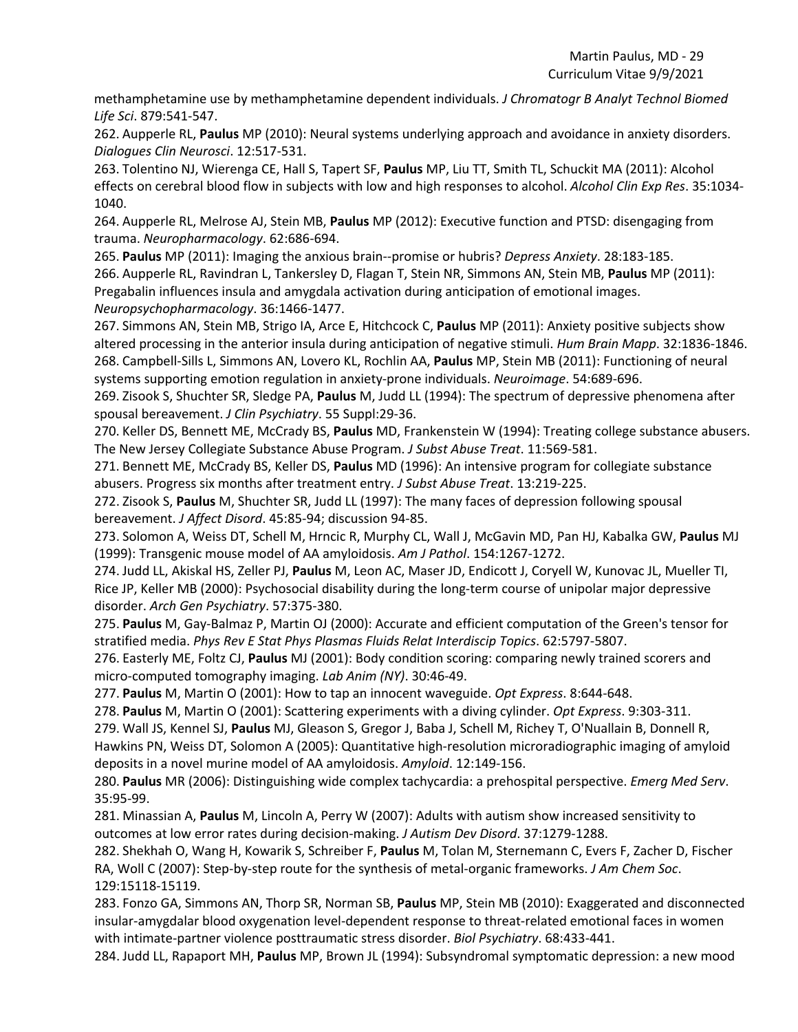methamphetamine use by methamphetamine dependent individuals. *J Chromatogr B Analyt Technol Biomed Life Sci*. 879:541-547.

262. Aupperle RL, **Paulus** MP (2010): Neural systems underlying approach and avoidance in anxiety disorders. *Dialogues Clin Neurosci*. 12:517-531.

263. Tolentino NJ, Wierenga CE, Hall S, Tapert SF, **Paulus** MP, Liu TT, Smith TL, Schuckit MA (2011): Alcohol effects on cerebral blood flow in subjects with low and high responses to alcohol. *Alcohol Clin Exp Res*. 35:1034-1040.

264. Aupperle RL, Melrose AJ, Stein MB, **Paulus** MP (2012): Executive function and PTSD: disengaging from trauma. *Neuropharmacology*. 62:686-694.

265. **Paulus** MP (2011): Imaging the anxious brain--promise or hubris? *Depress Anxiety*. 28:183-185.

266. Aupperle RL, Ravindran L, Tankersley D, Flagan T, Stein NR, Simmons AN, Stein MB, **Paulus** MP (2011): Pregabalin influences insula and amygdala activation during anticipation of emotional images. *Neuropsychopharmacology*. 36:1466-1477.

267. Simmons AN, Stein MB, Strigo IA, Arce E, Hitchcock C, **Paulus** MP (2011): Anxiety positive subjects show altered processing in the anterior insula during anticipation of negative stimuli. *Hum Brain Mapp*. 32:1836-1846.

268. Campbell-Sills L, Simmons AN, Lovero KL, Rochlin AA, **Paulus** MP, Stein MB (2011): Functioning of neural systems supporting emotion regulation in anxiety-prone individuals. *Neuroimage*. 54:689-696.

269. Zisook S, Shuchter SR, Sledge PA, **Paulus** M, Judd LL (1994): The spectrum of depressive phenomena after spousal bereavement. *J Clin Psychiatry*. 55 Suppl:29-36.

270. Keller DS, Bennett ME, McCrady BS, **Paulus** MD, Frankenstein W (1994): Treating college substance abusers. The New Jersey Collegiate Substance Abuse Program. *J Subst Abuse Treat*. 11:569-581.

271. Bennett ME, McCrady BS, Keller DS, **Paulus** MD (1996): An intensive program for collegiate substance abusers. Progress six months after treatment entry. *J Subst Abuse Treat*. 13:219-225.

272. Zisook S, **Paulus** M, Shuchter SR, Judd LL (1997): The many faces of depression following spousal bereavement. *J Affect Disord*. 45:85-94; discussion 94-85.

273. Solomon A, Weiss DT, Schell M, Hrncic R, Murphy CL, Wall J, McGavin MD, Pan HJ, Kabalka GW, **Paulus** MJ (1999): Transgenic mouse model of AA amyloidosis. *Am J Pathol*. 154:1267-1272.

274. Judd LL, Akiskal HS, Zeller PJ, **Paulus** M, Leon AC, Maser JD, Endicott J, Coryell W, Kunovac JL, Mueller TI, Rice JP, Keller MB (2000): Psychosocial disability during the long-term course of unipolar major depressive disorder. *Arch Gen Psychiatry*. 57:375-380.

275. **Paulus** M, Gay-Balmaz P, Martin OJ (2000): Accurate and efficient computation of the Green's tensor for stratified media. *Phys Rev E Stat Phys Plasmas Fluids Relat Interdiscip Topics*. 62:5797-5807.

276. Easterly ME, Foltz CJ, **Paulus** MJ (2001): Body condition scoring: comparing newly trained scorers and micro-computed tomography imaging. *Lab Anim (NY)*. 30:46-49.

277. **Paulus** M, Martin O (2001): How to tap an innocent waveguide. *Opt Express*. 8:644-648.

278. **Paulus** M, Martin O (2001): Scattering experiments with a diving cylinder. *Opt Express*. 9:303-311.

279. Wall JS, Kennel SJ, **Paulus** MJ, Gleason S, Gregor J, Baba J, Schell M, Richey T, O'Nuallain B, Donnell R, Hawkins PN, Weiss DT, Solomon A (2005): Quantitative high-resolution microradiographic imaging of amyloid deposits in a novel murine model of AA amyloidosis. *Amyloid*. 12:149-156.

280. **Paulus** MR (2006): Distinguishing wide complex tachycardia: a prehospital perspective. *Emerg Med Serv*. 35:95-99.

281. Minassian A, **Paulus** M, Lincoln A, Perry W (2007): Adults with autism show increased sensitivity to outcomes at low error rates during decision-making. *J Autism Dev Disord*. 37:1279-1288.

282. Shekhah O, Wang H, Kowarik S, Schreiber F, **Paulus** M, Tolan M, Sternemann C, Evers F, Zacher D, Fischer RA, Woll C (2007): Step-by-step route for the synthesis of metal-organic frameworks. *J Am Chem Soc*. 129:15118-15119.

283. Fonzo GA, Simmons AN, Thorp SR, Norman SB, **Paulus** MP, Stein MB (2010): Exaggerated and disconnected insular-amygdalar blood oxygenation level-dependent response to threat-related emotional faces in women with intimate-partner violence posttraumatic stress disorder. *Biol Psychiatry*. 68:433-441.

284. Judd LL, Rapaport MH, **Paulus** MP, Brown JL (1994): Subsyndromal symptomatic depression: a new mood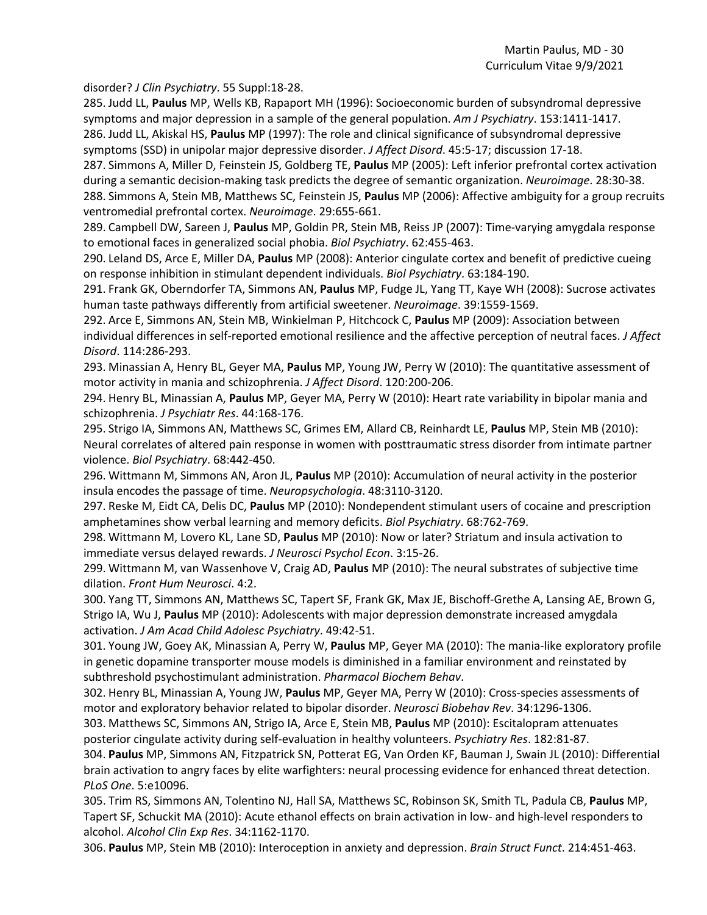disorder? *J Clin Psychiatry*. 55 Suppl:18-28.

285. Judd LL, **Paulus** MP, Wells KB, Rapaport MH (1996): Socioeconomic burden of subsyndromal depressive symptoms and major depression in a sample of the general population. *Am J Psychiatry*. 153:1411-1417.

286. Judd LL, Akiskal HS, **Paulus** MP (1997): The role and clinical significance of subsyndromal depressive symptoms (SSD) in unipolar major depressive disorder. *J Affect Disord*. 45:5-17; discussion 17-18.

287. Simmons A, Miller D, Feinstein JS, Goldberg TE, **Paulus** MP (2005): Left inferior prefrontal cortex activation during a semantic decision-making task predicts the degree of semantic organization. *Neuroimage*. 28:30-38.

288. Simmons A, Stein MB, Matthews SC, Feinstein JS, **Paulus** MP (2006): Affective ambiguity for a group recruits ventromedial prefrontal cortex. *Neuroimage*. 29:655-661.

289. Campbell DW, Sareen J, **Paulus** MP, Goldin PR, Stein MB, Reiss JP (2007): Time-varying amygdala response to emotional faces in generalized social phobia. *Biol Psychiatry*. 62:455-463.

290. Leland DS, Arce E, Miller DA, **Paulus** MP (2008): Anterior cingulate cortex and benefit of predictive cueing on response inhibition in stimulant dependent individuals. *Biol Psychiatry*. 63:184-190.

291. Frank GK, Oberndorfer TA, Simmons AN, **Paulus** MP, Fudge JL, Yang TT, Kaye WH (2008): Sucrose activates human taste pathways differently from artificial sweetener. *Neuroimage*. 39:1559-1569.

292. Arce E, Simmons AN, Stein MB, Winkielman P, Hitchcock C, **Paulus** MP (2009): Association between individual differences in self-reported emotional resilience and the affective perception of neutral faces. *J Affect Disord*. 114:286-293.

293. Minassian A, Henry BL, Geyer MA, **Paulus** MP, Young JW, Perry W (2010): The quantitative assessment of motor activity in mania and schizophrenia. *J Affect Disord*. 120:200-206.

294. Henry BL, Minassian A, **Paulus** MP, Geyer MA, Perry W (2010): Heart rate variability in bipolar mania and schizophrenia. *J Psychiatr Res*. 44:168-176.

295. Strigo IA, Simmons AN, Matthews SC, Grimes EM, Allard CB, Reinhardt LE, **Paulus** MP, Stein MB (2010): Neural correlates of altered pain response in women with posttraumatic stress disorder from intimate partner violence. *Biol Psychiatry*. 68:442-450.

296. Wittmann M, Simmons AN, Aron JL, **Paulus** MP (2010): Accumulation of neural activity in the posterior insula encodes the passage of time. *Neuropsychologia*. 48:3110-3120.

297. Reske M, Eidt CA, Delis DC, **Paulus** MP (2010): Nondependent stimulant users of cocaine and prescription amphetamines show verbal learning and memory deficits. *Biol Psychiatry*. 68:762-769.

298. Wittmann M, Lovero KL, Lane SD, **Paulus** MP (2010): Now or later? Striatum and insula activation to immediate versus delayed rewards. *J Neurosci Psychol Econ*. 3:15-26.

299. Wittmann M, van Wassenhove V, Craig AD, **Paulus** MP (2010): The neural substrates of subjective time dilation. *Front Hum Neurosci*. 4:2.

300. Yang TT, Simmons AN, Matthews SC, Tapert SF, Frank GK, Max JE, Bischoff-Grethe A, Lansing AE, Brown G, Strigo IA, Wu J, **Paulus** MP (2010): Adolescents with major depression demonstrate increased amygdala activation. *J Am Acad Child Adolesc Psychiatry*. 49:42-51.

301. Young JW, Goey AK, Minassian A, Perry W, **Paulus** MP, Geyer MA (2010): The mania-like exploratory profile in genetic dopamine transporter mouse models is diminished in a familiar environment and reinstated by subthreshold psychostimulant administration. *Pharmacol Biochem Behav*.

302. Henry BL, Minassian A, Young JW, **Paulus** MP, Geyer MA, Perry W (2010): Cross-species assessments of motor and exploratory behavior related to bipolar disorder. *Neurosci Biobehav Rev*. 34:1296-1306.

303. Matthews SC, Simmons AN, Strigo IA, Arce E, Stein MB, **Paulus** MP (2010): Escitalopram attenuates posterior cingulate activity during self-evaluation in healthy volunteers. *Psychiatry Res*. 182:81-87.

304. **Paulus** MP, Simmons AN, Fitzpatrick SN, Potterat EG, Van Orden KF, Bauman J, Swain JL (2010): Differential brain activation to angry faces by elite warfighters: neural processing evidence for enhanced threat detection. *PLoS One*. 5:e10096.

305. Trim RS, Simmons AN, Tolentino NJ, Hall SA, Matthews SC, Robinson SK, Smith TL, Padula CB, **Paulus** MP, Tapert SF, Schuckit MA (2010): Acute ethanol effects on brain activation in low- and high-level responders to alcohol. *Alcohol Clin Exp Res*. 34:1162-1170.

306. **Paulus** MP, Stein MB (2010): Interoception in anxiety and depression. *Brain Struct Funct*. 214:451-463.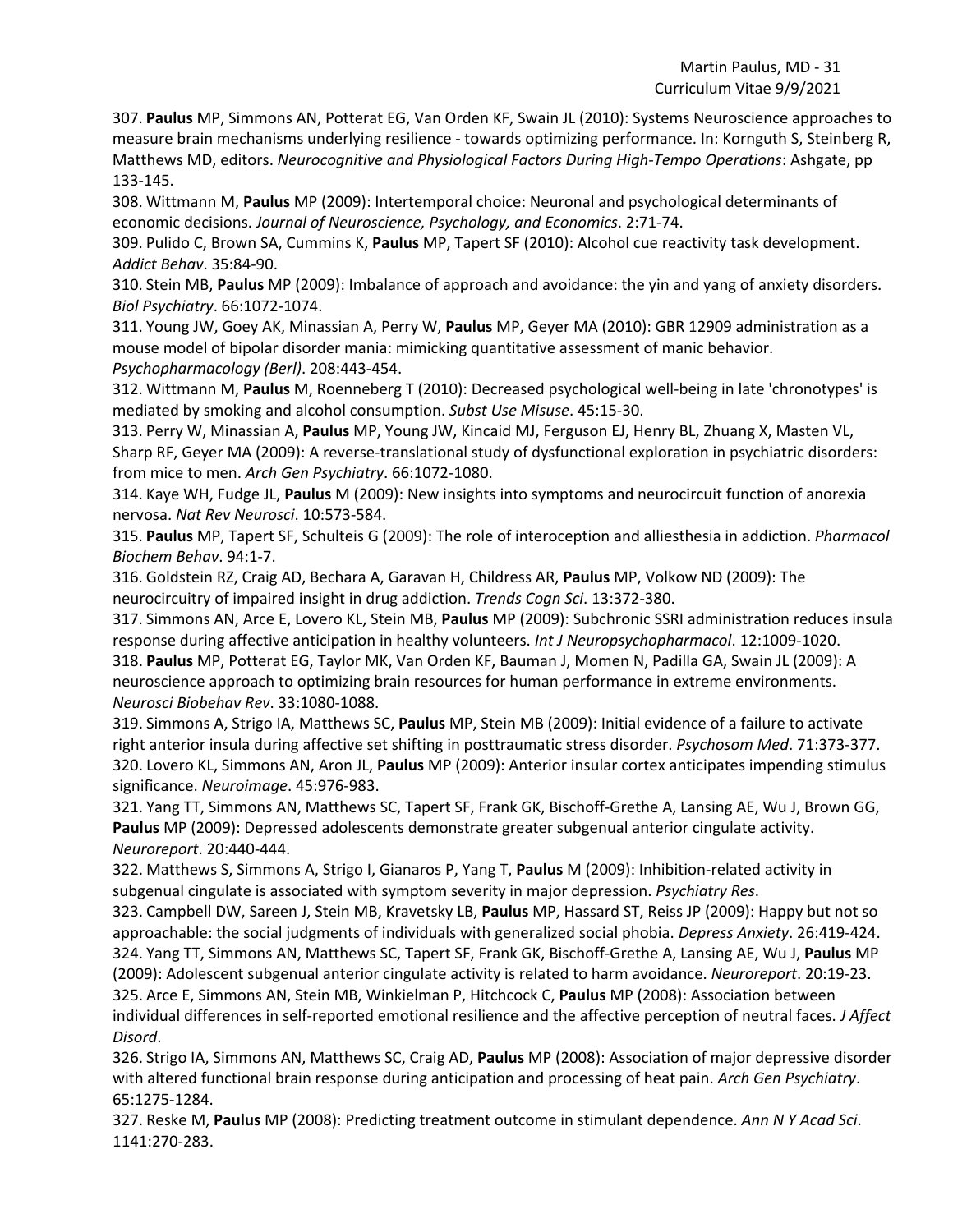307. **Paulus** MP, Simmons AN, Potterat EG, Van Orden KF, Swain JL (2010): Systems Neuroscience approaches to measure brain mechanisms underlying resilience - towards optimizing performance. In: Kornguth S, Steinberg R, Matthews MD, editors. *Neurocognitive and Physiological Factors During High-Tempo Operations*: Ashgate, pp 133-145.

308. Wittmann M, **Paulus** MP (2009): Intertemporal choice: Neuronal and psychological determinants of economic decisions. *Journal of Neuroscience, Psychology, and Economics*. 2:71-74.

309. Pulido C, Brown SA, Cummins K, **Paulus** MP, Tapert SF (2010): Alcohol cue reactivity task development. *Addict Behav*. 35:84-90.

310. Stein MB, **Paulus** MP (2009): Imbalance of approach and avoidance: the yin and yang of anxiety disorders. *Biol Psychiatry*. 66:1072-1074.

311. Young JW, Goey AK, Minassian A, Perry W, **Paulus** MP, Geyer MA (2010): GBR 12909 administration as a mouse model of bipolar disorder mania: mimicking quantitative assessment of manic behavior. *Psychopharmacology (Berl)*. 208:443-454.

312. Wittmann M, **Paulus** M, Roenneberg T (2010): Decreased psychological well-being in late 'chronotypes' is mediated by smoking and alcohol consumption. *Subst Use Misuse*. 45:15-30.

313. Perry W, Minassian A, **Paulus** MP, Young JW, Kincaid MJ, Ferguson EJ, Henry BL, Zhuang X, Masten VL, Sharp RF, Geyer MA (2009): A reverse-translational study of dysfunctional exploration in psychiatric disorders: from mice to men. *Arch Gen Psychiatry*. 66:1072-1080.

314. Kaye WH, Fudge JL, **Paulus** M (2009): New insights into symptoms and neurocircuit function of anorexia nervosa. *Nat Rev Neurosci*. 10:573-584.

315. **Paulus** MP, Tapert SF, Schulteis G (2009): The role of interoception and alliesthesia in addiction. *Pharmacol Biochem Behav*. 94:1-7.

316. Goldstein RZ, Craig AD, Bechara A, Garavan H, Childress AR, **Paulus** MP, Volkow ND (2009): The neurocircuitry of impaired insight in drug addiction. *Trends Cogn Sci*. 13:372-380.

317. Simmons AN, Arce E, Lovero KL, Stein MB, **Paulus** MP (2009): Subchronic SSRI administration reduces insula response during affective anticipation in healthy volunteers. *Int J Neuropsychopharmacol*. 12:1009-1020.

318. **Paulus** MP, Potterat EG, Taylor MK, Van Orden KF, Bauman J, Momen N, Padilla GA, Swain JL (2009): A neuroscience approach to optimizing brain resources for human performance in extreme environments. *Neurosci Biobehav Rev*. 33:1080-1088.

319. Simmons A, Strigo IA, Matthews SC, **Paulus** MP, Stein MB (2009): Initial evidence of a failure to activate right anterior insula during affective set shifting in posttraumatic stress disorder. *Psychosom Med*. 71:373-377.

320. Lovero KL, Simmons AN, Aron JL, **Paulus** MP (2009): Anterior insular cortex anticipates impending stimulus significance. *Neuroimage*. 45:976-983.

321. Yang TT, Simmons AN, Matthews SC, Tapert SF, Frank GK, Bischoff-Grethe A, Lansing AE, Wu J, Brown GG, **Paulus** MP (2009): Depressed adolescents demonstrate greater subgenual anterior cingulate activity. *Neuroreport*. 20:440-444.

322. Matthews S, Simmons A, Strigo I, Gianaros P, Yang T, **Paulus** M (2009): Inhibition-related activity in subgenual cingulate is associated with symptom severity in major depression. *Psychiatry Res*.

323. Campbell DW, Sareen J, Stein MB, Kravetsky LB, **Paulus** MP, Hassard ST, Reiss JP (2009): Happy but not so approachable: the social judgments of individuals with generalized social phobia. *Depress Anxiety*. 26:419-424.

324. Yang TT, Simmons AN, Matthews SC, Tapert SF, Frank GK, Bischoff-Grethe A, Lansing AE, Wu J, **Paulus** MP (2009): Adolescent subgenual anterior cingulate activity is related to harm avoidance. *Neuroreport*. 20:19-23.

325. Arce E, Simmons AN, Stein MB, Winkielman P, Hitchcock C, **Paulus** MP (2008): Association between individual differences in self-reported emotional resilience and the affective perception of neutral faces. *J Affect Disord*.

326. Strigo IA, Simmons AN, Matthews SC, Craig AD, **Paulus** MP (2008): Association of major depressive disorder with altered functional brain response during anticipation and processing of heat pain. *Arch Gen Psychiatry*. 65:1275-1284.

327. Reske M, **Paulus** MP (2008): Predicting treatment outcome in stimulant dependence. *Ann N Y Acad Sci*. 1141:270-283.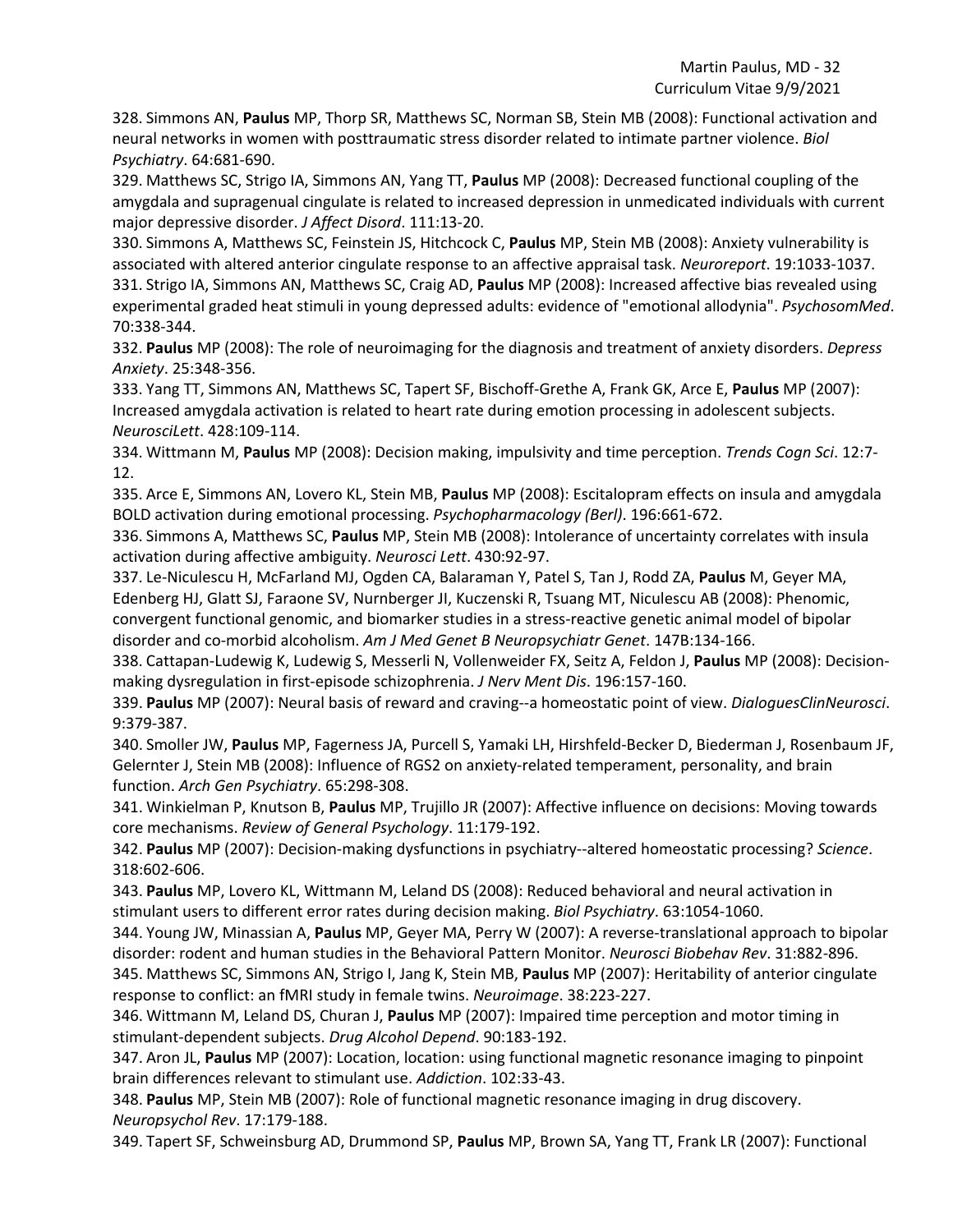328. Simmons AN, **Paulus** MP, Thorp SR, Matthews SC, Norman SB, Stein MB (2008): Functional activation and neural networks in women with posttraumatic stress disorder related to intimate partner violence. *Biol Psychiatry*. 64:681-690.

329. Matthews SC, Strigo IA, Simmons AN, Yang TT, **Paulus** MP (2008): Decreased functional coupling of the amygdala and supragenual cingulate is related to increased depression in unmedicated individuals with current major depressive disorder. *J Affect Disord*. 111:13-20.

330. Simmons A, Matthews SC, Feinstein JS, Hitchcock C, **Paulus** MP, Stein MB (2008): Anxiety vulnerability is associated with altered anterior cingulate response to an affective appraisal task. *Neuroreport*. 19:1033-1037.

331. Strigo IA, Simmons AN, Matthews SC, Craig AD, **Paulus** MP (2008): Increased affective bias revealed using experimental graded heat stimuli in young depressed adults: evidence of "emotional allodynia". *PsychosomMed*. 70:338-344.

332. **Paulus** MP (2008): The role of neuroimaging for the diagnosis and treatment of anxiety disorders. *Depress Anxiety*. 25:348-356.

333. Yang TT, Simmons AN, Matthews SC, Tapert SF, Bischoff-Grethe A, Frank GK, Arce E, **Paulus** MP (2007): Increased amygdala activation is related to heart rate during emotion processing in adolescent subjects. *NeurosciLett*. 428:109-114.

334. Wittmann M, **Paulus** MP (2008): Decision making, impulsivity and time perception. *Trends Cogn Sci*. 12:7-12.

335. Arce E, Simmons AN, Lovero KL, Stein MB, **Paulus** MP (2008): Escitalopram effects on insula and amygdala BOLD activation during emotional processing. *Psychopharmacology (Berl)*. 196:661-672.

336. Simmons A, Matthews SC, **Paulus** MP, Stein MB (2008): Intolerance of uncertainty correlates with insula activation during affective ambiguity. *Neurosci Lett*. 430:92-97.

337. Le-Niculescu H, McFarland MJ, Ogden CA, Balaraman Y, Patel S, Tan J, Rodd ZA, **Paulus** M, Geyer MA, Edenberg HJ, Glatt SJ, Faraone SV, Nurnberger JI, Kuczenski R, Tsuang MT, Niculescu AB (2008): Phenomic, convergent functional genomic, and biomarker studies in a stress-reactive genetic animal model of bipolar disorder and co-morbid alcoholism. *Am J Med Genet B Neuropsychiatr Genet*. 147B:134-166.

338. Cattapan-Ludewig K, Ludewig S, Messerli N, Vollenweider FX, Seitz A, Feldon J, **Paulus** MP (2008): Decision-making dysregulation in first-episode schizophrenia. *J Nerv Ment Dis*. 196:157-160.

339. **Paulus** MP (2007): Neural basis of reward and craving--a homeostatic point of view. *DialoguesClinNeurosci*. 9:379-387.

340. Smoller JW, **Paulus** MP, Fagerness JA, Purcell S, Yamaki LH, Hirshfeld-Becker D, Biederman J, Rosenbaum JF, Gelernter J, Stein MB (2008): Influence of RGS2 on anxiety-related temperament, personality, and brain function. *Arch Gen Psychiatry*. 65:298-308.

341. Winkielman P, Knutson B, **Paulus** MP, Trujillo JR (2007): Affective influence on decisions: Moving towards core mechanisms. *Review of General Psychology*. 11:179-192.

342. **Paulus** MP (2007): Decision-making dysfunctions in psychiatry--altered homeostatic processing? *Science*. 318:602-606.

343. **Paulus** MP, Lovero KL, Wittmann M, Leland DS (2008): Reduced behavioral and neural activation in stimulant users to different error rates during decision making. *Biol Psychiatry*. 63:1054-1060.

344. Young JW, Minassian A, **Paulus** MP, Geyer MA, Perry W (2007): A reverse-translational approach to bipolar disorder: rodent and human studies in the Behavioral Pattern Monitor. *Neurosci Biobehav Rev*. 31:882-896.

345. Matthews SC, Simmons AN, Strigo I, Jang K, Stein MB, **Paulus** MP (2007): Heritability of anterior cingulate response to conflict: an fMRI study in female twins. *Neuroimage*. 38:223-227.

346. Wittmann M, Leland DS, Churan J, **Paulus** MP (2007): Impaired time perception and motor timing in stimulant-dependent subjects. *Drug Alcohol Depend*. 90:183-192.

347. Aron JL, **Paulus** MP (2007): Location, location: using functional magnetic resonance imaging to pinpoint brain differences relevant to stimulant use. *Addiction*. 102:33-43.

348. **Paulus** MP, Stein MB (2007): Role of functional magnetic resonance imaging in drug discovery. *Neuropsychol Rev*. 17:179-188.

349. Tapert SF, Schweinsburg AD, Drummond SP, **Paulus** MP, Brown SA, Yang TT, Frank LR (2007): Functional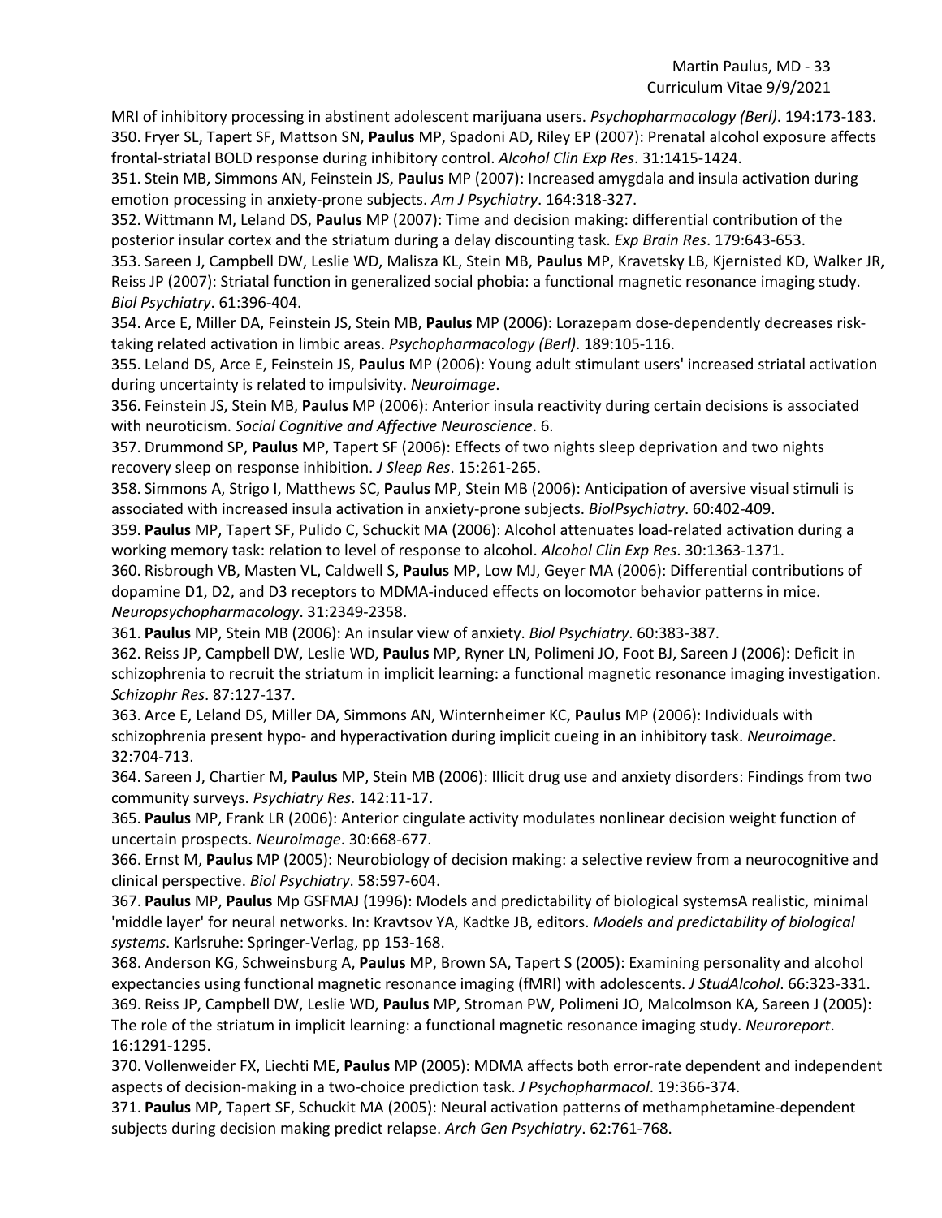MRI of inhibitory processing in abstinent adolescent marijuana users. *Psychopharmacology (Berl)*. 194:173-183.
350. Fryer SL, Tapert SF, Mattson SN, **Paulus** MP, Spadoni AD, Riley EP (2007): Prenatal alcohol exposure affects frontal-striatal BOLD response during inhibitory control. *Alcohol Clin Exp Res*. 31:1415-1424.
351. Stein MB, Simmons AN, Feinstein JS, **Paulus** MP (2007): Increased amygdala and insula activation during emotion processing in anxiety-prone subjects. *Am J Psychiatry*. 164:318-327.
352. Wittmann M, Leland DS, **Paulus** MP (2007): Time and decision making: differential contribution of the posterior insular cortex and the striatum during a delay discounting task. *Exp Brain Res*. 179:643-653.
353. Sareen J, Campbell DW, Leslie WD, Malisza KL, Stein MB, **Paulus** MP, Kravetsky LB, Kjernisted KD, Walker JR, Reiss JP (2007): Striatal function in generalized social phobia: a functional magnetic resonance imaging study. *Biol Psychiatry*. 61:396-404.
354. Arce E, Miller DA, Feinstein JS, Stein MB, **Paulus** MP (2006): Lorazepam dose-dependently decreases risk-taking related activation in limbic areas. *Psychopharmacology (Berl)*. 189:105-116.
355. Leland DS, Arce E, Feinstein JS, **Paulus** MP (2006): Young adult stimulant users' increased striatal activation during uncertainty is related to impulsivity. *Neuroimage*.
356. Feinstein JS, Stein MB, **Paulus** MP (2006): Anterior insula reactivity during certain decisions is associated with neuroticism. *Social Cognitive and Affective Neuroscience*. 6.
357. Drummond SP, **Paulus** MP, Tapert SF (2006): Effects of two nights sleep deprivation and two nights recovery sleep on response inhibition. *J Sleep Res*. 15:261-265.
358. Simmons A, Strigo I, Matthews SC, **Paulus** MP, Stein MB (2006): Anticipation of aversive visual stimuli is associated with increased insula activation in anxiety-prone subjects. *BiolPsychiatry*. 60:402-409.
359. **Paulus** MP, Tapert SF, Pulido C, Schuckit MA (2006): Alcohol attenuates load-related activation during a working memory task: relation to level of response to alcohol. *Alcohol Clin Exp Res*. 30:1363-1371.
360. Risbrough VB, Masten VL, Caldwell S, **Paulus** MP, Low MJ, Geyer MA (2006): Differential contributions of dopamine D1, D2, and D3 receptors to MDMA-induced effects on locomotor behavior patterns in mice. *Neuropsychopharmacology*. 31:2349-2358.
361. **Paulus** MP, Stein MB (2006): An insular view of anxiety. *Biol Psychiatry*. 60:383-387.
362. Reiss JP, Campbell DW, Leslie WD, **Paulus** MP, Ryner LN, Polimeni JO, Foot BJ, Sareen J (2006): Deficit in schizophrenia to recruit the striatum in implicit learning: a functional magnetic resonance imaging investigation. *Schizophr Res*. 87:127-137.
363. Arce E, Leland DS, Miller DA, Simmons AN, Winternheimer KC, **Paulus** MP (2006): Individuals with schizophrenia present hypo- and hyperactivation during implicit cueing in an inhibitory task. *Neuroimage*. 32:704-713.
364. Sareen J, Chartier M, **Paulus** MP, Stein MB (2006): Illicit drug use and anxiety disorders: Findings from two community surveys. *Psychiatry Res*. 142:11-17.
365. **Paulus** MP, Frank LR (2006): Anterior cingulate activity modulates nonlinear decision weight function of uncertain prospects. *Neuroimage*. 30:668-677.
366. Ernst M, **Paulus** MP (2005): Neurobiology of decision making: a selective review from a neurocognitive and clinical perspective. *Biol Psychiatry*. 58:597-604.
367. **Paulus** MP, **Paulus** Mp GSFMAJ (1996): Models and predictability of biological systemsA realistic, minimal 'middle layer' for neural networks. In: Kravtsov YA, Kadtke JB, editors. *Models and predictability of biological systems*. Karlsruhe: Springer-Verlag, pp 153-168.
368. Anderson KG, Schweinsburg A, **Paulus** MP, Brown SA, Tapert S (2005): Examining personality and alcohol expectancies using functional magnetic resonance imaging (fMRI) with adolescents. *J StudAlcohol*. 66:323-331.
369. Reiss JP, Campbell DW, Leslie WD, **Paulus** MP, Stroman PW, Polimeni JO, Malcolmson KA, Sareen J (2005): The role of the striatum in implicit learning: a functional magnetic resonance imaging study. *Neuroreport*. 16:1291-1295.
370. Vollenweider FX, Liechti ME, **Paulus** MP (2005): MDMA affects both error-rate dependent and independent aspects of decision-making in a two-choice prediction task. *J Psychopharmacol*. 19:366-374.
371. **Paulus** MP, Tapert SF, Schuckit MA (2005): Neural activation patterns of methamphetamine-dependent subjects during decision making predict relapse. *Arch Gen Psychiatry*. 62:761-768.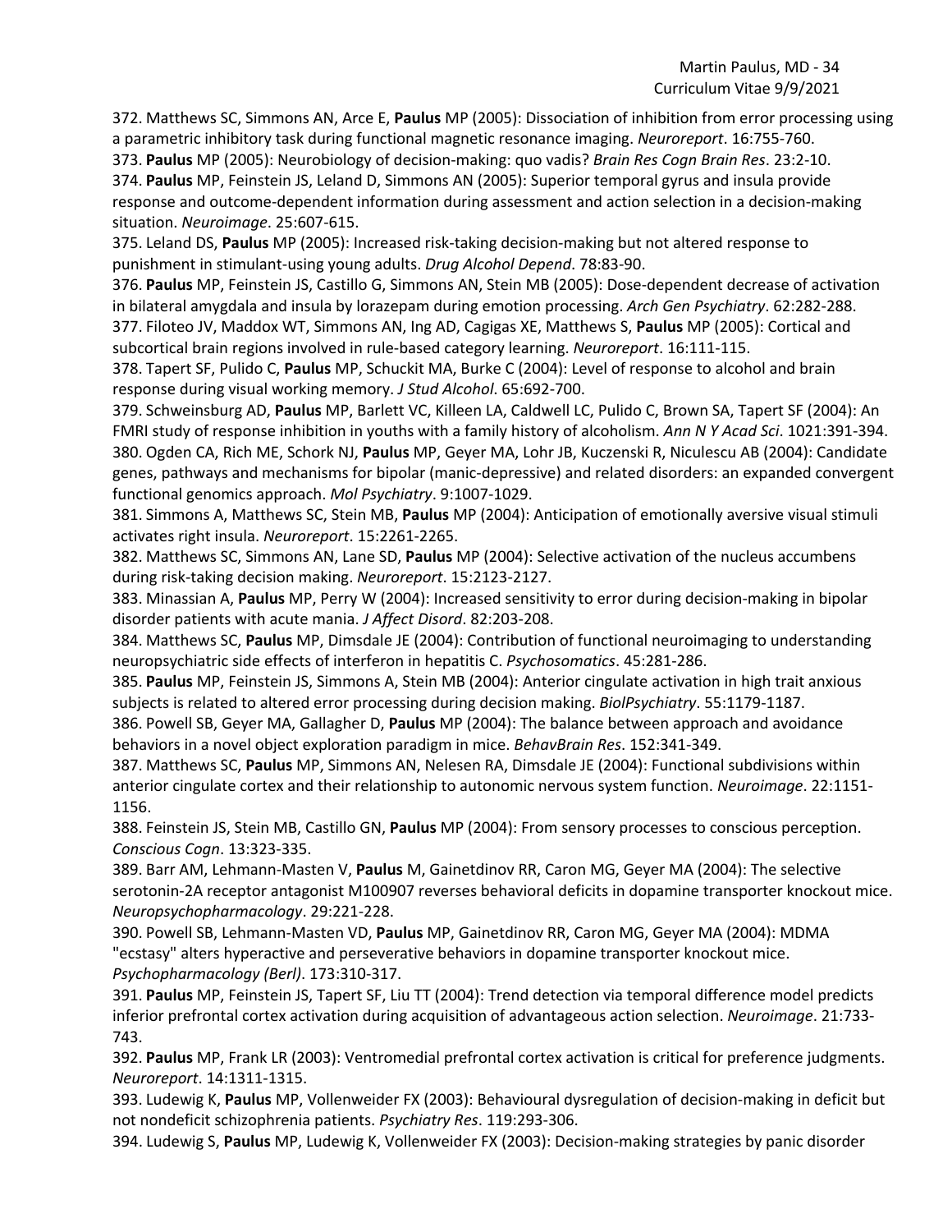372. Matthews SC, Simmons AN, Arce E, **Paulus** MP (2005): Dissociation of inhibition from error processing using a parametric inhibitory task during functional magnetic resonance imaging. *Neuroreport*. 16:755-760.

373. **Paulus** MP (2005): Neurobiology of decision-making: quo vadis? *Brain Res Cogn Brain Res*. 23:2-10.

374. **Paulus** MP, Feinstein JS, Leland D, Simmons AN (2005): Superior temporal gyrus and insula provide response and outcome-dependent information during assessment and action selection in a decision-making situation. *Neuroimage*. 25:607-615.

375. Leland DS, **Paulus** MP (2005): Increased risk-taking decision-making but not altered response to punishment in stimulant-using young adults. *Drug Alcohol Depend*. 78:83-90.

376. **Paulus** MP, Feinstein JS, Castillo G, Simmons AN, Stein MB (2005): Dose-dependent decrease of activation in bilateral amygdala and insula by lorazepam during emotion processing. *Arch Gen Psychiatry*. 62:282-288.

377. Filoteo JV, Maddox WT, Simmons AN, Ing AD, Cagigas XE, Matthews S, **Paulus** MP (2005): Cortical and subcortical brain regions involved in rule-based category learning. *Neuroreport*. 16:111-115.

378. Tapert SF, Pulido C, **Paulus** MP, Schuckit MA, Burke C (2004): Level of response to alcohol and brain response during visual working memory. *J Stud Alcohol*. 65:692-700.

379. Schweinsburg AD, **Paulus** MP, Barlett VC, Killeen LA, Caldwell LC, Pulido C, Brown SA, Tapert SF (2004): An FMRI study of response inhibition in youths with a family history of alcoholism. *Ann N Y Acad Sci*. 1021:391-394.

380. Ogden CA, Rich ME, Schork NJ, **Paulus** MP, Geyer MA, Lohr JB, Kuczenski R, Niculescu AB (2004): Candidate genes, pathways and mechanisms for bipolar (manic-depressive) and related disorders: an expanded convergent functional genomics approach. *Mol Psychiatry*. 9:1007-1029.

381. Simmons A, Matthews SC, Stein MB, **Paulus** MP (2004): Anticipation of emotionally aversive visual stimuli activates right insula. *Neuroreport*. 15:2261-2265.

382. Matthews SC, Simmons AN, Lane SD, **Paulus** MP (2004): Selective activation of the nucleus accumbens during risk-taking decision making. *Neuroreport*. 15:2123-2127.

383. Minassian A, **Paulus** MP, Perry W (2004): Increased sensitivity to error during decision-making in bipolar disorder patients with acute mania. *J Affect Disord*. 82:203-208.

384. Matthews SC, **Paulus** MP, Dimsdale JE (2004): Contribution of functional neuroimaging to understanding neuropsychiatric side effects of interferon in hepatitis C. *Psychosomatics*. 45:281-286.

385. **Paulus** MP, Feinstein JS, Simmons A, Stein MB (2004): Anterior cingulate activation in high trait anxious subjects is related to altered error processing during decision making. *BiolPsychiatry*. 55:1179-1187.

386. Powell SB, Geyer MA, Gallagher D, **Paulus** MP (2004): The balance between approach and avoidance behaviors in a novel object exploration paradigm in mice. *BehavBrain Res*. 152:341-349.

387. Matthews SC, **Paulus** MP, Simmons AN, Nelesen RA, Dimsdale JE (2004): Functional subdivisions within anterior cingulate cortex and their relationship to autonomic nervous system function. *Neuroimage*. 22:1151-1156.

388. Feinstein JS, Stein MB, Castillo GN, **Paulus** MP (2004): From sensory processes to conscious perception. *Conscious Cogn*. 13:323-335.

389. Barr AM, Lehmann-Masten V, **Paulus** M, Gainetdinov RR, Caron MG, Geyer MA (2004): The selective serotonin-2A receptor antagonist M100907 reverses behavioral deficits in dopamine transporter knockout mice. *Neuropsychopharmacology*. 29:221-228.

390. Powell SB, Lehmann-Masten VD, **Paulus** MP, Gainetdinov RR, Caron MG, Geyer MA (2004): MDMA "ecstasy" alters hyperactive and perseverative behaviors in dopamine transporter knockout mice. *Psychopharmacology (Berl)*. 173:310-317.

391. **Paulus** MP, Feinstein JS, Tapert SF, Liu TT (2004): Trend detection via temporal difference model predicts inferior prefrontal cortex activation during acquisition of advantageous action selection. *Neuroimage*. 21:733-743.

392. **Paulus** MP, Frank LR (2003): Ventromedial prefrontal cortex activation is critical for preference judgments. *Neuroreport*. 14:1311-1315.

393. Ludewig K, **Paulus** MP, Vollenweider FX (2003): Behavioural dysregulation of decision-making in deficit but not nondeficit schizophrenia patients. *Psychiatry Res*. 119:293-306.

394. Ludewig S, **Paulus** MP, Ludewig K, Vollenweider FX (2003): Decision-making strategies by panic disorder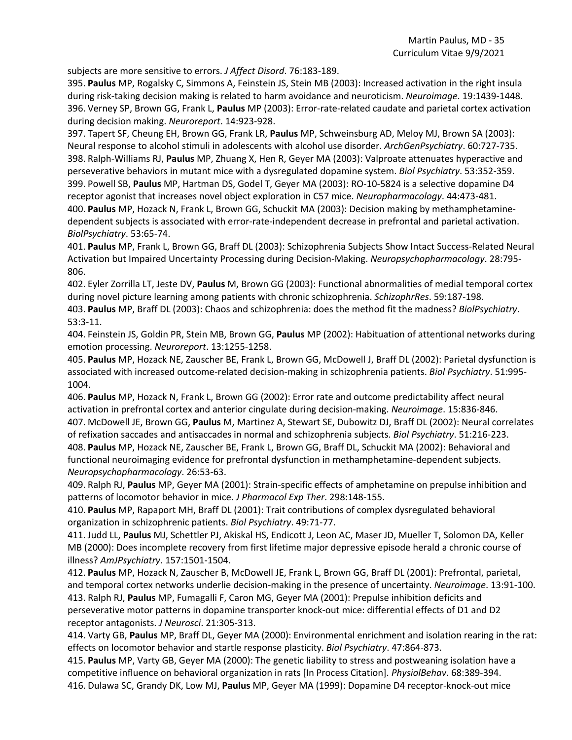subjects are more sensitive to errors. *J Affect Disord*. 76:183-189.

395. **Paulus** MP, Rogalsky C, Simmons A, Feinstein JS, Stein MB (2003): Increased activation in the right insula during risk-taking decision making is related to harm avoidance and neuroticism. *Neuroimage*. 19:1439-1448.

396. Verney SP, Brown GG, Frank L, **Paulus** MP (2003): Error-rate-related caudate and parietal cortex activation during decision making. *Neuroreport*. 14:923-928.

397. Tapert SF, Cheung EH, Brown GG, Frank LR, **Paulus** MP, Schweinsburg AD, Meloy MJ, Brown SA (2003): Neural response to alcohol stimuli in adolescents with alcohol use disorder. *ArchGenPsychiatry*. 60:727-735.

398. Ralph-Williams RJ, **Paulus** MP, Zhuang X, Hen R, Geyer MA (2003): Valproate attenuates hyperactive and perseverative behaviors in mutant mice with a dysregulated dopamine system. *Biol Psychiatry*. 53:352-359.

399. Powell SB, **Paulus** MP, Hartman DS, Godel T, Geyer MA (2003): RO-10-5824 is a selective dopamine D4 receptor agonist that increases novel object exploration in C57 mice. *Neuropharmacology*. 44:473-481.

400. **Paulus** MP, Hozack N, Frank L, Brown GG, Schuckit MA (2003): Decision making by methamphetamine-dependent subjects is associated with error-rate-independent decrease in prefrontal and parietal activation. *BiolPsychiatry*. 53:65-74.

401. **Paulus** MP, Frank L, Brown GG, Braff DL (2003): Schizophrenia Subjects Show Intact Success-Related Neural Activation but Impaired Uncertainty Processing during Decision-Making. *Neuropsychopharmacology*. 28:795-806.

402. Eyler Zorrilla LT, Jeste DV, **Paulus** M, Brown GG (2003): Functional abnormalities of medial temporal cortex during novel picture learning among patients with chronic schizophrenia. *SchizophrRes*. 59:187-198.

403. **Paulus** MP, Braff DL (2003): Chaos and schizophrenia: does the method fit the madness? *BiolPsychiatry*. 53:3-11.

404. Feinstein JS, Goldin PR, Stein MB, Brown GG, **Paulus** MP (2002): Habituation of attentional networks during emotion processing. *Neuroreport*. 13:1255-1258.

405. **Paulus** MP, Hozack NE, Zauscher BE, Frank L, Brown GG, McDowell J, Braff DL (2002): Parietal dysfunction is associated with increased outcome-related decision-making in schizophrenia patients. *Biol Psychiatry*. 51:995-1004.

406. **Paulus** MP, Hozack N, Frank L, Brown GG (2002): Error rate and outcome predictability affect neural activation in prefrontal cortex and anterior cingulate during decision-making. *Neuroimage*. 15:836-846.

407. McDowell JE, Brown GG, **Paulus** M, Martinez A, Stewart SE, Dubowitz DJ, Braff DL (2002): Neural correlates of refixation saccades and antisaccades in normal and schizophrenia subjects. *Biol Psychiatry*. 51:216-223.

408. **Paulus** MP, Hozack NE, Zauscher BE, Frank L, Brown GG, Braff DL, Schuckit MA (2002): Behavioral and functional neuroimaging evidence for prefrontal dysfunction in methamphetamine-dependent subjects. *Neuropsychopharmacology*. 26:53-63.

409. Ralph RJ, **Paulus** MP, Geyer MA (2001): Strain-specific effects of amphetamine on prepulse inhibition and patterns of locomotor behavior in mice. *J Pharmacol Exp Ther*. 298:148-155.

410. **Paulus** MP, Rapaport MH, Braff DL (2001): Trait contributions of complex dysregulated behavioral organization in schizophrenic patients. *Biol Psychiatry*. 49:71-77.

411. Judd LL, **Paulus** MJ, Schettler PJ, Akiskal HS, Endicott J, Leon AC, Maser JD, Mueller T, Solomon DA, Keller MB (2000): Does incomplete recovery from first lifetime major depressive episode herald a chronic course of illness? *AmJPsychiatry*. 157:1501-1504.

412. **Paulus** MP, Hozack N, Zauscher B, McDowell JE, Frank L, Brown GG, Braff DL (2001): Prefrontal, parietal, and temporal cortex networks underlie decision-making in the presence of uncertainty. *Neuroimage*. 13:91-100.

413. Ralph RJ, **Paulus** MP, Fumagalli F, Caron MG, Geyer MA (2001): Prepulse inhibition deficits and perseverative motor patterns in dopamine transporter knock-out mice: differential effects of D1 and D2 receptor antagonists. *J Neurosci*. 21:305-313.

414. Varty GB, **Paulus** MP, Braff DL, Geyer MA (2000): Environmental enrichment and isolation rearing in the rat: effects on locomotor behavior and startle response plasticity. *Biol Psychiatry*. 47:864-873.

415. **Paulus** MP, Varty GB, Geyer MA (2000): The genetic liability to stress and postweaning isolation have a competitive influence on behavioral organization in rats [In Process Citation]. *PhysiolBehav*. 68:389-394.

416. Dulawa SC, Grandy DK, Low MJ, **Paulus** MP, Geyer MA (1999): Dopamine D4 receptor-knock-out mice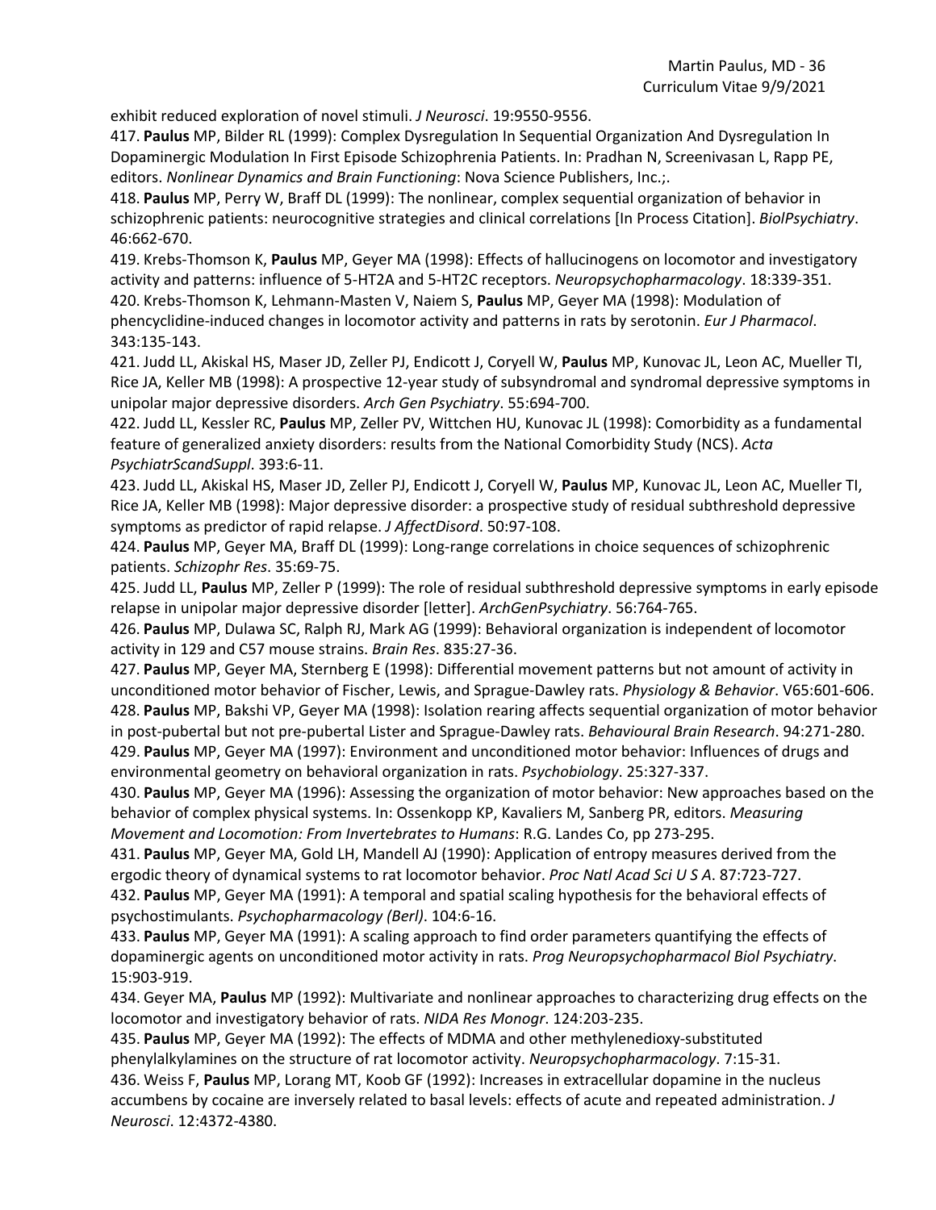exhibit reduced exploration of novel stimuli. *J Neurosci*. 19:9550-9556.

417. **Paulus** MP, Bilder RL (1999): Complex Dysregulation In Sequential Organization And Dysregulation In Dopaminergic Modulation In First Episode Schizophrenia Patients. In: Pradhan N, Screenivasan L, Rapp PE, editors. *Nonlinear Dynamics and Brain Functioning*: Nova Science Publishers, Inc.;.

418. **Paulus** MP, Perry W, Braff DL (1999): The nonlinear, complex sequential organization of behavior in schizophrenic patients: neurocognitive strategies and clinical correlations [In Process Citation]. *BiolPsychiatry*. 46:662-670.

419. Krebs-Thomson K, **Paulus** MP, Geyer MA (1998): Effects of hallucinogens on locomotor and investigatory activity and patterns: influence of 5-HT2A and 5-HT2C receptors. *Neuropsychopharmacology*. 18:339-351.

420. Krebs-Thomson K, Lehmann-Masten V, Naiem S, **Paulus** MP, Geyer MA (1998): Modulation of phencyclidine-induced changes in locomotor activity and patterns in rats by serotonin. *Eur J Pharmacol*. 343:135-143.

421. Judd LL, Akiskal HS, Maser JD, Zeller PJ, Endicott J, Coryell W, **Paulus** MP, Kunovac JL, Leon AC, Mueller TI, Rice JA, Keller MB (1998): A prospective 12-year study of subsyndromal and syndromal depressive symptoms in unipolar major depressive disorders. *Arch Gen Psychiatry*. 55:694-700.

422. Judd LL, Kessler RC, **Paulus** MP, Zeller PV, Wittchen HU, Kunovac JL (1998): Comorbidity as a fundamental feature of generalized anxiety disorders: results from the National Comorbidity Study (NCS). *Acta PsychiatrScandSuppl*. 393:6-11.

423. Judd LL, Akiskal HS, Maser JD, Zeller PJ, Endicott J, Coryell W, **Paulus** MP, Kunovac JL, Leon AC, Mueller TI, Rice JA, Keller MB (1998): Major depressive disorder: a prospective study of residual subthreshold depressive symptoms as predictor of rapid relapse. *J AffectDisord*. 50:97-108.

424. **Paulus** MP, Geyer MA, Braff DL (1999): Long-range correlations in choice sequences of schizophrenic patients. *Schizophr Res*. 35:69-75.

425. Judd LL, **Paulus** MP, Zeller P (1999): The role of residual subthreshold depressive symptoms in early episode relapse in unipolar major depressive disorder [letter]. *ArchGenPsychiatry*. 56:764-765.

426. **Paulus** MP, Dulawa SC, Ralph RJ, Mark AG (1999): Behavioral organization is independent of locomotor activity in 129 and C57 mouse strains. *Brain Res*. 835:27-36.

427. **Paulus** MP, Geyer MA, Sternberg E (1998): Differential movement patterns but not amount of activity in unconditioned motor behavior of Fischer, Lewis, and Sprague-Dawley rats. *Physiology & Behavior*. V65:601-606.

428. **Paulus** MP, Bakshi VP, Geyer MA (1998): Isolation rearing affects sequential organization of motor behavior in post-pubertal but not pre-pubertal Lister and Sprague-Dawley rats. *Behavioural Brain Research*. 94:271-280.

429. **Paulus** MP, Geyer MA (1997): Environment and unconditioned motor behavior: Influences of drugs and environmental geometry on behavioral organization in rats. *Psychobiology*. 25:327-337.

430. **Paulus** MP, Geyer MA (1996): Assessing the organization of motor behavior: New approaches based on the behavior of complex physical systems. In: Ossenkopp KP, Kavaliers M, Sanberg PR, editors. *Measuring Movement and Locomotion: From Invertebrates to Humans*: R.G. Landes Co, pp 273-295.

431. **Paulus** MP, Geyer MA, Gold LH, Mandell AJ (1990): Application of entropy measures derived from the ergodic theory of dynamical systems to rat locomotor behavior. *Proc Natl Acad Sci U S A*. 87:723-727.

432. **Paulus** MP, Geyer MA (1991): A temporal and spatial scaling hypothesis for the behavioral effects of psychostimulants. *Psychopharmacology (Berl)*. 104:6-16.

433. **Paulus** MP, Geyer MA (1991): A scaling approach to find order parameters quantifying the effects of dopaminergic agents on unconditioned motor activity in rats. *Prog Neuropsychopharmacol Biol Psychiatry*. 15:903-919.

434. Geyer MA, **Paulus** MP (1992): Multivariate and nonlinear approaches to characterizing drug effects on the locomotor and investigatory behavior of rats. *NIDA Res Monogr*. 124:203-235.

435. **Paulus** MP, Geyer MA (1992): The effects of MDMA and other methylenedioxy-substituted phenylalkylamines on the structure of rat locomotor activity. *Neuropsychopharmacology*. 7:15-31.

436. Weiss F, **Paulus** MP, Lorang MT, Koob GF (1992): Increases in extracellular dopamine in the nucleus accumbens by cocaine are inversely related to basal levels: effects of acute and repeated administration. *J Neurosci*. 12:4372-4380.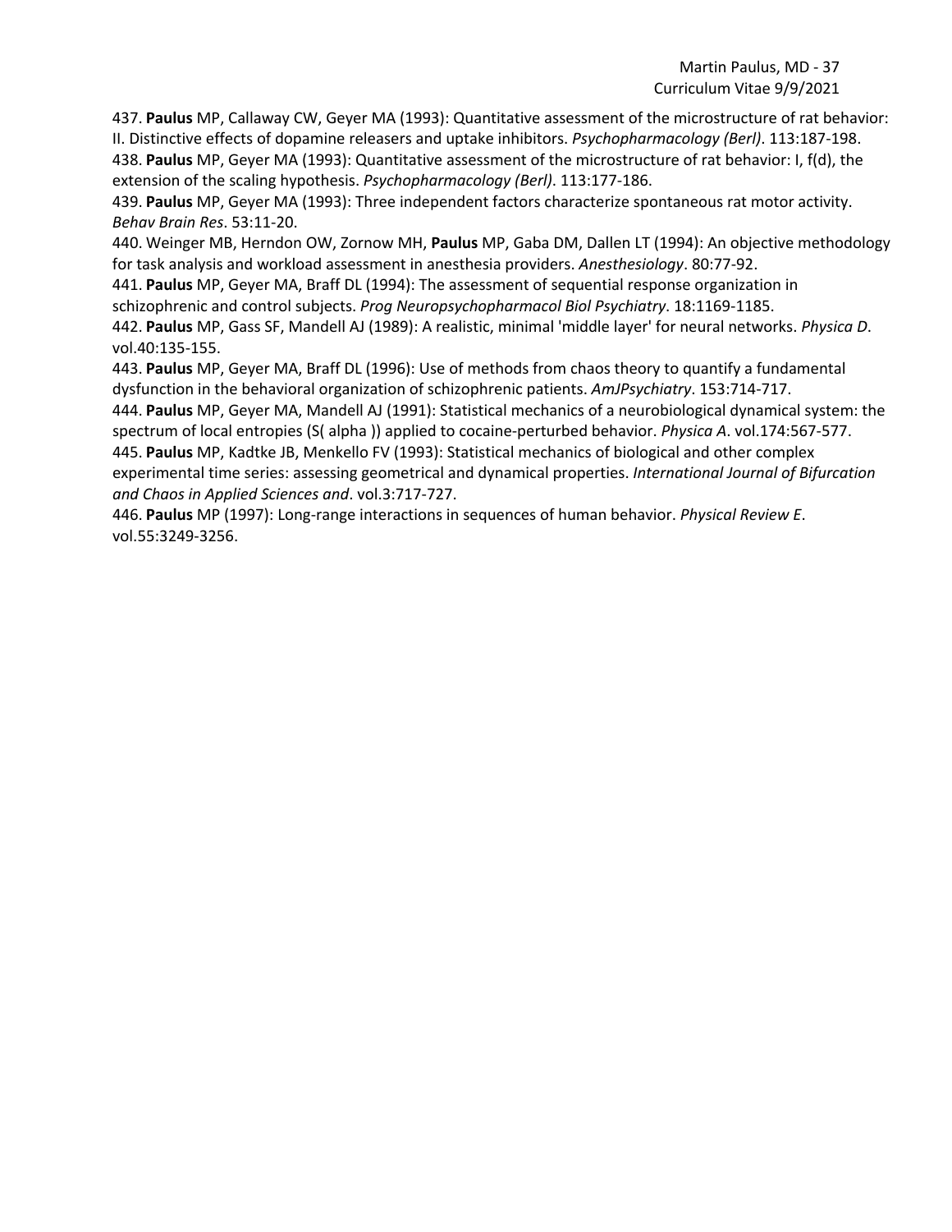437. **Paulus** MP, Callaway CW, Geyer MA (1993): Quantitative assessment of the microstructure of rat behavior: II. Distinctive effects of dopamine releasers and uptake inhibitors. *Psychopharmacology (Berl)*. 113:187-198.
438. **Paulus** MP, Geyer MA (1993): Quantitative assessment of the microstructure of rat behavior: I, f(d), the extension of the scaling hypothesis. *Psychopharmacology (Berl)*. 113:177-186.
439. **Paulus** MP, Geyer MA (1993): Three independent factors characterize spontaneous rat motor activity. *Behav Brain Res*. 53:11-20.
440. Weinger MB, Herndon OW, Zornow MH, **Paulus** MP, Gaba DM, Dallen LT (1994): An objective methodology for task analysis and workload assessment in anesthesia providers. *Anesthesiology*. 80:77-92.
441. **Paulus** MP, Geyer MA, Braff DL (1994): The assessment of sequential response organization in schizophrenic and control subjects. *Prog Neuropsychopharmacol Biol Psychiatry*. 18:1169-1185.
442. **Paulus** MP, Gass SF, Mandell AJ (1989): A realistic, minimal 'middle layer' for neural networks. *Physica D*. vol.40:135-155.
443. **Paulus** MP, Geyer MA, Braff DL (1996): Use of methods from chaos theory to quantify a fundamental dysfunction in the behavioral organization of schizophrenic patients. *AmJPsychiatry*. 153:714-717.
444. **Paulus** MP, Geyer MA, Mandell AJ (1991): Statistical mechanics of a neurobiological dynamical system: the spectrum of local entropies (S( alpha )) applied to cocaine-perturbed behavior. *Physica A*. vol.174:567-577.
445. **Paulus** MP, Kadtke JB, Menkello FV (1993): Statistical mechanics of biological and other complex experimental time series: assessing geometrical and dynamical properties. *International Journal of Bifurcation and Chaos in Applied Sciences and*. vol.3:717-727.
446. **Paulus** MP (1997): Long-range interactions in sequences of human behavior. *Physical Review E*. vol.55:3249-3256.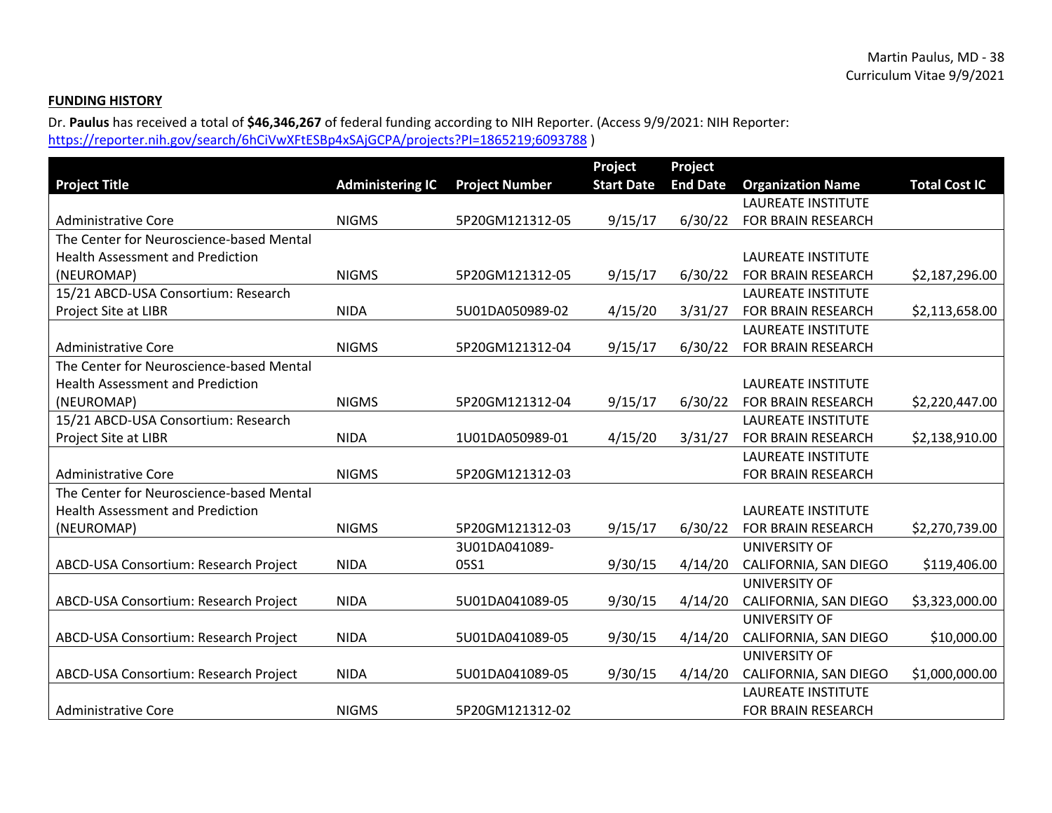**FUNDING HISTORY**

Dr. **Paulus** has received a total of **$46,346,267** of federal funding according to NIH Reporter. (Access 9/9/2021: NIH Reporter: https://reporter.nih.gov/search/6hCiVwXFtESBp4xSAjGCPA/projects?PI=1865219;6093788 )

| Project Title | Administering IC | Project Number | Project Start Date | Project End Date | Organization Name | Total Cost IC |
|---|---|---|---|---|---|---|
| Administrative Core | NIGMS | 5P20GM121312-05 | 9/15/17 | 6/30/22 | LAUREATE INSTITUTE FOR BRAIN RESEARCH | |
| The Center for Neuroscience-based Mental Health Assessment and Prediction (NEUROMAP) | NIGMS | 5P20GM121312-05 | 9/15/17 | 6/30/22 | LAUREATE INSTITUTE FOR BRAIN RESEARCH | $2,187,296.00 |
| 15/21 ABCD-USA Consortium: Research Project Site at LIBR | NIDA | 5U01DA050989-02 | 4/15/20 | 3/31/27 | LAUREATE INSTITUTE FOR BRAIN RESEARCH | $2,113,658.00 |
| Administrative Core | NIGMS | 5P20GM121312-04 | 9/15/17 | 6/30/22 | LAUREATE INSTITUTE FOR BRAIN RESEARCH | |
| The Center for Neuroscience-based Mental Health Assessment and Prediction (NEUROMAP) | NIGMS | 5P20GM121312-04 | 9/15/17 | 6/30/22 | LAUREATE INSTITUTE FOR BRAIN RESEARCH | $2,220,447.00 |
| 15/21 ABCD-USA Consortium: Research Project Site at LIBR | NIDA | 1U01DA050989-01 | 4/15/20 | 3/31/27 | LAUREATE INSTITUTE FOR BRAIN RESEARCH | $2,138,910.00 |
| Administrative Core | NIGMS | 5P20GM121312-03 | | | LAUREATE INSTITUTE FOR BRAIN RESEARCH | |
| The Center for Neuroscience-based Mental Health Assessment and Prediction (NEUROMAP) | NIGMS | 5P20GM121312-03 | 9/15/17 | 6/30/22 | LAUREATE INSTITUTE FOR BRAIN RESEARCH | $2,270,739.00 |
| ABCD-USA Consortium: Research Project | NIDA | 3U01DA041089-05S1 | 9/30/15 | 4/14/20 | UNIVERSITY OF CALIFORNIA, SAN DIEGO | $119,406.00 |
| ABCD-USA Consortium: Research Project | NIDA | 5U01DA041089-05 | 9/30/15 | 4/14/20 | UNIVERSITY OF CALIFORNIA, SAN DIEGO | $3,323,000.00 |
| ABCD-USA Consortium: Research Project | NIDA | 5U01DA041089-05 | 9/30/15 | 4/14/20 | UNIVERSITY OF CALIFORNIA, SAN DIEGO | $10,000.00 |
| ABCD-USA Consortium: Research Project | NIDA | 5U01DA041089-05 | 9/30/15 | 4/14/20 | UNIVERSITY OF CALIFORNIA, SAN DIEGO | $1,000,000.00 |
| Administrative Core | NIGMS | 5P20GM121312-02 | | | LAUREATE INSTITUTE FOR BRAIN RESEARCH | |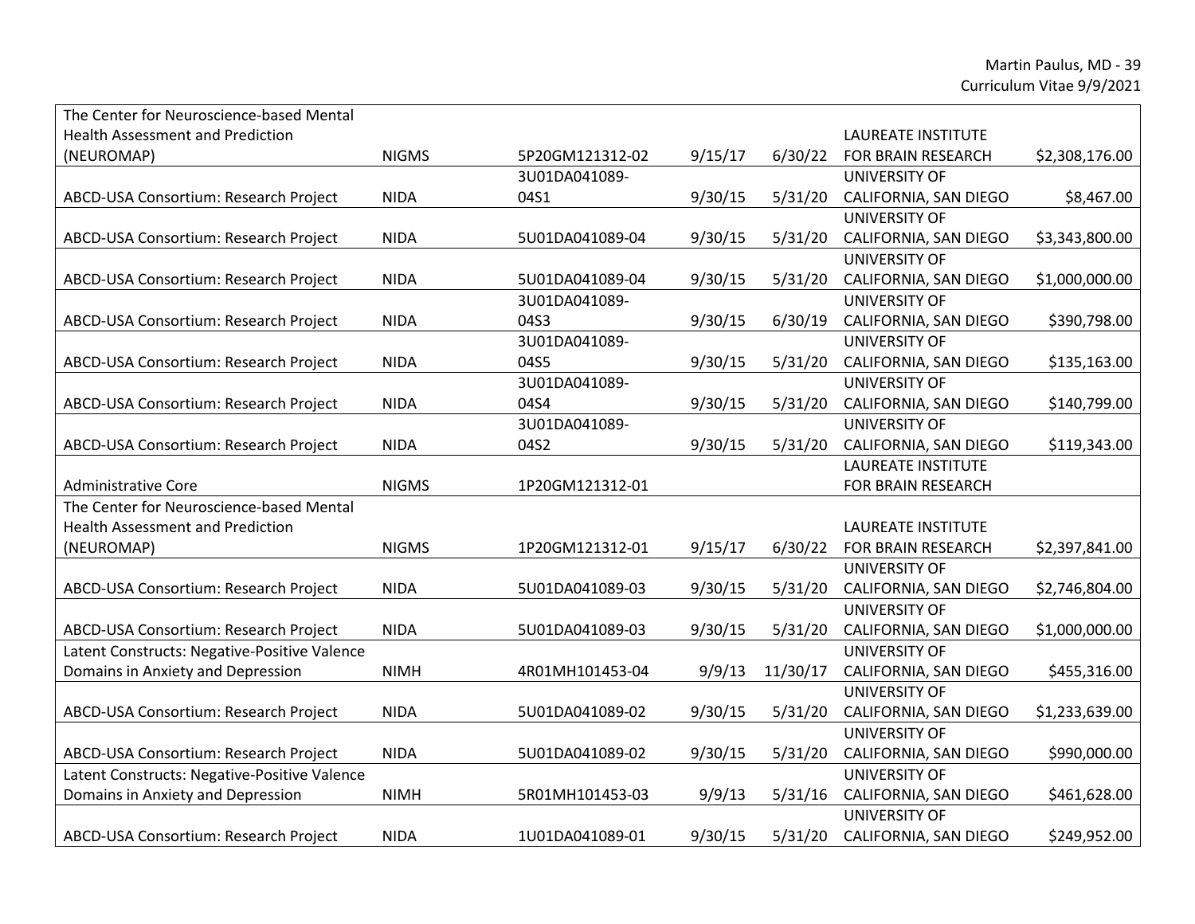| | | | | | | |
|---|---|---|---|---|---|---|
| The Center for Neuroscience-based Mental Health Assessment and Prediction (NEUROMAP) | NIGMS | 5P20GM121312-02 | 9/15/17 | 6/30/22 | LAUREATE INSTITUTE FOR BRAIN RESEARCH | $2,308,176.00 |
| ABCD-USA Consortium: Research Project | NIDA | 3U01DA041089-04S1 | 9/30/15 | 5/31/20 | UNIVERSITY OF CALIFORNIA, SAN DIEGO | $8,467.00 |
| ABCD-USA Consortium: Research Project | NIDA | 5U01DA041089-04 | 9/30/15 | 5/31/20 | UNIVERSITY OF CALIFORNIA, SAN DIEGO | $3,343,800.00 |
| ABCD-USA Consortium: Research Project | NIDA | 5U01DA041089-04 | 9/30/15 | 5/31/20 | UNIVERSITY OF CALIFORNIA, SAN DIEGO | $1,000,000.00 |
| ABCD-USA Consortium: Research Project | NIDA | 3U01DA041089-04S3 | 9/30/15 | 6/30/19 | UNIVERSITY OF CALIFORNIA, SAN DIEGO | $390,798.00 |
| ABCD-USA Consortium: Research Project | NIDA | 3U01DA041089-04S5 | 9/30/15 | 5/31/20 | UNIVERSITY OF CALIFORNIA, SAN DIEGO | $135,163.00 |
| ABCD-USA Consortium: Research Project | NIDA | 3U01DA041089-04S4 | 9/30/15 | 5/31/20 | UNIVERSITY OF CALIFORNIA, SAN DIEGO | $140,799.00 |
| ABCD-USA Consortium: Research Project | NIDA | 3U01DA041089-04S2 | 9/30/15 | 5/31/20 | UNIVERSITY OF CALIFORNIA, SAN DIEGO | $119,343.00 |
| Administrative Core | NIGMS | 1P20GM121312-01 | | | LAUREATE INSTITUTE FOR BRAIN RESEARCH | |
| The Center for Neuroscience-based Mental Health Assessment and Prediction (NEUROMAP) | NIGMS | 1P20GM121312-01 | 9/15/17 | 6/30/22 | LAUREATE INSTITUTE FOR BRAIN RESEARCH | $2,397,841.00 |
| ABCD-USA Consortium: Research Project | NIDA | 5U01DA041089-03 | 9/30/15 | 5/31/20 | UNIVERSITY OF CALIFORNIA, SAN DIEGO | $2,746,804.00 |
| ABCD-USA Consortium: Research Project | NIDA | 5U01DA041089-03 | 9/30/15 | 5/31/20 | UNIVERSITY OF CALIFORNIA, SAN DIEGO | $1,000,000.00 |
| Latent Constructs: Negative-Positive Valence Domains in Anxiety and Depression | NIMH | 4R01MH101453-04 | 9/9/13 | 11/30/17 | UNIVERSITY OF CALIFORNIA, SAN DIEGO | $455,316.00 |
| ABCD-USA Consortium: Research Project | NIDA | 5U01DA041089-02 | 9/30/15 | 5/31/20 | UNIVERSITY OF CALIFORNIA, SAN DIEGO | $1,233,639.00 |
| ABCD-USA Consortium: Research Project | NIDA | 5U01DA041089-02 | 9/30/15 | 5/31/20 | UNIVERSITY OF CALIFORNIA, SAN DIEGO | $990,000.00 |
| Latent Constructs: Negative-Positive Valence Domains in Anxiety and Depression | NIMH | 5R01MH101453-03 | 9/9/13 | 5/31/16 | UNIVERSITY OF CALIFORNIA, SAN DIEGO | $461,628.00 |
| ABCD-USA Consortium: Research Project | NIDA | 1U01DA041089-01 | 9/30/15 | 5/31/20 | UNIVERSITY OF CALIFORNIA, SAN DIEGO | $249,952.00 |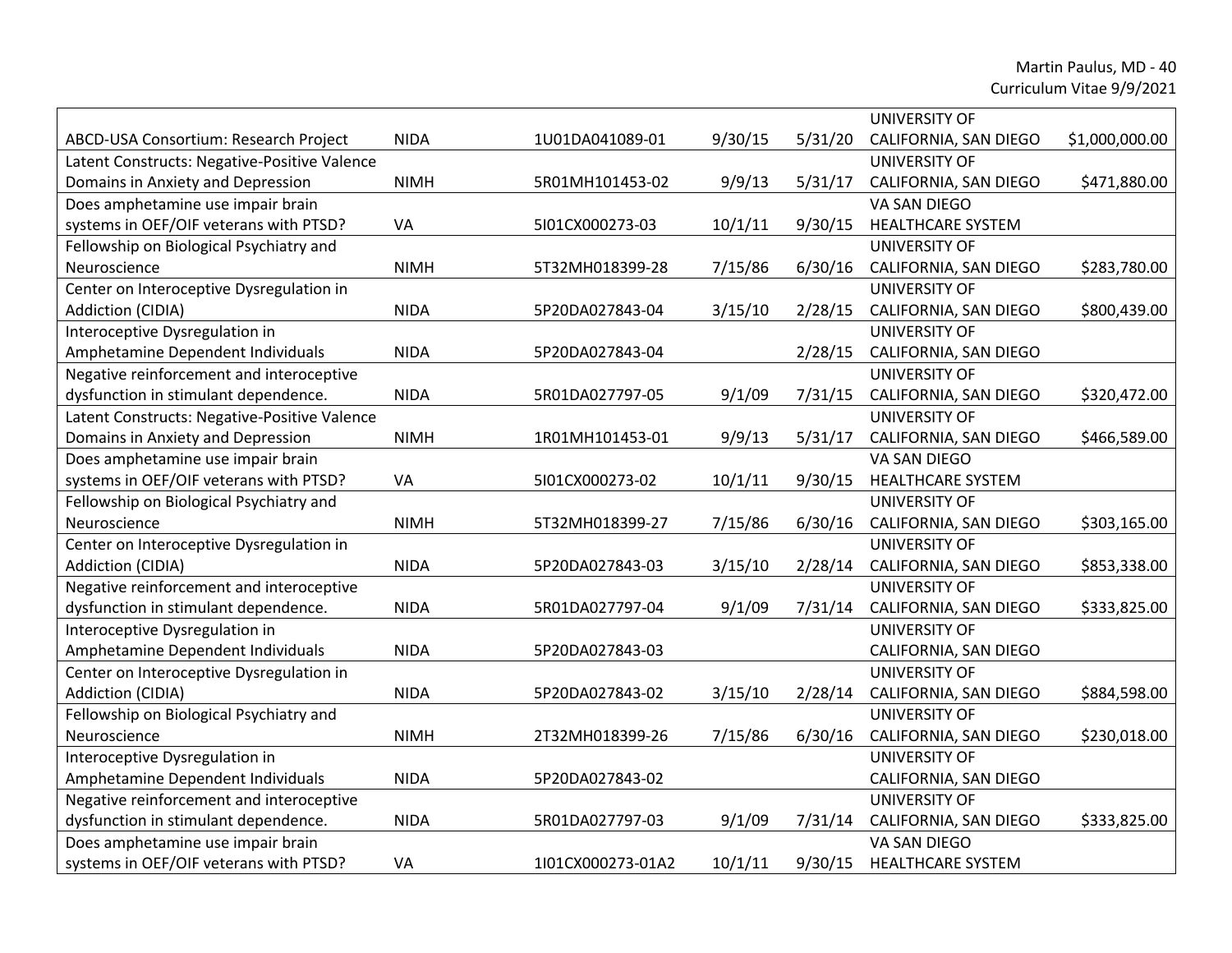| | | | | | | |
|---|---|---|---|---|---|---|
| ABCD-USA Consortium: Research Project | NIDA | 1U01DA041089-01 | 9/30/15 | 5/31/20 | UNIVERSITY OF CALIFORNIA, SAN DIEGO | $1,000,000.00 |
| Latent Constructs: Negative-Positive Valence Domains in Anxiety and Depression | NIMH | 5R01MH101453-02 | 9/9/13 | 5/31/17 | UNIVERSITY OF CALIFORNIA, SAN DIEGO | $471,880.00 |
| Does amphetamine use impair brain systems in OEF/OIF veterans with PTSD? | VA | 5I01CX000273-03 | 10/1/11 | 9/30/15 | VA SAN DIEGO HEALTHCARE SYSTEM | |
| Fellowship on Biological Psychiatry and Neuroscience | NIMH | 5T32MH018399-28 | 7/15/86 | 6/30/16 | UNIVERSITY OF CALIFORNIA, SAN DIEGO | $283,780.00 |
| Center on Interoceptive Dysregulation in Addiction (CIDIA) | NIDA | 5P20DA027843-04 | 3/15/10 | 2/28/15 | UNIVERSITY OF CALIFORNIA, SAN DIEGO | $800,439.00 |
| Interoceptive Dysregulation in Amphetamine Dependent Individuals | NIDA | 5P20DA027843-04 | | 2/28/15 | UNIVERSITY OF CALIFORNIA, SAN DIEGO | |
| Negative reinforcement and interoceptive dysfunction in stimulant dependence. | NIDA | 5R01DA027797-05 | 9/1/09 | 7/31/15 | UNIVERSITY OF CALIFORNIA, SAN DIEGO | $320,472.00 |
| Latent Constructs: Negative-Positive Valence Domains in Anxiety and Depression | NIMH | 1R01MH101453-01 | 9/9/13 | 5/31/17 | UNIVERSITY OF CALIFORNIA, SAN DIEGO | $466,589.00 |
| Does amphetamine use impair brain systems in OEF/OIF veterans with PTSD? | VA | 5I01CX000273-02 | 10/1/11 | 9/30/15 | VA SAN DIEGO HEALTHCARE SYSTEM | |
| Fellowship on Biological Psychiatry and Neuroscience | NIMH | 5T32MH018399-27 | 7/15/86 | 6/30/16 | UNIVERSITY OF CALIFORNIA, SAN DIEGO | $303,165.00 |
| Center on Interoceptive Dysregulation in Addiction (CIDIA) | NIDA | 5P20DA027843-03 | 3/15/10 | 2/28/14 | UNIVERSITY OF CALIFORNIA, SAN DIEGO | $853,338.00 |
| Negative reinforcement and interoceptive dysfunction in stimulant dependence. | NIDA | 5R01DA027797-04 | 9/1/09 | 7/31/14 | UNIVERSITY OF CALIFORNIA, SAN DIEGO | $333,825.00 |
| Interoceptive Dysregulation in Amphetamine Dependent Individuals | NIDA | 5P20DA027843-03 | | | UNIVERSITY OF CALIFORNIA, SAN DIEGO | |
| Center on Interoceptive Dysregulation in Addiction (CIDIA) | NIDA | 5P20DA027843-02 | 3/15/10 | 2/28/14 | UNIVERSITY OF CALIFORNIA, SAN DIEGO | $884,598.00 |
| Fellowship on Biological Psychiatry and Neuroscience | NIMH | 2T32MH018399-26 | 7/15/86 | 6/30/16 | UNIVERSITY OF CALIFORNIA, SAN DIEGO | $230,018.00 |
| Interoceptive Dysregulation in Amphetamine Dependent Individuals | NIDA | 5P20DA027843-02 | | | UNIVERSITY OF CALIFORNIA, SAN DIEGO | |
| Negative reinforcement and interoceptive dysfunction in stimulant dependence. | NIDA | 5R01DA027797-03 | 9/1/09 | 7/31/14 | UNIVERSITY OF CALIFORNIA, SAN DIEGO | $333,825.00 |
| Does amphetamine use impair brain systems in OEF/OIF veterans with PTSD? | VA | 1I01CX000273-01A2 | 10/1/11 | 9/30/15 | VA SAN DIEGO HEALTHCARE SYSTEM | |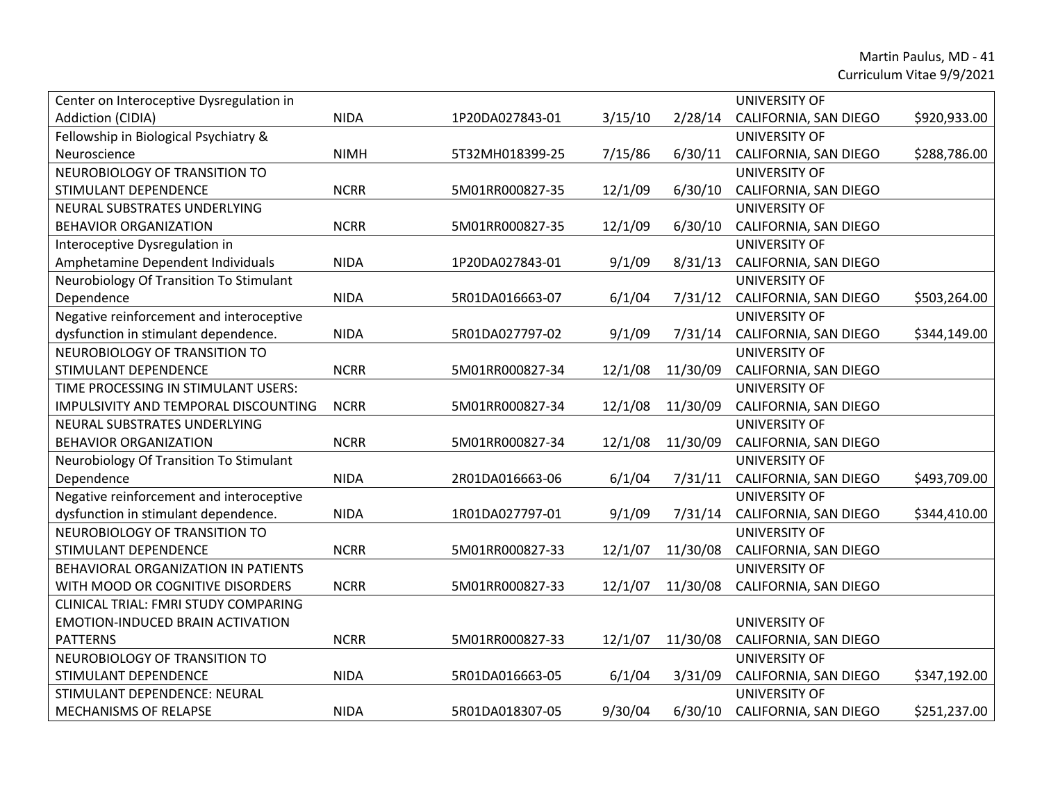| | | | | | | |
|---|---|---|---|---|---|---|
| Center on Interoceptive Dysregulation in Addiction (CIDIA) | NIDA | 1P20DA027843-01 | 3/15/10 | 2/28/14 | UNIVERSITY OF CALIFORNIA, SAN DIEGO | $920,933.00 |
| Fellowship in Biological Psychiatry & Neuroscience | NIMH | 5T32MH018399-25 | 7/15/86 | 6/30/11 | UNIVERSITY OF CALIFORNIA, SAN DIEGO | $288,786.00 |
| NEUROBIOLOGY OF TRANSITION TO STIMULANT DEPENDENCE | NCRR | 5M01RR000827-35 | 12/1/09 | 6/30/10 | UNIVERSITY OF CALIFORNIA, SAN DIEGO | |
| NEURAL SUBSTRATES UNDERLYING BEHAVIOR ORGANIZATION | NCRR | 5M01RR000827-35 | 12/1/09 | 6/30/10 | UNIVERSITY OF CALIFORNIA, SAN DIEGO | |
| Interoceptive Dysregulation in Amphetamine Dependent Individuals | NIDA | 1P20DA027843-01 | 9/1/09 | 8/31/13 | UNIVERSITY OF CALIFORNIA, SAN DIEGO | |
| Neurobiology Of Transition To Stimulant Dependence | NIDA | 5R01DA016663-07 | 6/1/04 | 7/31/12 | UNIVERSITY OF CALIFORNIA, SAN DIEGO | $503,264.00 |
| Negative reinforcement and interoceptive dysfunction in stimulant dependence. | NIDA | 5R01DA027797-02 | 9/1/09 | 7/31/14 | UNIVERSITY OF CALIFORNIA, SAN DIEGO | $344,149.00 |
| NEUROBIOLOGY OF TRANSITION TO STIMULANT DEPENDENCE | NCRR | 5M01RR000827-34 | 12/1/08 | 11/30/09 | UNIVERSITY OF CALIFORNIA, SAN DIEGO | |
| TIME PROCESSING IN STIMULANT USERS: IMPULSIVITY AND TEMPORAL DISCOUNTING | NCRR | 5M01RR000827-34 | 12/1/08 | 11/30/09 | UNIVERSITY OF CALIFORNIA, SAN DIEGO | |
| NEURAL SUBSTRATES UNDERLYING BEHAVIOR ORGANIZATION | NCRR | 5M01RR000827-34 | 12/1/08 | 11/30/09 | UNIVERSITY OF CALIFORNIA, SAN DIEGO | |
| Neurobiology Of Transition To Stimulant Dependence | NIDA | 2R01DA016663-06 | 6/1/04 | 7/31/11 | UNIVERSITY OF CALIFORNIA, SAN DIEGO | $493,709.00 |
| Negative reinforcement and interoceptive dysfunction in stimulant dependence. | NIDA | 1R01DA027797-01 | 9/1/09 | 7/31/14 | UNIVERSITY OF CALIFORNIA, SAN DIEGO | $344,410.00 |
| NEUROBIOLOGY OF TRANSITION TO STIMULANT DEPENDENCE | NCRR | 5M01RR000827-33 | 12/1/07 | 11/30/08 | UNIVERSITY OF CALIFORNIA, SAN DIEGO | |
| BEHAVIORAL ORGANIZATION IN PATIENTS WITH MOOD OR COGNITIVE DISORDERS | NCRR | 5M01RR000827-33 | 12/1/07 | 11/30/08 | UNIVERSITY OF CALIFORNIA, SAN DIEGO | |
| CLINICAL TRIAL: FMRI STUDY COMPARING EMOTION-INDUCED BRAIN ACTIVATION PATTERNS | NCRR | 5M01RR000827-33 | 12/1/07 | 11/30/08 | UNIVERSITY OF CALIFORNIA, SAN DIEGO | |
| NEUROBIOLOGY OF TRANSITION TO STIMULANT DEPENDENCE | NIDA | 5R01DA016663-05 | 6/1/04 | 3/31/09 | UNIVERSITY OF CALIFORNIA, SAN DIEGO | $347,192.00 |
| STIMULANT DEPENDENCE: NEURAL MECHANISMS OF RELAPSE | NIDA | 5R01DA018307-05 | 9/30/04 | 6/30/10 | UNIVERSITY OF CALIFORNIA, SAN DIEGO | $251,237.00 |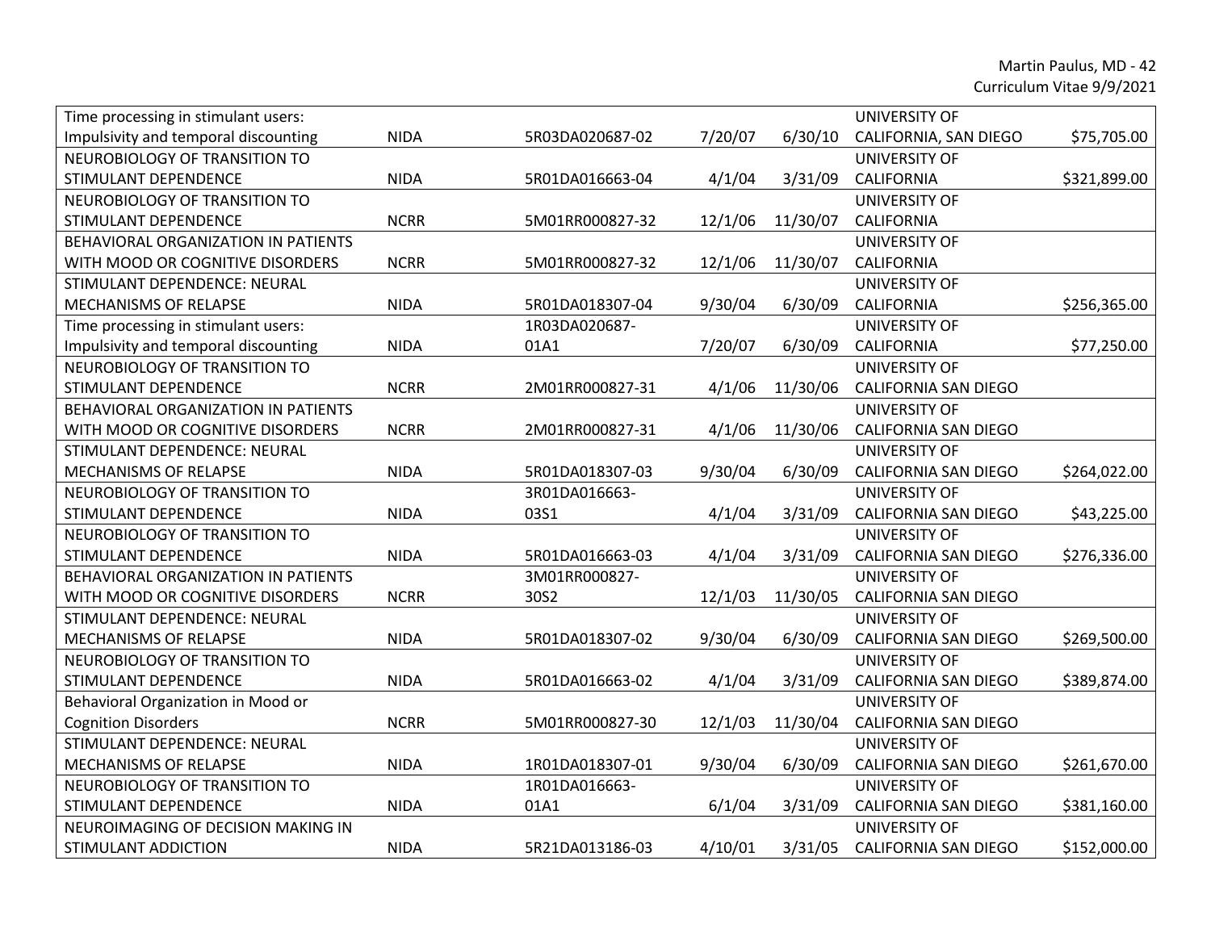| | | | | | | |
|---|---|---|---|---|---|---|
| Time processing in stimulant users: Impulsivity and temporal discounting | NIDA | 5R03DA020687-02 | 7/20/07 | 6/30/10 | UNIVERSITY OF CALIFORNIA, SAN DIEGO | $75,705.00 |
| NEUROBIOLOGY OF TRANSITION TO STIMULANT DEPENDENCE | NIDA | 5R01DA016663-04 | 4/1/04 | 3/31/09 | UNIVERSITY OF CALIFORNIA | $321,899.00 |
| NEUROBIOLOGY OF TRANSITION TO STIMULANT DEPENDENCE | NCRR | 5M01RR000827-32 | 12/1/06 | 11/30/07 | UNIVERSITY OF CALIFORNIA | |
| BEHAVIORAL ORGANIZATION IN PATIENTS WITH MOOD OR COGNITIVE DISORDERS | NCRR | 5M01RR000827-32 | 12/1/06 | 11/30/07 | UNIVERSITY OF CALIFORNIA | |
| STIMULANT DEPENDENCE: NEURAL MECHANISMS OF RELAPSE | NIDA | 5R01DA018307-04 | 9/30/04 | 6/30/09 | UNIVERSITY OF CALIFORNIA | $256,365.00 |
| Time processing in stimulant users: Impulsivity and temporal discounting | NIDA | 1R03DA020687-01A1 | 7/20/07 | 6/30/09 | UNIVERSITY OF CALIFORNIA | $77,250.00 |
| NEUROBIOLOGY OF TRANSITION TO STIMULANT DEPENDENCE | NCRR | 2M01RR000827-31 | 4/1/06 | 11/30/06 | UNIVERSITY OF CALIFORNIA SAN DIEGO | |
| BEHAVIORAL ORGANIZATION IN PATIENTS WITH MOOD OR COGNITIVE DISORDERS | NCRR | 2M01RR000827-31 | 4/1/06 | 11/30/06 | UNIVERSITY OF CALIFORNIA SAN DIEGO | |
| STIMULANT DEPENDENCE: NEURAL MECHANISMS OF RELAPSE | NIDA | 5R01DA018307-03 | 9/30/04 | 6/30/09 | UNIVERSITY OF CALIFORNIA SAN DIEGO | $264,022.00 |
| NEUROBIOLOGY OF TRANSITION TO STIMULANT DEPENDENCE | NIDA | 3R01DA016663-03S1 | 4/1/04 | 3/31/09 | UNIVERSITY OF CALIFORNIA SAN DIEGO | $43,225.00 |
| NEUROBIOLOGY OF TRANSITION TO STIMULANT DEPENDENCE | NIDA | 5R01DA016663-03 | 4/1/04 | 3/31/09 | UNIVERSITY OF CALIFORNIA SAN DIEGO | $276,336.00 |
| BEHAVIORAL ORGANIZATION IN PATIENTS WITH MOOD OR COGNITIVE DISORDERS | NCRR | 3M01RR000827-30S2 | 12/1/03 | 11/30/05 | UNIVERSITY OF CALIFORNIA SAN DIEGO | |
| STIMULANT DEPENDENCE: NEURAL MECHANISMS OF RELAPSE | NIDA | 5R01DA018307-02 | 9/30/04 | 6/30/09 | UNIVERSITY OF CALIFORNIA SAN DIEGO | $269,500.00 |
| NEUROBIOLOGY OF TRANSITION TO STIMULANT DEPENDENCE | NIDA | 5R01DA016663-02 | 4/1/04 | 3/31/09 | UNIVERSITY OF CALIFORNIA SAN DIEGO | $389,874.00 |
| Behavioral Organization in Mood or Cognition Disorders | NCRR | 5M01RR000827-30 | 12/1/03 | 11/30/04 | UNIVERSITY OF CALIFORNIA SAN DIEGO | |
| STIMULANT DEPENDENCE: NEURAL MECHANISMS OF RELAPSE | NIDA | 1R01DA018307-01 | 9/30/04 | 6/30/09 | UNIVERSITY OF CALIFORNIA SAN DIEGO | $261,670.00 |
| NEUROBIOLOGY OF TRANSITION TO STIMULANT DEPENDENCE | NIDA | 1R01DA016663-01A1 | 6/1/04 | 3/31/09 | UNIVERSITY OF CALIFORNIA SAN DIEGO | $381,160.00 |
| NEUROIMAGING OF DECISION MAKING IN STIMULANT ADDICTION | NIDA | 5R21DA013186-03 | 4/10/01 | 3/31/05 | UNIVERSITY OF CALIFORNIA SAN DIEGO | $152,000.00 |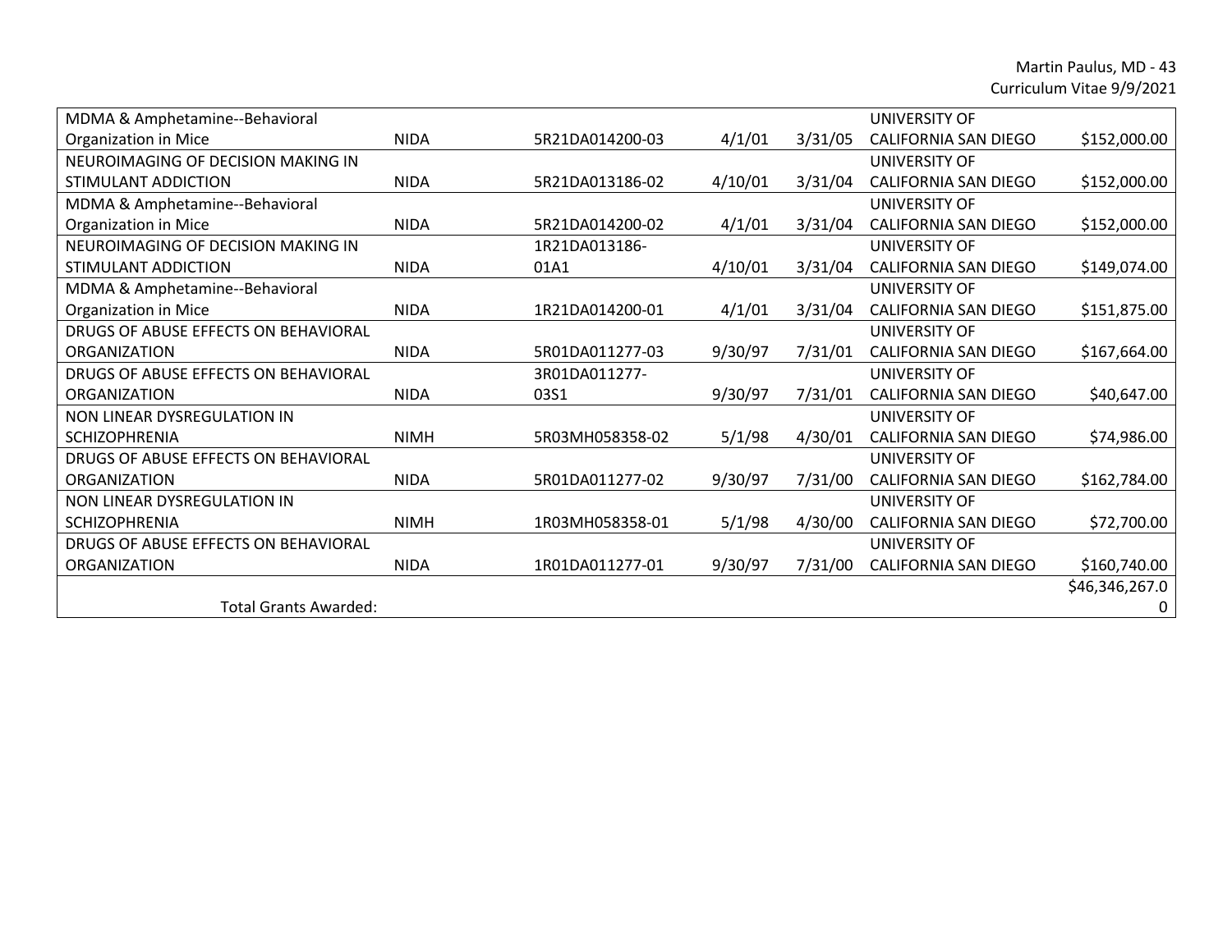| | | | | | | |
|---|---|---|---|---|---|---|
| MDMA & Amphetamine--Behavioral Organization in Mice | NIDA | 5R21DA014200-03 | 4/1/01 | 3/31/05 | UNIVERSITY OF CALIFORNIA SAN DIEGO | $152,000.00 |
| NEUROIMAGING OF DECISION MAKING IN STIMULANT ADDICTION | NIDA | 5R21DA013186-02 | 4/10/01 | 3/31/04 | UNIVERSITY OF CALIFORNIA SAN DIEGO | $152,000.00 |
| MDMA & Amphetamine--Behavioral Organization in Mice | NIDA | 5R21DA014200-02 | 4/1/01 | 3/31/04 | UNIVERSITY OF CALIFORNIA SAN DIEGO | $152,000.00 |
| NEUROIMAGING OF DECISION MAKING IN STIMULANT ADDICTION | NIDA | 1R21DA013186-01A1 | 4/10/01 | 3/31/04 | UNIVERSITY OF CALIFORNIA SAN DIEGO | $149,074.00 |
| MDMA & Amphetamine--Behavioral Organization in Mice | NIDA | 1R21DA014200-01 | 4/1/01 | 3/31/04 | UNIVERSITY OF CALIFORNIA SAN DIEGO | $151,875.00 |
| DRUGS OF ABUSE EFFECTS ON BEHAVIORAL ORGANIZATION | NIDA | 5R01DA011277-03 | 9/30/97 | 7/31/01 | UNIVERSITY OF CALIFORNIA SAN DIEGO | $167,664.00 |
| DRUGS OF ABUSE EFFECTS ON BEHAVIORAL ORGANIZATION | NIDA | 3R01DA011277-03S1 | 9/30/97 | 7/31/01 | UNIVERSITY OF CALIFORNIA SAN DIEGO | $40,647.00 |
| NON LINEAR DYSREGULATION IN SCHIZOPHRENIA | NIMH | 5R03MH058358-02 | 5/1/98 | 4/30/01 | UNIVERSITY OF CALIFORNIA SAN DIEGO | $74,986.00 |
| DRUGS OF ABUSE EFFECTS ON BEHAVIORAL ORGANIZATION | NIDA | 5R01DA011277-02 | 9/30/97 | 7/31/00 | UNIVERSITY OF CALIFORNIA SAN DIEGO | $162,784.00 |
| NON LINEAR DYSREGULATION IN SCHIZOPHRENIA | NIMH | 1R03MH058358-01 | 5/1/98 | 4/30/00 | UNIVERSITY OF CALIFORNIA SAN DIEGO | $72,700.00 |
| DRUGS OF ABUSE EFFECTS ON BEHAVIORAL ORGANIZATION | NIDA | 1R01DA011277-01 | 9/30/97 | 7/31/00 | UNIVERSITY OF CALIFORNIA SAN DIEGO | $160,740.00 |
| Total Grants Awarded: | | | | | | $46,346,267.00 |